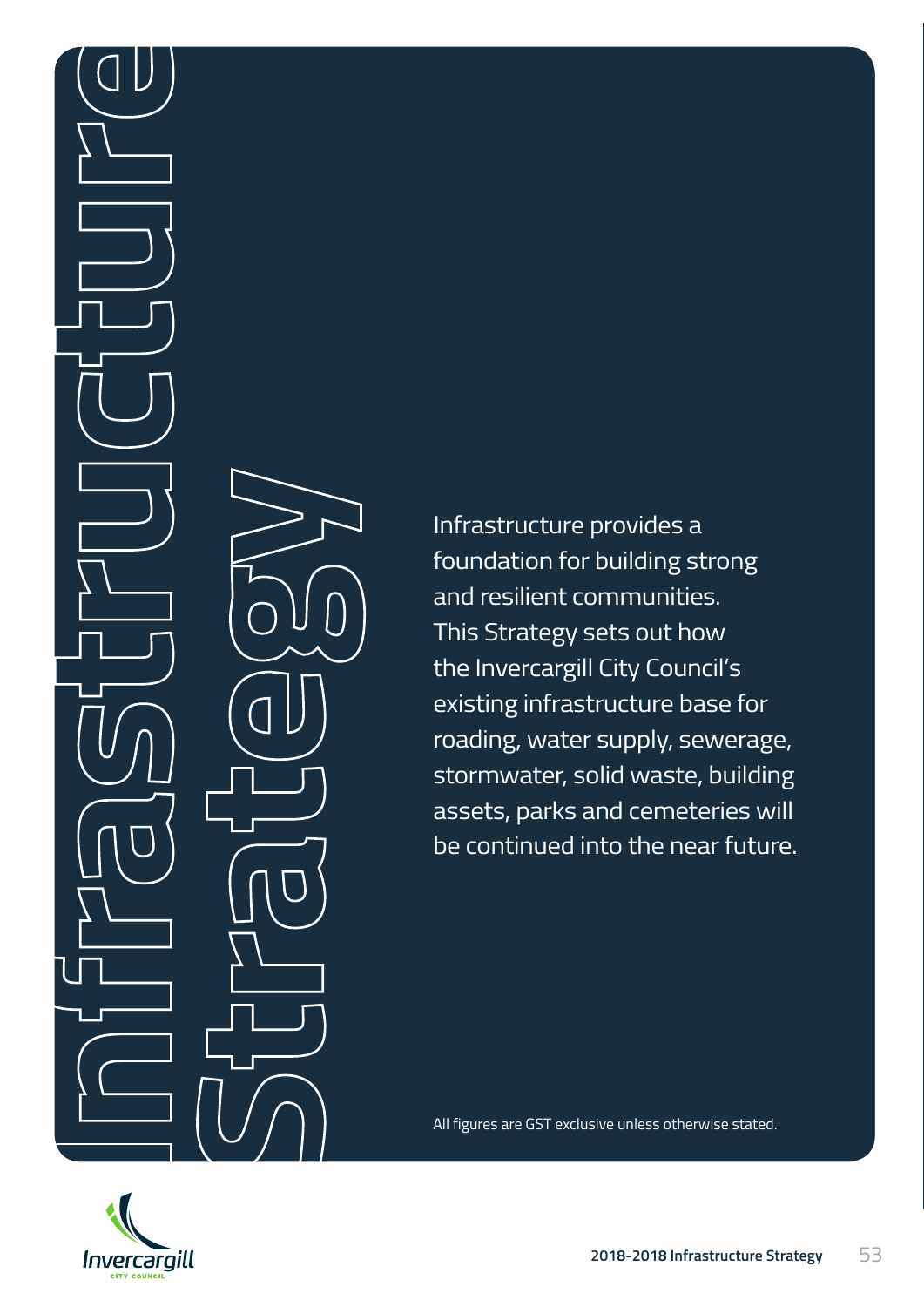# Infrastructure Strategy

Infrastructure provides a foundation for building strong and resilient communities. This Strategy sets out how the Invercargill City Council's existing infrastructure base for roading, water supply, sewerage, stormwater, solid waste, building assets, parks and cemeteries will be continued into the near future.

All figures are GST exclusive unless otherwise stated.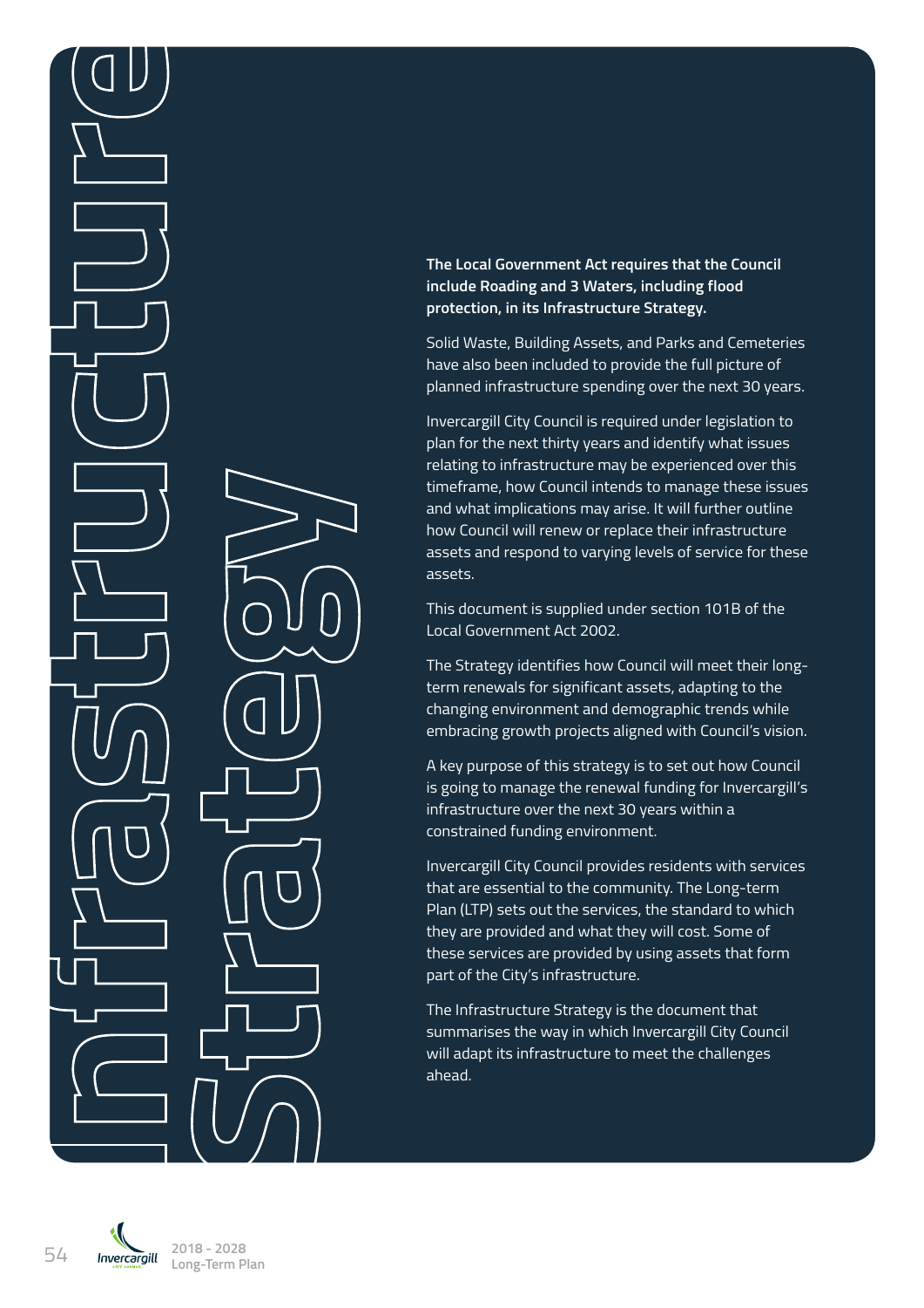# Infrastructure Strategy

**The Local Government Act requires that the Council include Roading and 3 Waters, including flood protection, in its Infrastructure Strategy.**

Solid Waste, Building Assets, and Parks and Cemeteries have also been included to provide the full picture of planned infrastructure spending over the next 30 years.

Invercargill City Council is required under legislation to plan for the next thirty years and identify what issues relating to infrastructure may be experienced over this timeframe, how Council intends to manage these issues and what implications may arise. It will further outline how Council will renew or replace their infrastructure assets and respond to varying levels of service for these assets.

This document is supplied under section 101B of the Local Government Act 2002.

The Strategy identifies how Council will meet their long-term renewals for significant assets, adapting to the changing environment and demographic trends while embracing growth projects aligned with Council's vision.

A key purpose of this strategy is to set out how Council is going to manage the renewal funding for Invercargill's infrastructure over the next 30 years within a constrained funding environment.

Invercargill City Council provides residents with services that are essential to the community. The Long-term Plan (LTP) sets out the services, the standard to which they are provided and what they will cost. Some of these services are provided by using assets that form part of the City's infrastructure.

The Infrastructure Strategy is the document that summarises the way in which Invercargill City Council will adapt its infrastructure to meet the challenges ahead.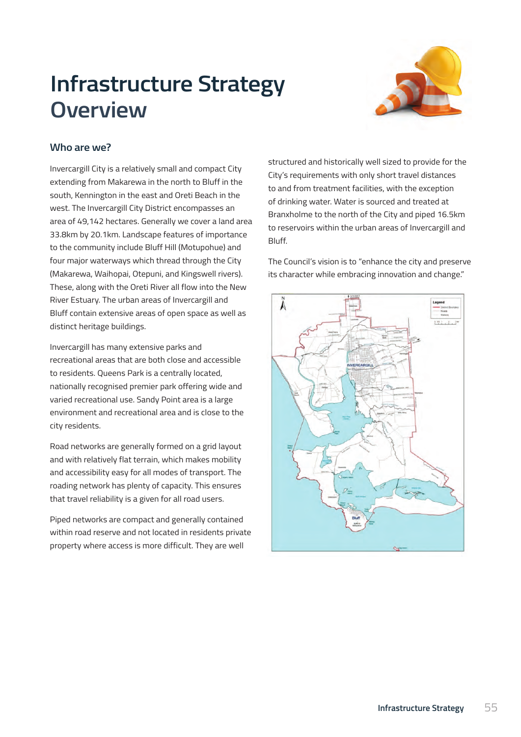# Infrastructure Strategy Overview

## Who are we?

Invercargill City is a relatively small and compact City extending from Makarewa in the north to Bluff in the south, Kennington in the east and Oreti Beach in the west. The Invercargill City District encompasses an area of 49,142 hectares. Generally we cover a land area 33.8km by 20.1km. Landscape features of importance to the community include Bluff Hill (Motupohue) and four major waterways which thread through the City (Makarewa, Waihopai, Otepuni, and Kingswell rivers). These, along with the Oreti River all flow into the New River Estuary. The urban areas of Invercargill and Bluff contain extensive areas of open space as well as distinct heritage buildings.

Invercargill has many extensive parks and recreational areas that are both close and accessible to residents. Queens Park is a centrally located, nationally recognised premier park offering wide and varied recreational use. Sandy Point area is a large environment and recreational area and is close to the city residents.

Road networks are generally formed on a grid layout and with relatively flat terrain, which makes mobility and accessibility easy for all modes of transport. The roading network has plenty of capacity. This ensures that travel reliability is a given for all road users.

Piped networks are compact and generally contained within road reserve and not located in residents private property where access is more difficult. They are well structured and historically well sized to provide for the City's requirements with only short travel distances to and from treatment facilities, with the exception of drinking water. Water is sourced and treated at Branxholme to the north of the City and piped 16.5km to reservoirs within the urban areas of Invercargill and Bluff.

The Council's vision is to "enhance the city and preserve its character while embracing innovation and change."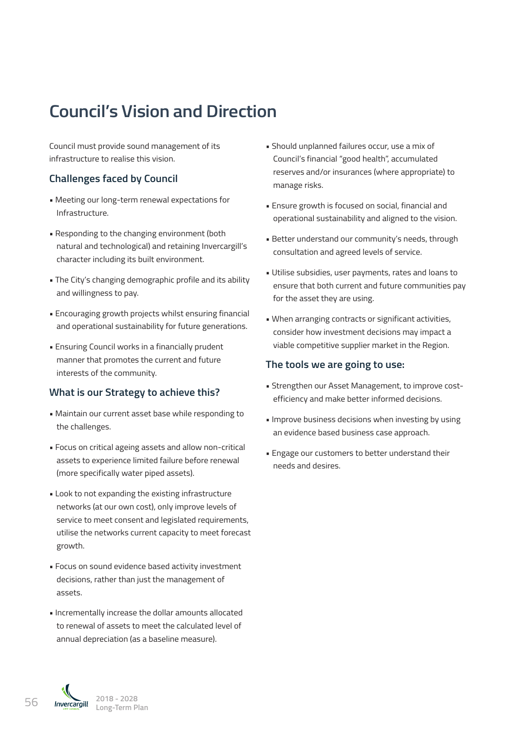# Council's Vision and Direction

Council must provide sound management of its infrastructure to realise this vision.

## Challenges faced by Council

- Meeting our long-term renewal expectations for Infrastructure.
- Responding to the changing environment (both natural and technological) and retaining Invercargill's character including its built environment.
- The City's changing demographic profile and its ability and willingness to pay.
- Encouraging growth projects whilst ensuring financial and operational sustainability for future generations.
- Ensuring Council works in a financially prudent manner that promotes the current and future interests of the community.

## What is our Strategy to achieve this?

- Maintain our current asset base while responding to the challenges.
- Focus on critical ageing assets and allow non-critical assets to experience limited failure before renewal (more specifically water piped assets).
- Look to not expanding the existing infrastructure networks (at our own cost), only improve levels of service to meet consent and legislated requirements, utilise the networks current capacity to meet forecast growth.
- Focus on sound evidence based activity investment decisions, rather than just the management of assets.
- Incrementally increase the dollar amounts allocated to renewal of assets to meet the calculated level of annual depreciation (as a baseline measure).
- Should unplanned failures occur, use a mix of Council's financial "good health", accumulated reserves and/or insurances (where appropriate) to manage risks.
- Ensure growth is focused on social, financial and operational sustainability and aligned to the vision.
- Better understand our community's needs, through consultation and agreed levels of service.
- Utilise subsidies, user payments, rates and loans to ensure that both current and future communities pay for the asset they are using.
- When arranging contracts or significant activities, consider how investment decisions may impact a viable competitive supplier market in the Region.

## The tools we are going to use:

- Strengthen our Asset Management, to improve cost-efficiency and make better informed decisions.
- Improve business decisions when investing by using an evidence based business case approach.
- Engage our customers to better understand their needs and desires.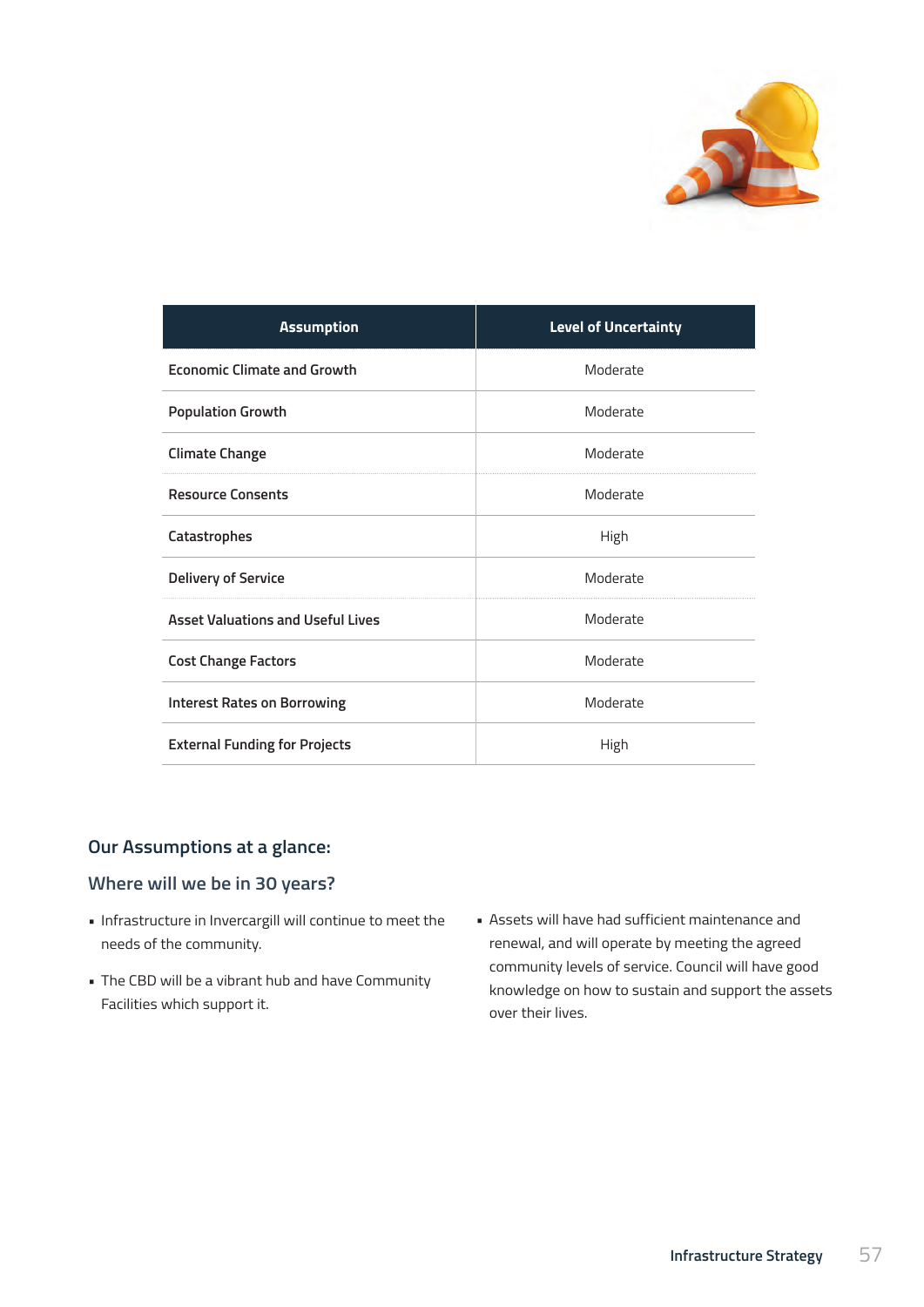| Assumption | Level of Uncertainty |
| --- | --- |
| Economic Climate and Growth | Moderate |
| Population Growth | Moderate |
| Climate Change | Moderate |
| Resource Consents | Moderate |
| Catastrophes | High |
| Delivery of Service | Moderate |
| Asset Valuations and Useful Lives | Moderate |
| Cost Change Factors | Moderate |
| Interest Rates on Borrowing | Moderate |
| External Funding for Projects | High |

## Our Assumptions at a glance:

### Where will we be in 30 years?

- Infrastructure in Invercargill will continue to meet the needs of the community.
- The CBD will be a vibrant hub and have Community Facilities which support it.
- Assets will have had sufficient maintenance and renewal, and will operate by meeting the agreed community levels of service. Council will have good knowledge on how to sustain and support the assets over their lives.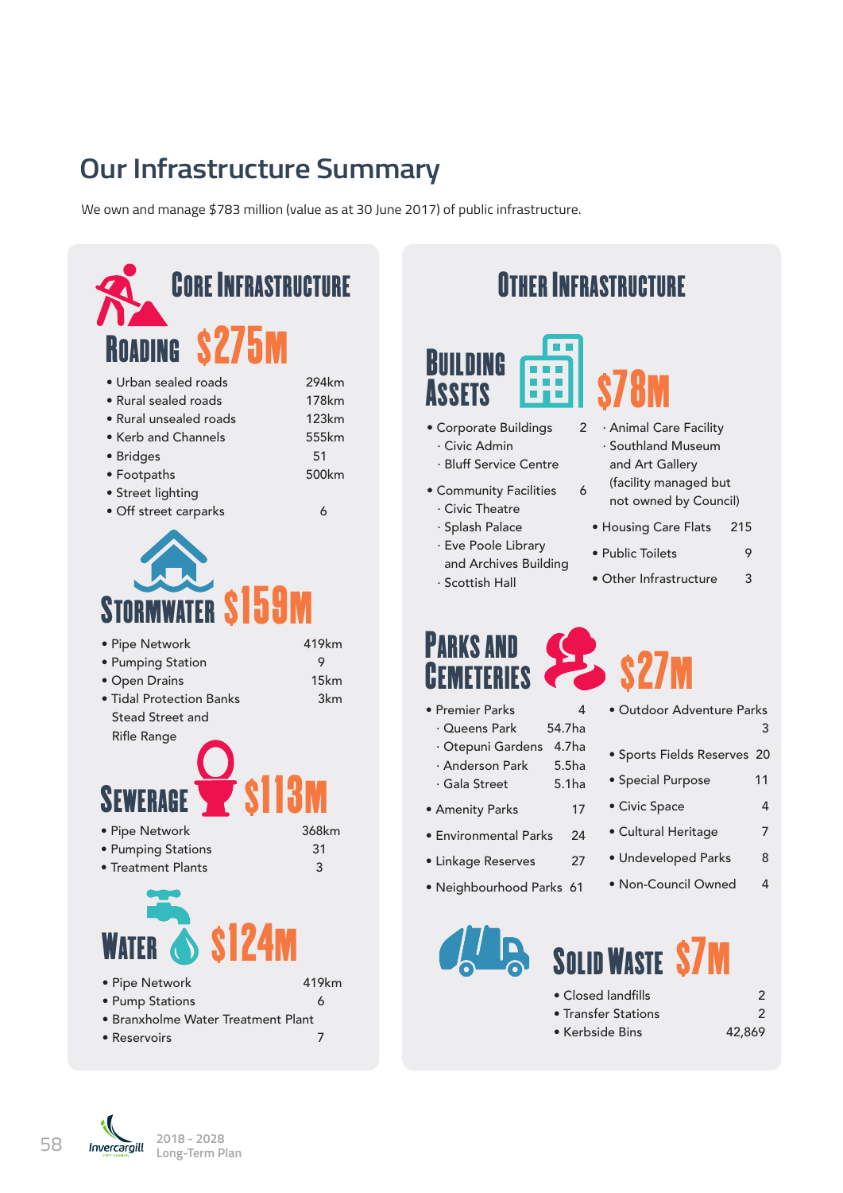# Our Infrastructure Summary

We own and manage $783 million (value as at 30 June 2017) of public infrastructure.

## Core Infrastructure

### Roading $275M

| Item | Quantity |
|---|---|
| Urban sealed roads | 294km |
| Rural sealed roads | 178km |
| Rural unsealed roads | 123km |
| Kerb and Channels | 555km |
| Bridges | 51 |
| Footpaths | 500km |
| Street lighting | |
| Off street carparks | 6 |

### Stormwater $159M

| Item | Quantity |
|---|---|
| Pipe Network | 419km |
| Pumping Station | 9 |
| Open Drains | 15km |
| Tidal Protection Banks Stead Street and Rifle Range | 3km |

### Sewerage $113M

| Item | Quantity |
|---|---|
| Pipe Network | 368km |
| Pumping Stations | 31 |
| Treatment Plants | 3 |

### Water $124M

| Item | Quantity |
|---|---|
| Pipe Network | 419km |
| Pump Stations | 6 |
| Branxholme Water Treatment Plant | |
| Reservoirs | 7 |

## Other Infrastructure

### Building Assets $78M

- Corporate Buildings 2
  - · Civic Admin
  - · Bluff Service Centre
- Community Facilities 6
  - · Civic Theatre
  - · Splash Palace
  - · Eve Poole Library and Archives Building
  - · Scottish Hall
  - · Animal Care Facility
  - · Southland Museum and Art Gallery (facility managed but not owned by Council)
- Housing Care Flats 215
- Public Toilets 9
- Other Infrastructure 3

### Parks and Cemeteries $27M

- Premier Parks 4
  - · Queens Park 54.7ha
  - · Otepuni Gardens 4.7ha
  - · Anderson Park 5.5ha
  - · Gala Street 5.1ha
- Amenity Parks 17
- Environmental Parks 24
- Linkage Reserves 27
- Neighbourhood Parks 61
- Outdoor Adventure Parks 3
- Sports Fields Reserves 20
- Special Purpose 11
- Civic Space 4
- Cultural Heritage 7
- Undeveloped Parks 8
- Non-Council Owned 4

### Solid Waste $7M

| Item | Quantity |
|---|---|
| Closed landfills | 2 |
| Transfer Stations | 2 |
| Kerbside Bins | 42,869 |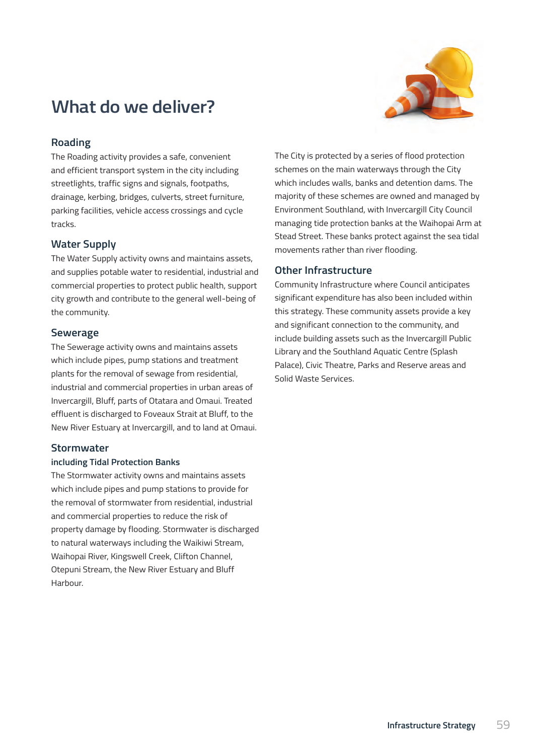# What do we deliver?

## Roading

The Roading activity provides a safe, convenient and efficient transport system in the city including streetlights, traffic signs and signals, footpaths, drainage, kerbing, bridges, culverts, street furniture, parking facilities, vehicle access crossings and cycle tracks.

## Water Supply

The Water Supply activity owns and maintains assets, and supplies potable water to residential, industrial and commercial properties to protect public health, support city growth and contribute to the general well-being of the community.

## Sewerage

The Sewerage activity owns and maintains assets which include pipes, pump stations and treatment plants for the removal of sewage from residential, industrial and commercial properties in urban areas of Invercargill, Bluff, parts of Otatara and Omaui. Treated effluent is discharged to Foveaux Strait at Bluff, to the New River Estuary at Invercargill, and to land at Omaui.

## Stormwater

### including Tidal Protection Banks

The Stormwater activity owns and maintains assets which include pipes and pump stations to provide for the removal of stormwater from residential, industrial and commercial properties to reduce the risk of property damage by flooding. Stormwater is discharged to natural waterways including the Waikiwi Stream, Waihopai River, Kingswell Creek, Clifton Channel, Otepuni Stream, the New River Estuary and Bluff Harbour.

The City is protected by a series of flood protection schemes on the main waterways through the City which includes walls, banks and detention dams. The majority of these schemes are owned and managed by Environment Southland, with Invercargill City Council managing tide protection banks at the Waihopai Arm at Stead Street. These banks protect against the sea tidal movements rather than river flooding.

## Other Infrastructure

Community Infrastructure where Council anticipates significant expenditure has also been included within this strategy. These community assets provide a key and significant connection to the community, and include building assets such as the Invercargill Public Library and the Southland Aquatic Centre (Splash Palace), Civic Theatre, Parks and Reserve areas and Solid Waste Services.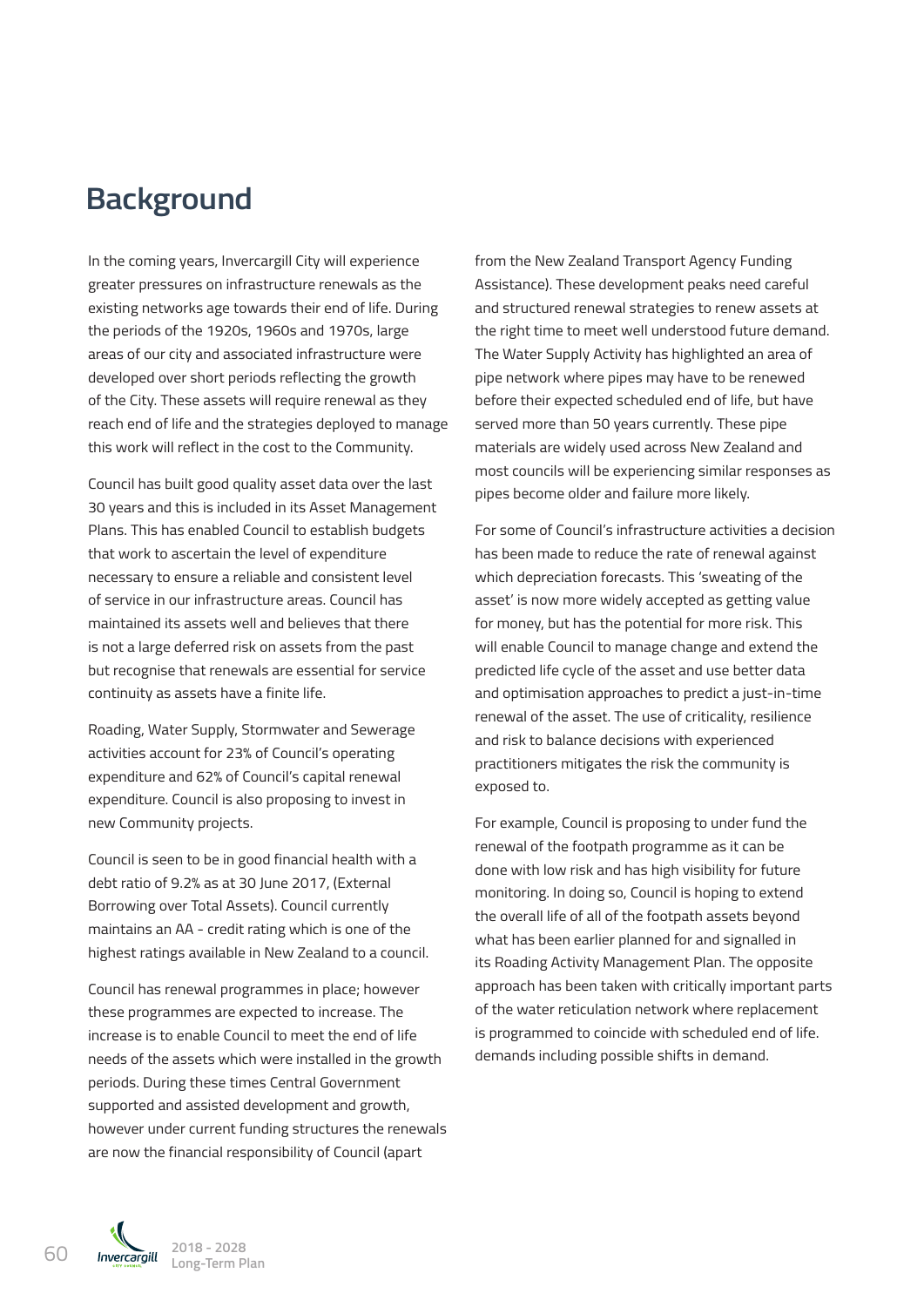## Background

In the coming years, Invercargill City will experience greater pressures on infrastructure renewals as the existing networks age towards their end of life. During the periods of the 1920s, 1960s and 1970s, large areas of our city and associated infrastructure were developed over short periods reflecting the growth of the City. These assets will require renewal as they reach end of life and the strategies deployed to manage this work will reflect in the cost to the Community.

Council has built good quality asset data over the last 30 years and this is included in its Asset Management Plans. This has enabled Council to establish budgets that work to ascertain the level of expenditure necessary to ensure a reliable and consistent level of service in our infrastructure areas. Council has maintained its assets well and believes that there is not a large deferred risk on assets from the past but recognise that renewals are essential for service continuity as assets have a finite life.

Roading, Water Supply, Stormwater and Sewerage activities account for 23% of Council's operating expenditure and 62% of Council's capital renewal expenditure. Council is also proposing to invest in new Community projects.

Council is seen to be in good financial health with a debt ratio of 9.2% as at 30 June 2017, (External Borrowing over Total Assets). Council currently maintains an AA - credit rating which is one of the highest ratings available in New Zealand to a council.

Council has renewal programmes in place; however these programmes are expected to increase. The increase is to enable Council to meet the end of life needs of the assets which were installed in the growth periods. During these times Central Government supported and assisted development and growth, however under current funding structures the renewals are now the financial responsibility of Council (apart from the New Zealand Transport Agency Funding Assistance). These development peaks need careful and structured renewal strategies to renew assets at the right time to meet well understood future demand. The Water Supply Activity has highlighted an area of pipe network where pipes may have to be renewed before their expected scheduled end of life, but have served more than 50 years currently. These pipe materials are widely used across New Zealand and most councils will be experiencing similar responses as pipes become older and failure more likely.

For some of Council's infrastructure activities a decision has been made to reduce the rate of renewal against which depreciation forecasts. This 'sweating of the asset' is now more widely accepted as getting value for money, but has the potential for more risk. This will enable Council to manage change and extend the predicted life cycle of the asset and use better data and optimisation approaches to predict a just-in-time renewal of the asset. The use of criticality, resilience and risk to balance decisions with experienced practitioners mitigates the risk the community is exposed to.

For example, Council is proposing to under fund the renewal of the footpath programme as it can be done with low risk and has high visibility for future monitoring. In doing so, Council is hoping to extend the overall life of all of the footpath assets beyond what has been earlier planned for and signalled in its Roading Activity Management Plan. The opposite approach has been taken with critically important parts of the water reticulation network where replacement is programmed to coincide with scheduled end of life. demands including possible shifts in demand.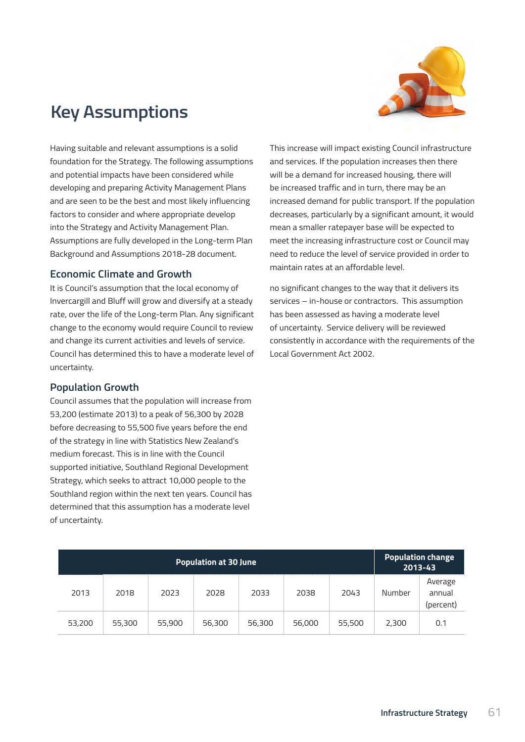# Key Assumptions

Having suitable and relevant assumptions is a solid foundation for the Strategy. The following assumptions and potential impacts have been considered while developing and preparing Activity Management Plans and are seen to be the best and most likely influencing factors to consider and where appropriate develop into the Strategy and Activity Management Plan. Assumptions are fully developed in the Long-term Plan Background and Assumptions 2018-28 document.

## Economic Climate and Growth

It is Council's assumption that the local economy of Invercargill and Bluff will grow and diversify at a steady rate, over the life of the Long-term Plan. Any significant change to the economy would require Council to review and change its current activities and levels of service. Council has determined this to have a moderate level of uncertainty.

## Population Growth

Council assumes that the population will increase from 53,200 (estimate 2013) to a peak of 56,300 by 2028 before decreasing to 55,500 five years before the end of the strategy in line with Statistics New Zealand's medium forecast. This is in line with the Council supported initiative, Southland Regional Development Strategy, which seeks to attract 10,000 people to the Southland region within the next ten years. Council has determined that this assumption has a moderate level of uncertainty.

This increase will impact existing Council infrastructure and services. If the population increases then there will be a demand for increased housing, there will be increased traffic and in turn, there may be an increased demand for public transport. If the population decreases, particularly by a significant amount, it would mean a smaller ratepayer base will be expected to meet the increasing infrastructure cost or Council may need to reduce the level of service provided in order to maintain rates at an affordable level.

no significant changes to the way that it delivers its services – in-house or contractors. This assumption has been assessed as having a moderate level of uncertainty. Service delivery will be reviewed consistently in accordance with the requirements of the Local Government Act 2002.

| Population at 30 June | | | | | | | Population change 2013-43 | |
|---|---|---|---|---|---|---|---|---|
| 2013 | 2018 | 2023 | 2028 | 2033 | 2038 | 2043 | Number | Average annual (percent) |
| 53,200 | 55,300 | 55,900 | 56,300 | 56,300 | 56,000 | 55,500 | 2,300 | 0.1 |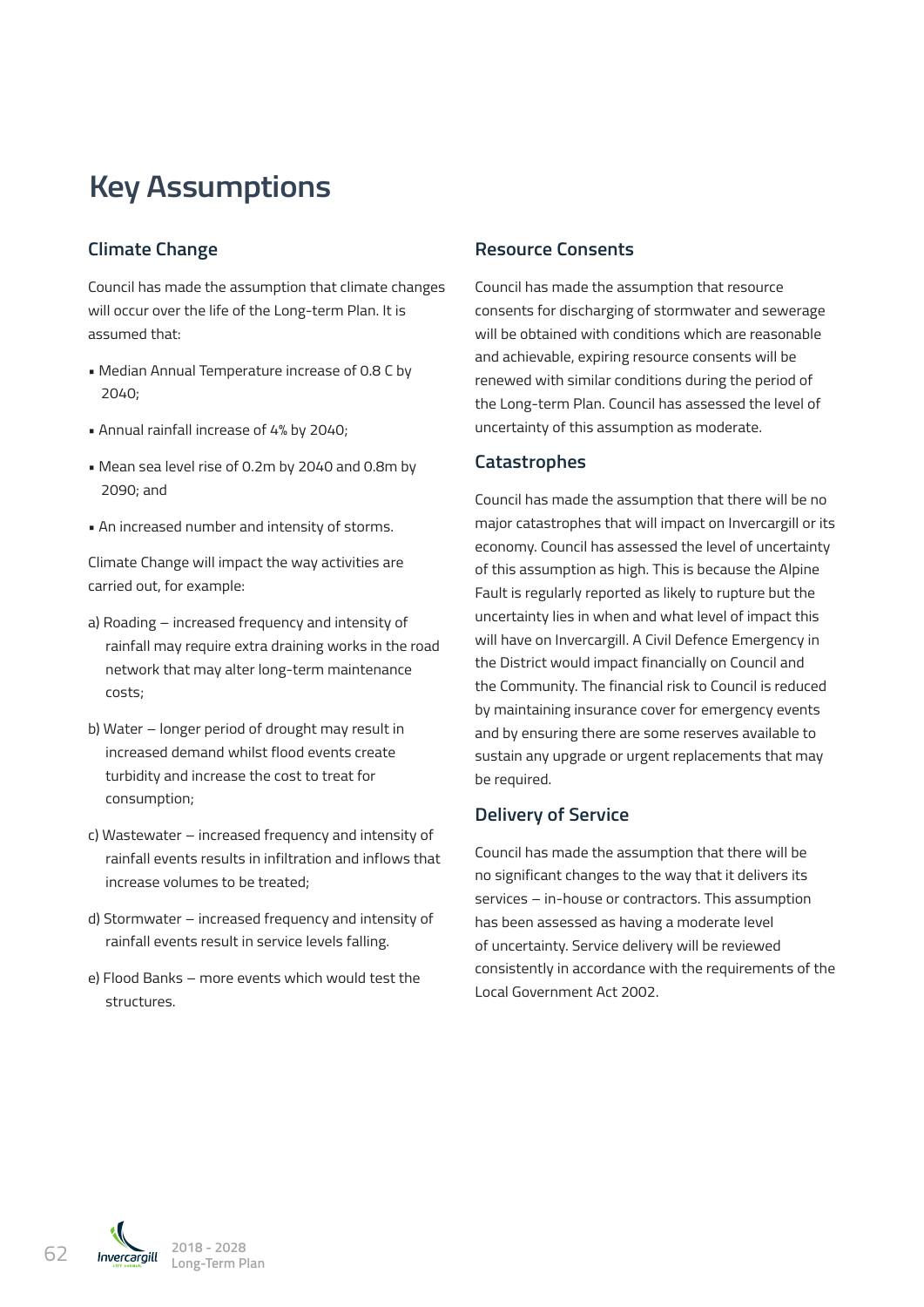# Key Assumptions

## Climate Change

Council has made the assumption that climate changes will occur over the life of the Long-term Plan. It is assumed that:

- Median Annual Temperature increase of 0.8 C by 2040;
- Annual rainfall increase of 4% by 2040;
- Mean sea level rise of 0.2m by 2040 and 0.8m by 2090; and
- An increased number and intensity of storms.

Climate Change will impact the way activities are carried out, for example:

a) Roading – increased frequency and intensity of rainfall may require extra draining works in the road network that may alter long-term maintenance costs;

b) Water – longer period of drought may result in increased demand whilst flood events create turbidity and increase the cost to treat for consumption;

c) Wastewater – increased frequency and intensity of rainfall events results in infiltration and inflows that increase volumes to be treated;

d) Stormwater – increased frequency and intensity of rainfall events result in service levels falling.

e) Flood Banks – more events which would test the structures.

## Resource Consents

Council has made the assumption that resource consents for discharging of stormwater and sewerage will be obtained with conditions which are reasonable and achievable, expiring resource consents will be renewed with similar conditions during the period of the Long-term Plan. Council has assessed the level of uncertainty of this assumption as moderate.

## Catastrophes

Council has made the assumption that there will be no major catastrophes that will impact on Invercargill or its economy. Council has assessed the level of uncertainty of this assumption as high. This is because the Alpine Fault is regularly reported as likely to rupture but the uncertainty lies in when and what level of impact this will have on Invercargill. A Civil Defence Emergency in the District would impact financially on Council and the Community. The financial risk to Council is reduced by maintaining insurance cover for emergency events and by ensuring there are some reserves available to sustain any upgrade or urgent replacements that may be required.

## Delivery of Service

Council has made the assumption that there will be no significant changes to the way that it delivers its services – in-house or contractors. This assumption has been assessed as having a moderate level of uncertainty. Service delivery will be reviewed consistently in accordance with the requirements of the Local Government Act 2002.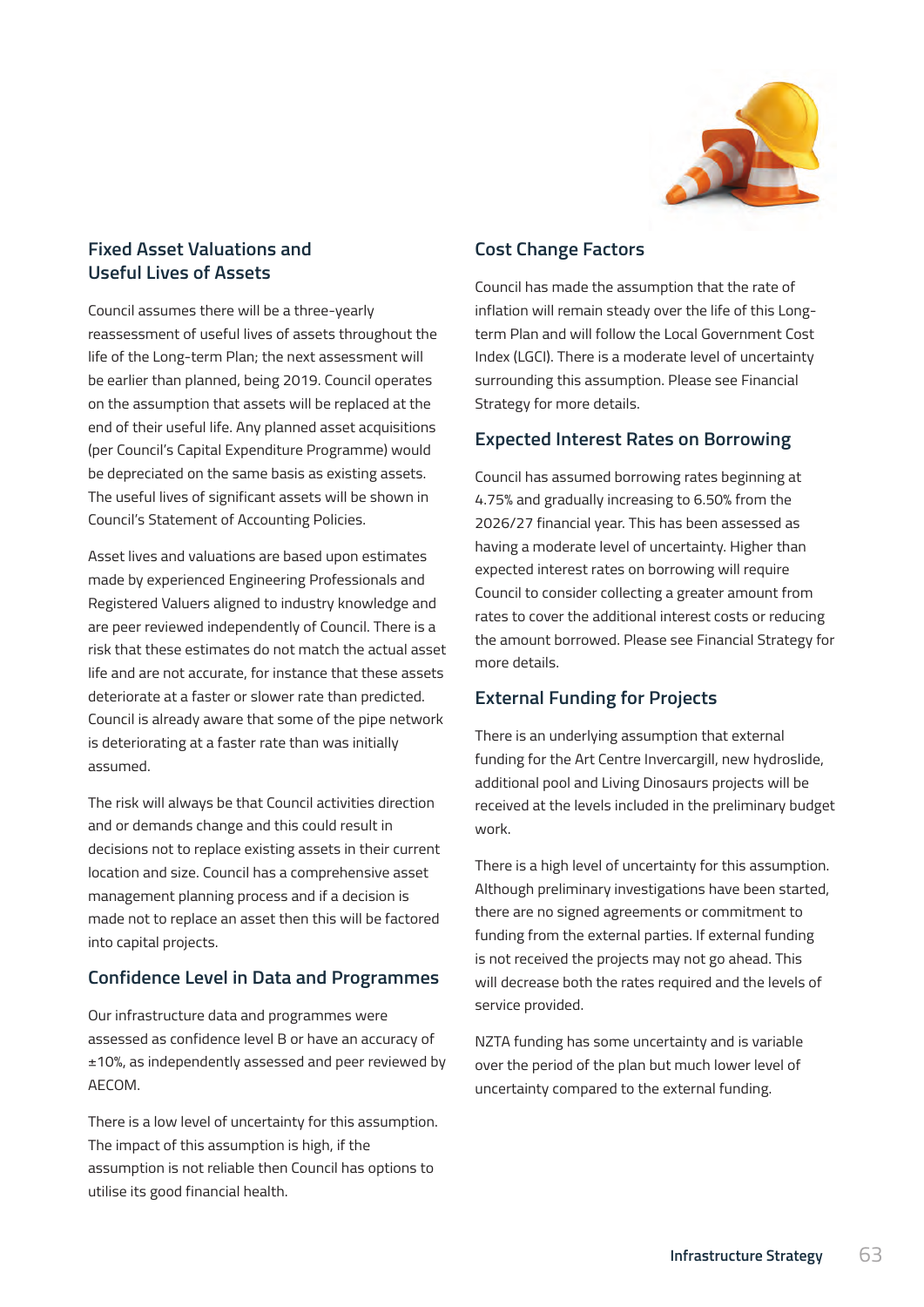## Fixed Asset Valuations and Useful Lives of Assets

Council assumes there will be a three-yearly reassessment of useful lives of assets throughout the life of the Long-term Plan; the next assessment will be earlier than planned, being 2019. Council operates on the assumption that assets will be replaced at the end of their useful life. Any planned asset acquisitions (per Council's Capital Expenditure Programme) would be depreciated on the same basis as existing assets. The useful lives of significant assets will be shown in Council's Statement of Accounting Policies.

Asset lives and valuations are based upon estimates made by experienced Engineering Professionals and Registered Valuers aligned to industry knowledge and are peer reviewed independently of Council. There is a risk that these estimates do not match the actual asset life and are not accurate, for instance that these assets deteriorate at a faster or slower rate than predicted. Council is already aware that some of the pipe network is deteriorating at a faster rate than was initially assumed.

The risk will always be that Council activities direction and or demands change and this could result in decisions not to replace existing assets in their current location and size. Council has a comprehensive asset management planning process and if a decision is made not to replace an asset then this will be factored into capital projects.

## Confidence Level in Data and Programmes

Our infrastructure data and programmes were assessed as confidence level B or have an accuracy of ±10%, as independently assessed and peer reviewed by AECOM.

There is a low level of uncertainty for this assumption. The impact of this assumption is high, if the assumption is not reliable then Council has options to utilise its good financial health.

## Cost Change Factors

Council has made the assumption that the rate of inflation will remain steady over the life of this Long-term Plan and will follow the Local Government Cost Index (LGCI). There is a moderate level of uncertainty surrounding this assumption. Please see Financial Strategy for more details.

## Expected Interest Rates on Borrowing

Council has assumed borrowing rates beginning at 4.75% and gradually increasing to 6.50% from the 2026/27 financial year. This has been assessed as having a moderate level of uncertainty. Higher than expected interest rates on borrowing will require Council to consider collecting a greater amount from rates to cover the additional interest costs or reducing the amount borrowed. Please see Financial Strategy for more details.

## External Funding for Projects

There is an underlying assumption that external funding for the Art Centre Invercargill, new hydroslide, additional pool and Living Dinosaurs projects will be received at the levels included in the preliminary budget work.

There is a high level of uncertainty for this assumption. Although preliminary investigations have been started, there are no signed agreements or commitment to funding from the external parties. If external funding is not received the projects may not go ahead. This will decrease both the rates required and the levels of service provided.

NZTA funding has some uncertainty and is variable over the period of the plan but much lower level of uncertainty compared to the external funding.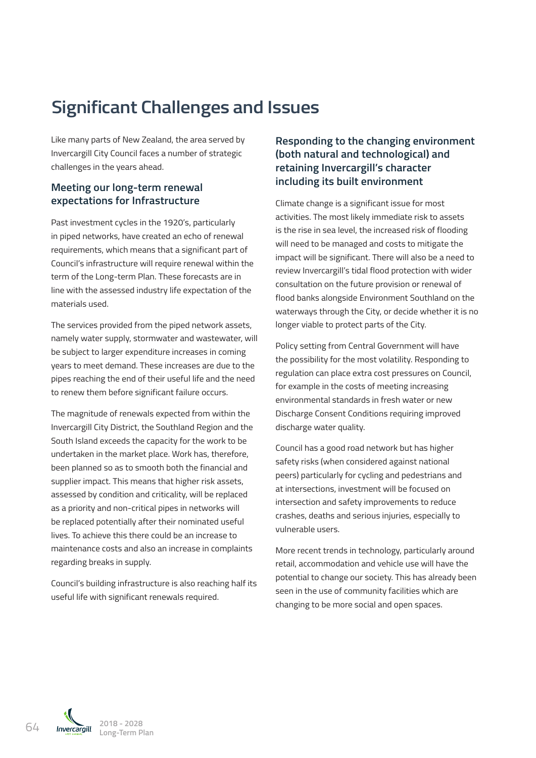# Significant Challenges and Issues

Like many parts of New Zealand, the area served by Invercargill City Council faces a number of strategic challenges in the years ahead.

### Meeting our long-term renewal expectations for Infrastructure

Past investment cycles in the 1920's, particularly in piped networks, have created an echo of renewal requirements, which means that a significant part of Council's infrastructure will require renewal within the term of the Long-term Plan. These forecasts are in line with the assessed industry life expectation of the materials used.

The services provided from the piped network assets, namely water supply, stormwater and wastewater, will be subject to larger expenditure increases in coming years to meet demand. These increases are due to the pipes reaching the end of their useful life and the need to renew them before significant failure occurs.

The magnitude of renewals expected from within the Invercargill City District, the Southland Region and the South Island exceeds the capacity for the work to be undertaken in the market place. Work has, therefore, been planned so as to smooth both the financial and supplier impact. This means that higher risk assets, assessed by condition and criticality, will be replaced as a priority and non-critical pipes in networks will be replaced potentially after their nominated useful lives. To achieve this there could be an increase to maintenance costs and also an increase in complaints regarding breaks in supply.

Council's building infrastructure is also reaching half its useful life with significant renewals required.

### Responding to the changing environment (both natural and technological) and retaining Invercargill's character including its built environment

Climate change is a significant issue for most activities. The most likely immediate risk to assets is the rise in sea level, the increased risk of flooding will need to be managed and costs to mitigate the impact will be significant. There will also be a need to review Invercargill's tidal flood protection with wider consultation on the future provision or renewal of flood banks alongside Environment Southland on the waterways through the City, or decide whether it is no longer viable to protect parts of the City.

Policy setting from Central Government will have the possibility for the most volatility. Responding to regulation can place extra cost pressures on Council, for example in the costs of meeting increasing environmental standards in fresh water or new Discharge Consent Conditions requiring improved discharge water quality.

Council has a good road network but has higher safety risks (when considered against national peers) particularly for cycling and pedestrians and at intersections, investment will be focused on intersection and safety improvements to reduce crashes, deaths and serious injuries, especially to vulnerable users.

More recent trends in technology, particularly around retail, accommodation and vehicle use will have the potential to change our society. This has already been seen in the use of community facilities which are changing to be more social and open spaces.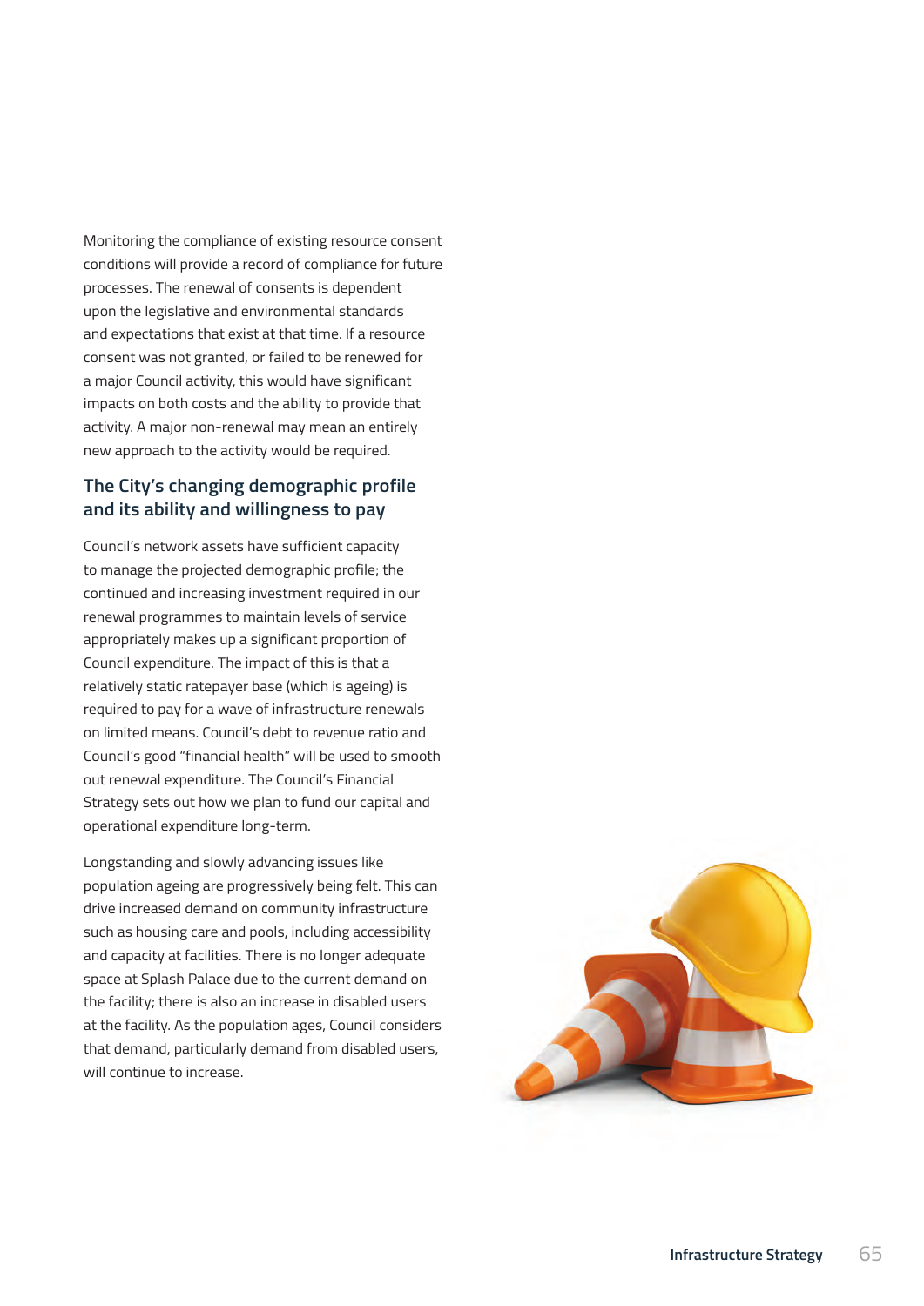Monitoring the compliance of existing resource consent conditions will provide a record of compliance for future processes. The renewal of consents is dependent upon the legislative and environmental standards and expectations that exist at that time. If a resource consent was not granted, or failed to be renewed for a major Council activity, this would have significant impacts on both costs and the ability to provide that activity. A major non-renewal may mean an entirely new approach to the activity would be required.

## The City's changing demographic profile and its ability and willingness to pay

Council's network assets have sufficient capacity to manage the projected demographic profile; the continued and increasing investment required in our renewal programmes to maintain levels of service appropriately makes up a significant proportion of Council expenditure. The impact of this is that a relatively static ratepayer base (which is ageing) is required to pay for a wave of infrastructure renewals on limited means. Council's debt to revenue ratio and Council's good "financial health" will be used to smooth out renewal expenditure. The Council's Financial Strategy sets out how we plan to fund our capital and operational expenditure long-term.

Longstanding and slowly advancing issues like population ageing are progressively being felt. This can drive increased demand on community infrastructure such as housing care and pools, including accessibility and capacity at facilities. There is no longer adequate space at Splash Palace due to the current demand on the facility; there is also an increase in disabled users at the facility. As the population ages, Council considers that demand, particularly demand from disabled users, will continue to increase.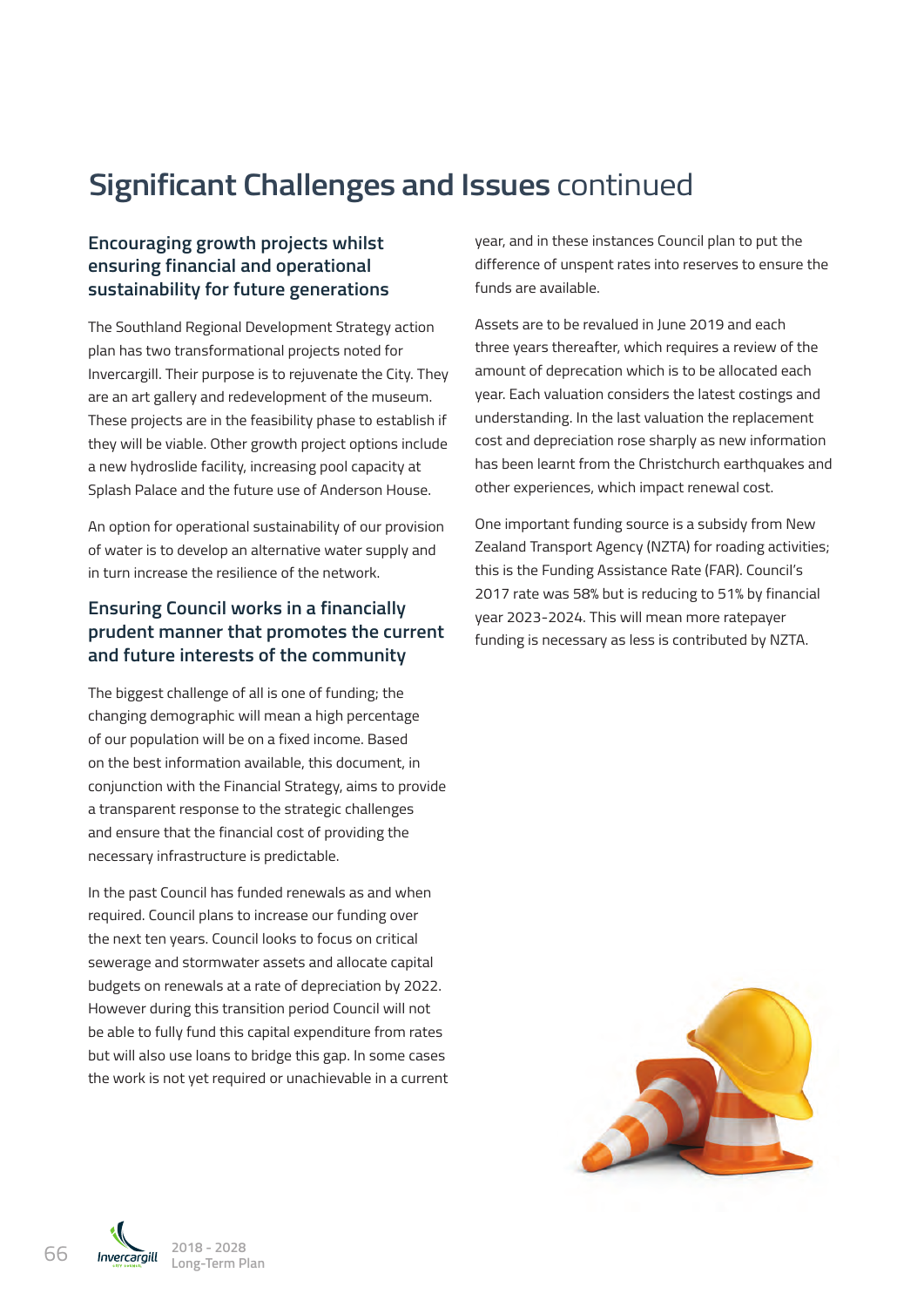# Significant Challenges and Issues continued

## Encouraging growth projects whilst ensuring financial and operational sustainability for future generations

The Southland Regional Development Strategy action plan has two transformational projects noted for Invercargill. Their purpose is to rejuvenate the City. They are an art gallery and redevelopment of the museum. These projects are in the feasibility phase to establish if they will be viable. Other growth project options include a new hydroslide facility, increasing pool capacity at Splash Palace and the future use of Anderson House.

An option for operational sustainability of our provision of water is to develop an alternative water supply and in turn increase the resilience of the network.

## Ensuring Council works in a financially prudent manner that promotes the current and future interests of the community

The biggest challenge of all is one of funding; the changing demographic will mean a high percentage of our population will be on a fixed income. Based on the best information available, this document, in conjunction with the Financial Strategy, aims to provide a transparent response to the strategic challenges and ensure that the financial cost of providing the necessary infrastructure is predictable.

In the past Council has funded renewals as and when required. Council plans to increase our funding over the next ten years. Council looks to focus on critical sewerage and stormwater assets and allocate capital budgets on renewals at a rate of depreciation by 2022. However during this transition period Council will not be able to fully fund this capital expenditure from rates but will also use loans to bridge this gap. In some cases the work is not yet required or unachievable in a current year, and in these instances Council plan to put the difference of unspent rates into reserves to ensure the funds are available.

Assets are to be revalued in June 2019 and each three years thereafter, which requires a review of the amount of deprecation which is to be allocated each year. Each valuation considers the latest costings and understanding. In the last valuation the replacement cost and depreciation rose sharply as new information has been learnt from the Christchurch earthquakes and other experiences, which impact renewal cost.

One important funding source is a subsidy from New Zealand Transport Agency (NZTA) for roading activities; this is the Funding Assistance Rate (FAR). Council's 2017 rate was 58% but is reducing to 51% by financial year 2023-2024. This will mean more ratepayer funding is necessary as less is contributed by NZTA.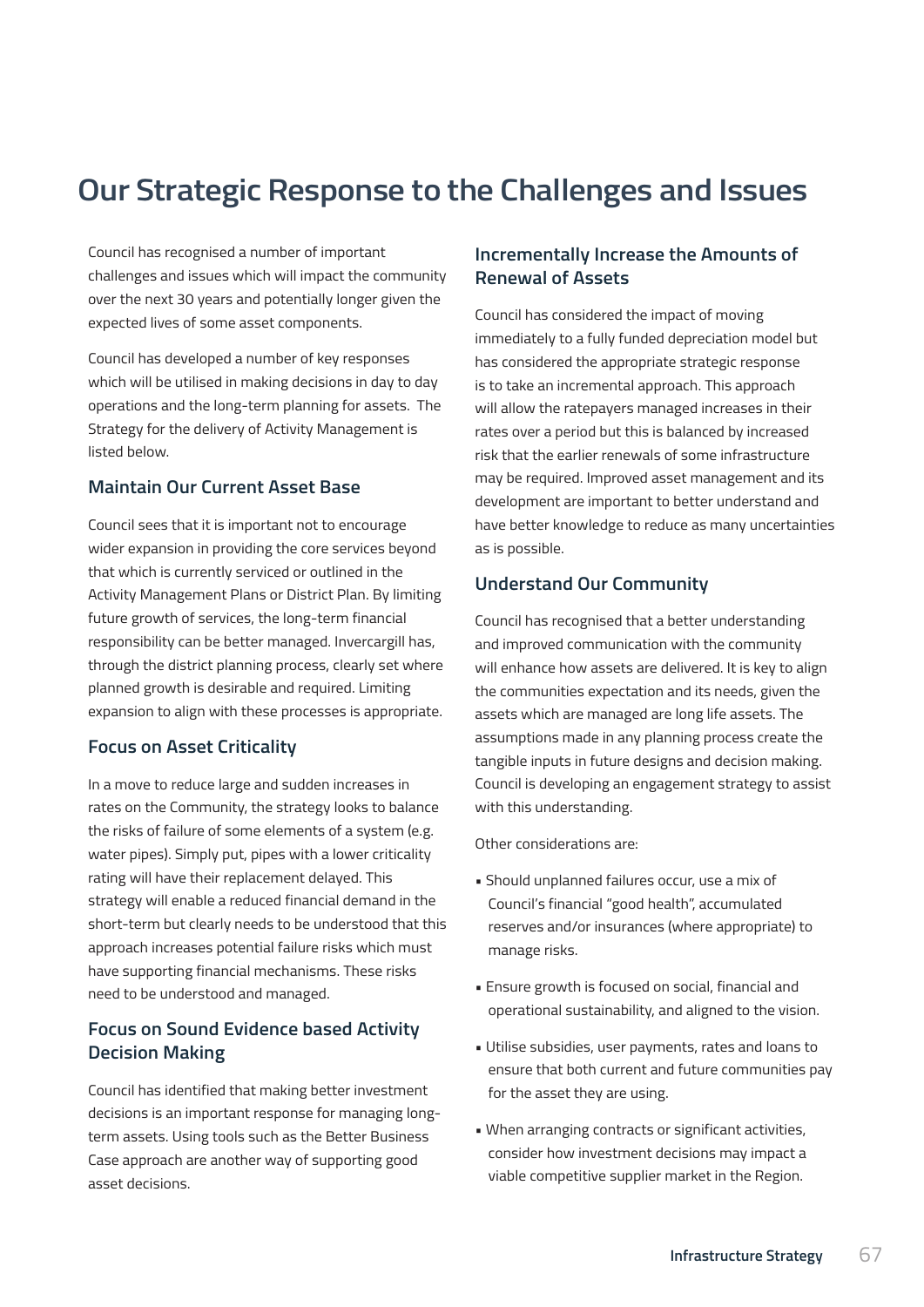# Our Strategic Response to the Challenges and Issues

Council has recognised a number of important challenges and issues which will impact the community over the next 30 years and potentially longer given the expected lives of some asset components.

Council has developed a number of key responses which will be utilised in making decisions in day to day operations and the long-term planning for assets. The Strategy for the delivery of Activity Management is listed below.

### Maintain Our Current Asset Base

Council sees that it is important not to encourage wider expansion in providing the core services beyond that which is currently serviced or outlined in the Activity Management Plans or District Plan. By limiting future growth of services, the long-term financial responsibility can be better managed. Invercargill has, through the district planning process, clearly set where planned growth is desirable and required. Limiting expansion to align with these processes is appropriate.

### Focus on Asset Criticality

In a move to reduce large and sudden increases in rates on the Community, the strategy looks to balance the risks of failure of some elements of a system (e.g. water pipes). Simply put, pipes with a lower criticality rating will have their replacement delayed. This strategy will enable a reduced financial demand in the short-term but clearly needs to be understood that this approach increases potential failure risks which must have supporting financial mechanisms. These risks need to be understood and managed.

### Focus on Sound Evidence based Activity Decision Making

Council has identified that making better investment decisions is an important response for managing long-term assets. Using tools such as the Better Business Case approach are another way of supporting good asset decisions.

### Incrementally Increase the Amounts of Renewal of Assets

Council has considered the impact of moving immediately to a fully funded depreciation model but has considered the appropriate strategic response is to take an incremental approach. This approach will allow the ratepayers managed increases in their rates over a period but this is balanced by increased risk that the earlier renewals of some infrastructure may be required. Improved asset management and its development are important to better understand and have better knowledge to reduce as many uncertainties as is possible.

### Understand Our Community

Council has recognised that a better understanding and improved communication with the community will enhance how assets are delivered. It is key to align the communities expectation and its needs, given the assets which are managed are long life assets. The assumptions made in any planning process create the tangible inputs in future designs and decision making. Council is developing an engagement strategy to assist with this understanding.

Other considerations are:

- Should unplanned failures occur, use a mix of Council's financial "good health", accumulated reserves and/or insurances (where appropriate) to manage risks.
- Ensure growth is focused on social, financial and operational sustainability, and aligned to the vision.
- Utilise subsidies, user payments, rates and loans to ensure that both current and future communities pay for the asset they are using.
- When arranging contracts or significant activities, consider how investment decisions may impact a viable competitive supplier market in the Region.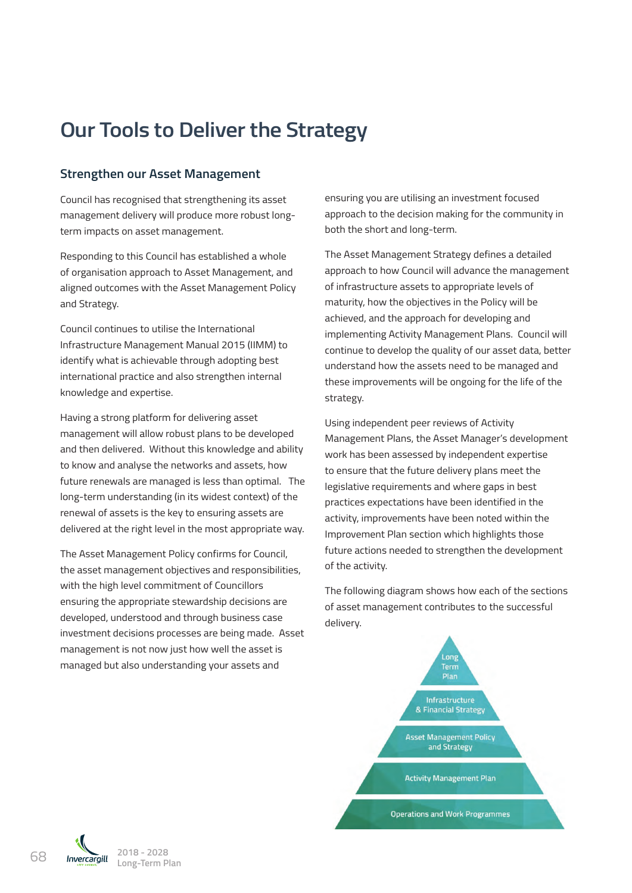# Our Tools to Deliver the Strategy

## Strengthen our Asset Management

Council has recognised that strengthening its asset management delivery will produce more robust long-term impacts on asset management.

Responding to this Council has established a whole of organisation approach to Asset Management, and aligned outcomes with the Asset Management Policy and Strategy.

Council continues to utilise the International Infrastructure Management Manual 2015 (IIMM) to identify what is achievable through adopting best international practice and also strengthen internal knowledge and expertise.

Having a strong platform for delivering asset management will allow robust plans to be developed and then delivered. Without this knowledge and ability to know and analyse the networks and assets, how future renewals are managed is less than optimal. The long-term understanding (in its widest context) of the renewal of assets is the key to ensuring assets are delivered at the right level in the most appropriate way.

The Asset Management Policy confirms for Council, the asset management objectives and responsibilities, with the high level commitment of Councillors ensuring the appropriate stewardship decisions are developed, understood and through business case investment decisions processes are being made. Asset management is not now just how well the asset is managed but also understanding your assets and ensuring you are utilising an investment focused approach to the decision making for the community in both the short and long-term.

The Asset Management Strategy defines a detailed approach to how Council will advance the management of infrastructure assets to appropriate levels of maturity, how the objectives in the Policy will be achieved, and the approach for developing and implementing Activity Management Plans. Council will continue to develop the quality of our asset data, better understand how the assets need to be managed and these improvements will be ongoing for the life of the strategy.

Using independent peer reviews of Activity Management Plans, the Asset Manager's development work has been assessed by independent expertise to ensure that the future delivery plans meet the legislative requirements and where gaps in best practices expectations have been identified in the activity, improvements have been noted within the Improvement Plan section which highlights those future actions needed to strengthen the development of the activity.

The following diagram shows how each of the sections of asset management contributes to the successful delivery.

- Long Term Plan
- Infrastructure & Financial Strategy
- Asset Management Policy and Strategy
- Activity Management Plan
- Operations and Work Programmes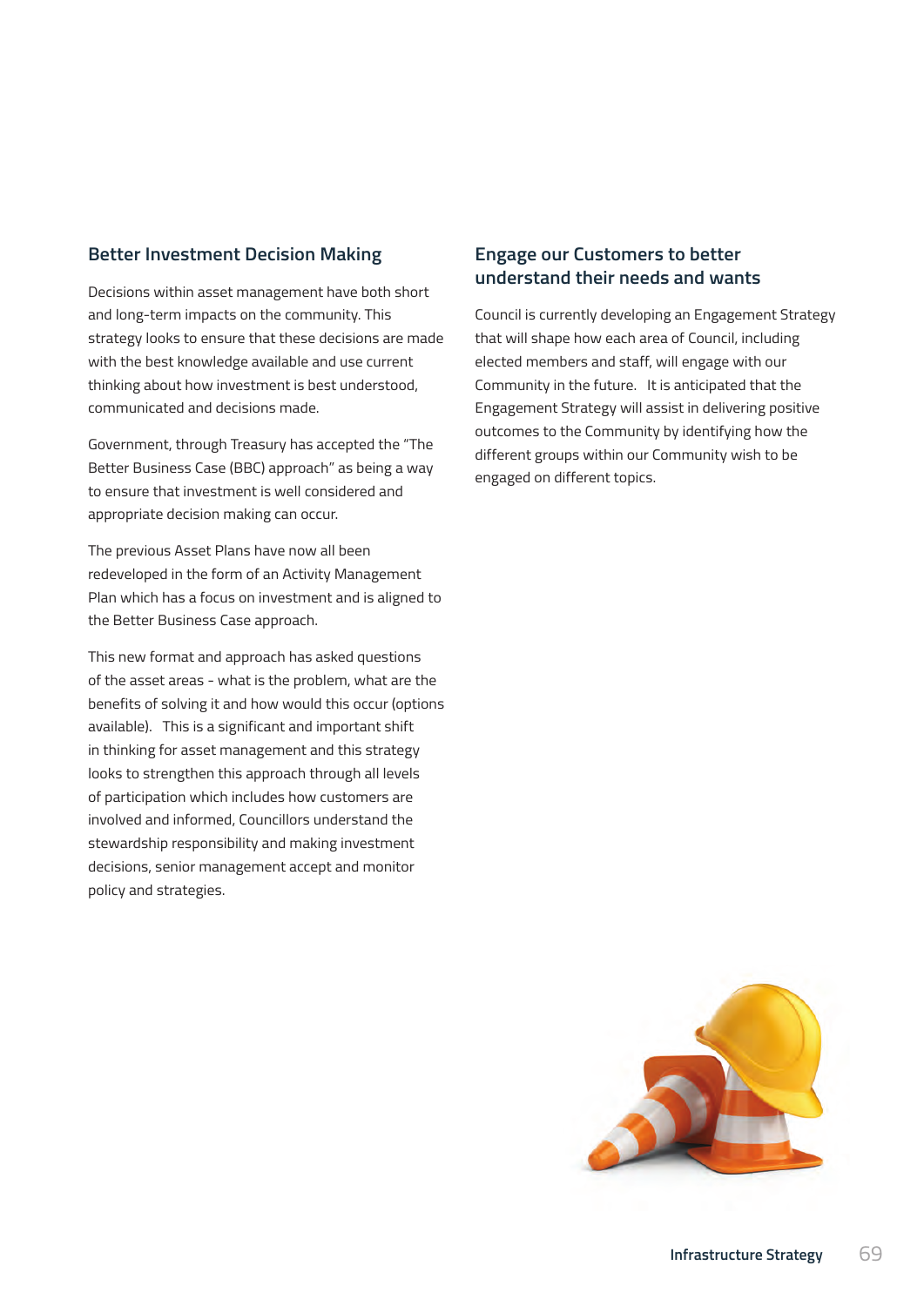## Better Investment Decision Making

Decisions within asset management have both short and long-term impacts on the community. This strategy looks to ensure that these decisions are made with the best knowledge available and use current thinking about how investment is best understood, communicated and decisions made.

Government, through Treasury has accepted the "The Better Business Case (BBC) approach" as being a way to ensure that investment is well considered and appropriate decision making can occur.

The previous Asset Plans have now all been redeveloped in the form of an Activity Management Plan which has a focus on investment and is aligned to the Better Business Case approach.

This new format and approach has asked questions of the asset areas - what is the problem, what are the benefits of solving it and how would this occur (options available). This is a significant and important shift in thinking for asset management and this strategy looks to strengthen this approach through all levels of participation which includes how customers are involved and informed, Councillors understand the stewardship responsibility and making investment decisions, senior management accept and monitor policy and strategies.

## Engage our Customers to better understand their needs and wants

Council is currently developing an Engagement Strategy that will shape how each area of Council, including elected members and staff, will engage with our Community in the future. It is anticipated that the Engagement Strategy will assist in delivering positive outcomes to the Community by identifying how the different groups within our Community wish to be engaged on different topics.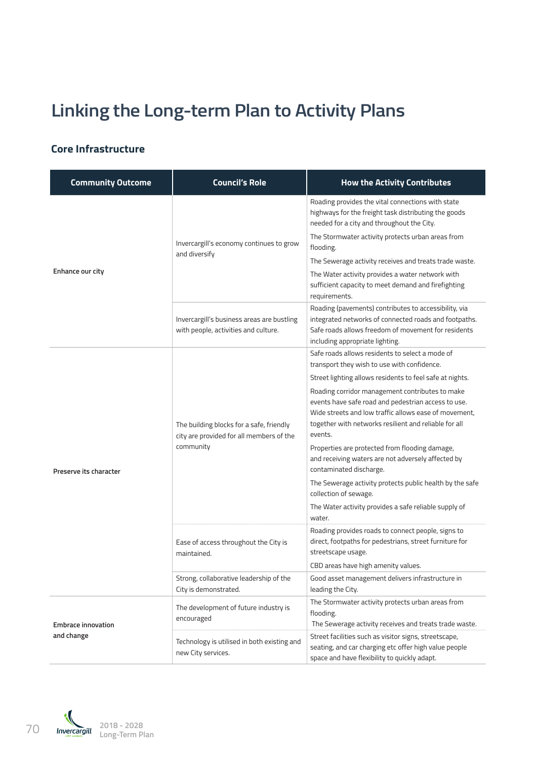# Linking the Long-term Plan to Activity Plans

## Core Infrastructure

| Community Outcome | Council's Role | How the Activity Contributes |
|---|---|---|
| **Enhance our city** | Invercargill's economy continues to grow and diversify | Roading provides the vital connections with state highways for the freight task distributing the goods needed for a city and throughout the City. The Stormwater activity protects urban areas from flooding. The Sewerage activity receives and treats trade waste. The Water activity provides a water network with sufficient capacity to meet demand and firefighting requirements. |
| | Invercargill's business areas are bustling with people, activities and culture. | Roading (pavements) contributes to accessibility, via integrated networks of connected roads and footpaths. Safe roads allows freedom of movement for residents including appropriate lighting. |
| **Preserve its character** | The building blocks for a safe, friendly city are provided for all members of the community | Safe roads allows residents to select a mode of transport they wish to use with confidence. Street lighting allows residents to feel safe at nights. Roading corridor management contributes to make events have safe road and pedestrian access to use. Wide streets and low traffic allows ease of movement, together with networks resilient and reliable for all events. Properties are protected from flooding damage, and receiving waters are not adversely affected by contaminated discharge. The Sewerage activity protects public health by the safe collection of sewage. The Water activity provides a safe reliable supply of water. |
| | Ease of access throughout the City is maintained. | Roading provides roads to connect people, signs to direct, footpaths for pedestrians, street furniture for streetscape usage. CBD areas have high amenity values. |
| | Strong, collaborative leadership of the City is demonstrated. | Good asset management delivers infrastructure in leading the City. |
| **Embrace innovation and change** | The development of future industry is encouraged | The Stormwater activity protects urban areas from flooding. The Sewerage activity receives and treats trade waste. |
| | Technology is utilised in both existing and new City services. | Street facilities such as visitor signs, streetscape, seating, and car charging etc offer high value people space and have flexibility to quickly adapt. |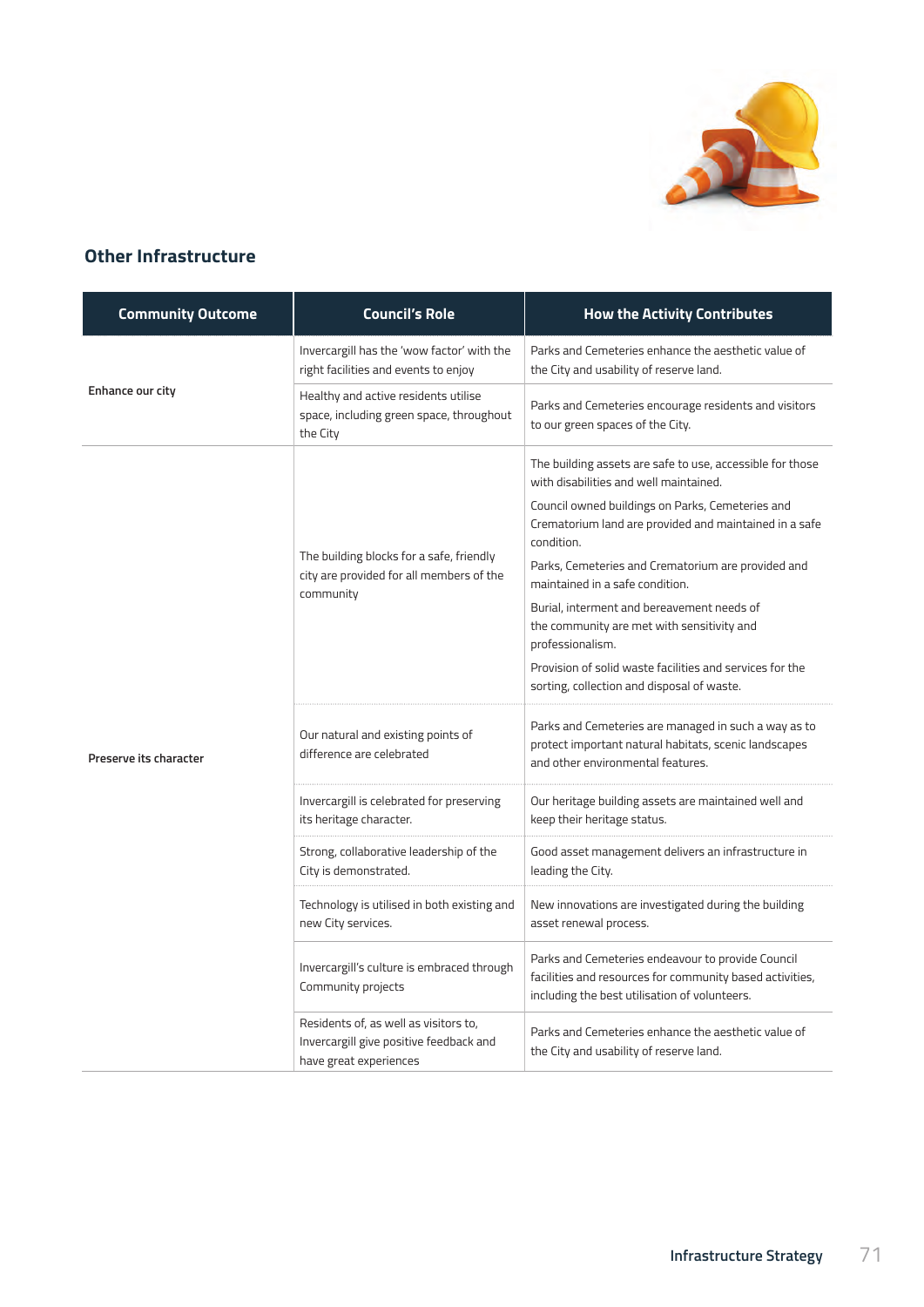## Other Infrastructure

| Community Outcome | Council's Role | How the Activity Contributes |
|---|---|---|
| Enhance our city | Invercargill has the 'wow factor' with the right facilities and events to enjoy | Parks and Cemeteries enhance the aesthetic value of the City and usability of reserve land. |
| | Healthy and active residents utilise space, including green space, throughout the City | Parks and Cemeteries encourage residents and visitors to our green spaces of the City. |
| Preserve its character | The building blocks for a safe, friendly city are provided for all members of the community | The building assets are safe to use, accessible for those with disabilities and well maintained.<br>Council owned buildings on Parks, Cemeteries and Crematorium land are provided and maintained in a safe condition.<br>Parks, Cemeteries and Crematorium are provided and maintained in a safe condition.<br>Burial, interment and bereavement needs of the community are met with sensitivity and professionalism.<br>Provision of solid waste facilities and services for the sorting, collection and disposal of waste. |
| | Our natural and existing points of difference are celebrated | Parks and Cemeteries are managed in such a way as to protect important natural habitats, scenic landscapes and other environmental features. |
| | Invercargill is celebrated for preserving its heritage character. | Our heritage building assets are maintained well and keep their heritage status. |
| | Strong, collaborative leadership of the City is demonstrated. | Good asset management delivers an infrastructure in leading the City. |
| | Technology is utilised in both existing and new City services. | New innovations are investigated during the building asset renewal process. |
| | Invercargill's culture is embraced through Community projects | Parks and Cemeteries endeavour to provide Council facilities and resources for community based activities, including the best utilisation of volunteers. |
| | Residents of, as well as visitors to, Invercargill give positive feedback and have great experiences | Parks and Cemeteries enhance the aesthetic value of the City and usability of reserve land. |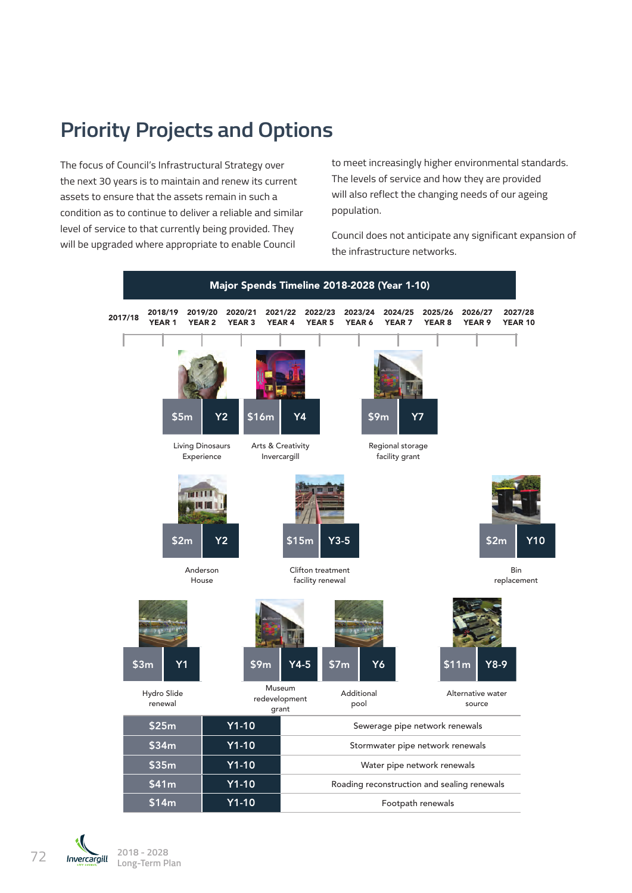# Priority Projects and Options

The focus of Council's Infrastructural Strategy over the next 30 years is to maintain and renew its current assets to ensure that the assets remain in such a condition as to continue to deliver a reliable and similar level of service to that currently being provided. They will be upgraded where appropriate to enable Council to meet increasingly higher environmental standards. The levels of service and how they are provided will also reflect the changing needs of our ageing population.

Council does not anticipate any significant expansion of the infrastructure networks.

## Major Spends Timeline 2018-2028 (Year 1-10)

| Cost | Year | Project |
|---|---|---|
| $5m | Y2 | Living Dinosaurs Experience |
| $16m | Y4 | Arts & Creativity Invercargill |
| $9m | Y7 | Regional storage facility grant |
| $2m | Y2 | Anderson House |
| $15m | Y3-5 | Clifton treatment facility renewal |
| $2m | Y10 | Bin replacement |
| $3m | Y1 | Hydro Slide renewal |
| $9m | Y4-5 | Museum redevelopment grant |
| $7m | Y6 | Additional pool |
| $11m | Y8-9 | Alternative water source |
| $25m | Y1-10 | Sewerage pipe network renewals |
| $34m | Y1-10 | Stormwater pipe network renewals |
| $35m | Y1-10 | Water pipe network renewals |
| $41m | Y1-10 | Roading reconstruction and sealing renewals |
| $14m | Y1-10 | Footpath renewals |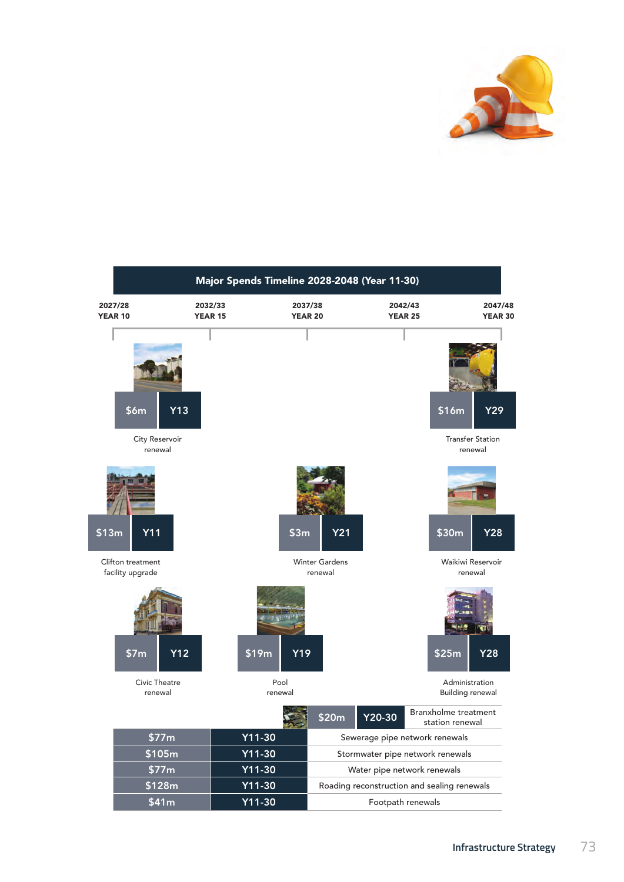## Major Spends Timeline 2028-2048 (Year 11-30)

| 2027/28 | 2032/33 | 2037/38 | 2042/43 | 2047/48 |
|---|---|---|---|---|
| YEAR 10 | YEAR 15 | YEAR 20 | YEAR 25 | YEAR 30 |

| Cost | Year | Project |
|---|---|---|
| $13m | Y11 | Clifton treatment facility upgrade |
| $7m | Y12 | Civic Theatre renewal |
| $6m | Y13 | City Reservoir renewal |
| $19m | Y19 | Pool renewal |
| $3m | Y21 | Winter Gardens renewal |
| $30m | Y28 | Waikiwi Reservoir renewal |
| $25m | Y28 | Administration Building renewal |
| $16m | Y29 | Transfer Station renewal |
| $20m | Y20-30 | Branxholme treatment station renewal |
| $77m | Y11-30 | Sewerage pipe network renewals |
| $105m | Y11-30 | Stormwater pipe network renewals |
| $77m | Y11-30 | Water pipe network renewals |
| $128m | Y11-30 | Roading reconstruction and sealing renewals |
| $41m | Y11-30 | Footpath renewals |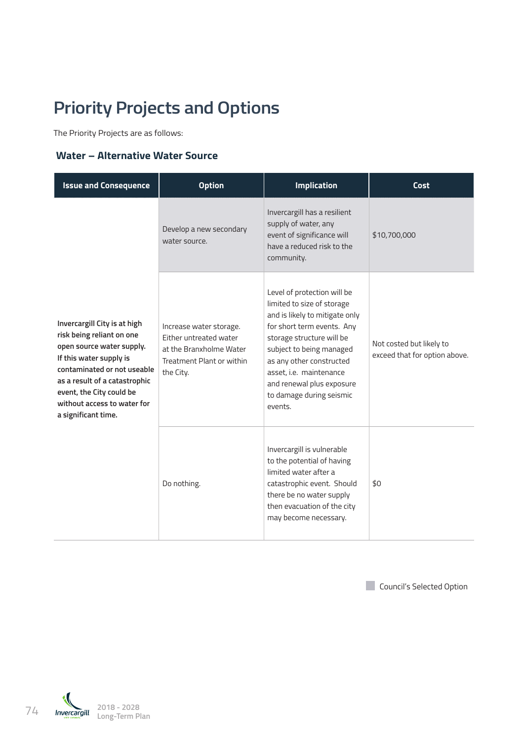# Priority Projects and Options

The Priority Projects are as follows:

### Water – Alternative Water Source

| Issue and Consequence | Option | Implication | Cost |
|---|---|---|---|
| **Invercargill City is at high risk being reliant on one open source water supply. If this water supply is contaminated or not useable as a result of a catastrophic event, the City could be without access to water for a significant time.** | Develop a new secondary water source. | Invercargill has a resilient supply of water, any event of significance will have a reduced risk to the community. | $10,700,000 |
| | Increase water storage. Either untreated water at the Branxholme Water Treatment Plant or within the City. | Level of protection will be limited to size of storage and is likely to mitigate only for short term events. Any storage structure will be subject to being managed as any other constructed asset, i.e. maintenance and renewal plus exposure to damage during seismic events. | Not costed but likely to exceed that for option above. |
| | Do nothing. | Invercargill is vulnerable to the potential of having limited water after a catastrophic event. Should there be no water supply then evacuation of the city may become necessary. | $0 |

Council's Selected Option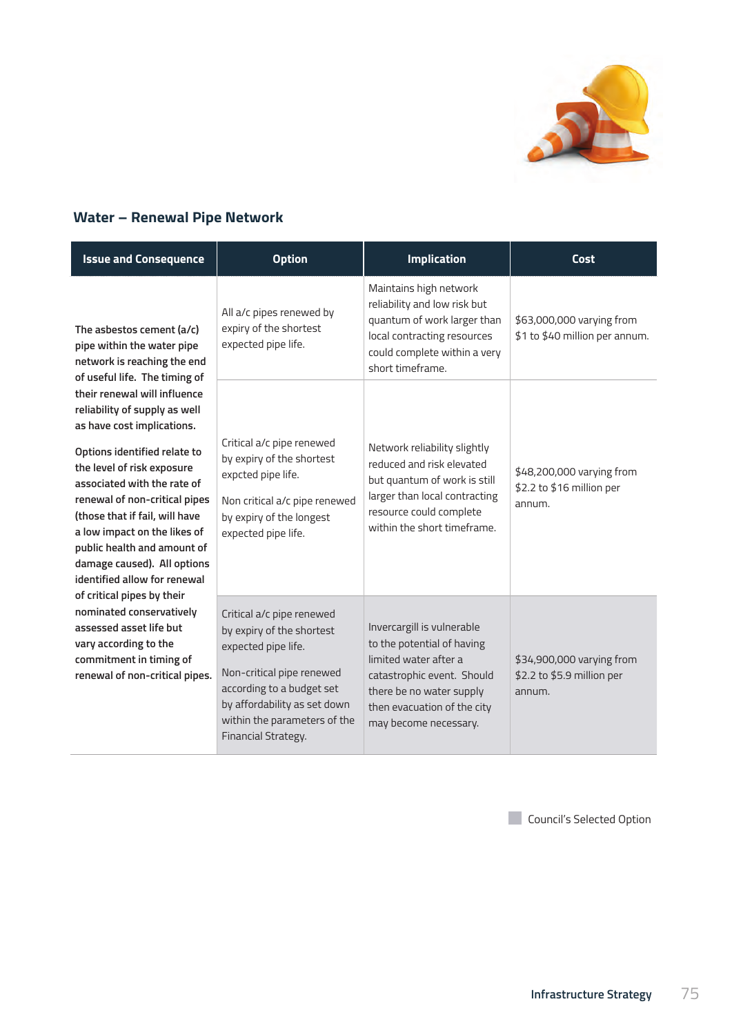## Water – Renewal Pipe Network

| Issue and Consequence | Option | Implication | Cost |
|---|---|---|---|
| The asbestos cement (a/c) pipe within the water pipe network is reaching the end of useful life. The timing of their renewal will influence reliability of supply as well as have cost implications.<br><br>Options identified relate to the level of risk exposure associated with the rate of renewal of non-critical pipes (those that if fail, will have a low impact on the likes of public health and amount of damage caused). All options identified allow for renewal of critical pipes by their nominated conservatively assessed asset life but vary according to the commitment in timing of renewal of non-critical pipes. | All a/c pipes renewed by expiry of the shortest expected pipe life. | Maintains high network reliability and low risk but quantum of work larger than local contracting resources could complete within a very short timeframe. | $63,000,000 varying from $1 to $40 million per annum. |
| | Critical a/c pipe renewed by expiry of the shortest expcted pipe life.<br><br>Non critical a/c pipe renewed by expiry of the longest expected pipe life. | Network reliability slightly reduced and risk elevated but quantum of work is still larger than local contracting resource could complete within the short timeframe. | $48,200,000 varying from $2.2 to $16 million per annum. |
| | Critical a/c pipe renewed by expiry of the shortest expected pipe life.<br><br>Non-critical pipe renewed according to a budget set by affordability as set down within the parameters of the Financial Strategy. | Invercargill is vulnerable to the potential of having limited water after a catastrophic event. Should there be no water supply then evacuation of the city may become necessary. | $34,900,000 varying from $2.2 to $5.9 million per annum. |

Council's Selected Option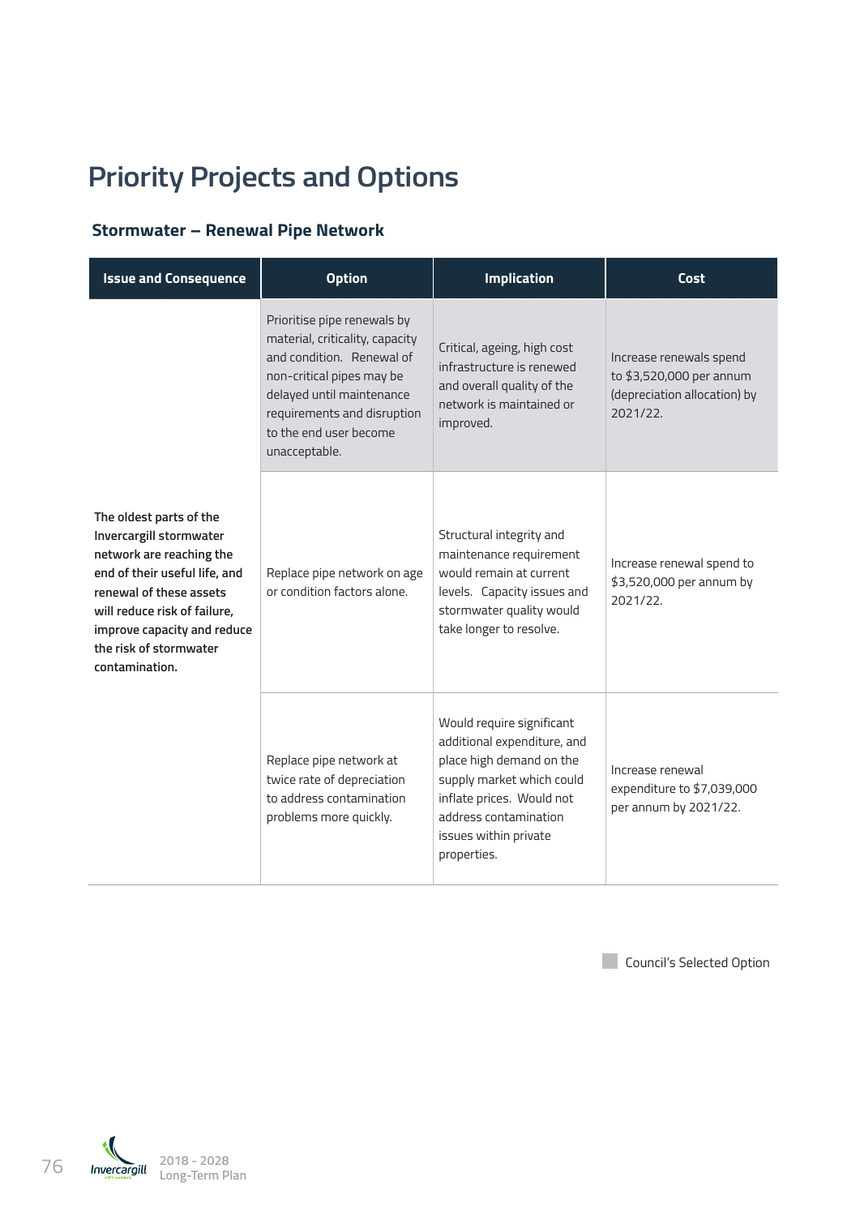# Priority Projects and Options

### Stormwater – Renewal Pipe Network

| Issue and Consequence | Option | Implication | Cost |
|---|---|---|---|
| **The oldest parts of the Invercargill stormwater network are reaching the end of their useful life, and renewal of these assets will reduce risk of failure, improve capacity and reduce the risk of stormwater contamination.** | Prioritise pipe renewals by material, criticality, capacity and condition. Renewal of non-critical pipes may be delayed until maintenance requirements and disruption to the end user become unacceptable. | Critical, ageing, high cost infrastructure is renewed and overall quality of the network is maintained or improved. | Increase renewals spend to $3,520,000 per annum (depreciation allocation) by 2021/22. |
| | Replace pipe network on age or condition factors alone. | Structural integrity and maintenance requirement would remain at current levels. Capacity issues and stormwater quality would take longer to resolve. | Increase renewal spend to $3,520,000 per annum by 2021/22. |
| | Replace pipe network at twice rate of depreciation to address contamination problems more quickly. | Would require significant additional expenditure, and place high demand on the supply market which could inflate prices. Would not address contamination issues within private properties. | Increase renewal expenditure to $7,039,000 per annum by 2021/22. |

Council's Selected Option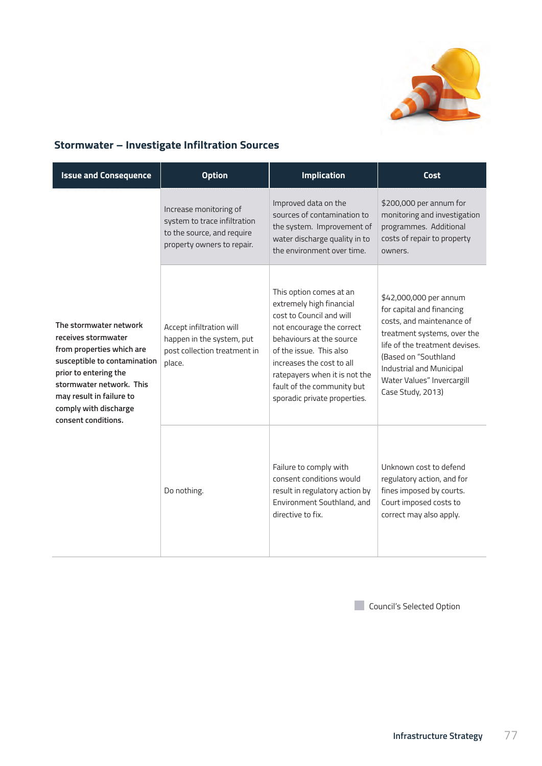## Stormwater – Investigate Infiltration Sources

| Issue and Consequence | Option | Implication | Cost |
|---|---|---|---|
| **The stormwater network receives stormwater from properties which are susceptible to contamination prior to entering the stormwater network. This may result in failure to comply with discharge consent conditions.** | Increase monitoring of system to trace infiltration to the source, and require property owners to repair. | Improved data on the sources of contamination to the system. Improvement of water discharge quality in to the environment over time. | $200,000 per annum for monitoring and investigation programmes. Additional costs of repair to property owners. |
| | Accept infiltration will happen in the system, put post collection treatment in place. | This option comes at an extremely high financial cost to Council and will not encourage the correct behaviours at the source of the issue. This also increases the cost to all ratepayers when it is not the fault of the community but sporadic private properties. | $42,000,000 per annum for capital and financing costs, and maintenance of treatment systems, over the life of the treatment devises. (Based on "Southland Industrial and Municipal Water Values" Invercargill Case Study, 2013) |
| | Do nothing. | Failure to comply with consent conditions would result in regulatory action by Environment Southland, and directive to fix. | Unknown cost to defend regulatory action, and for fines imposed by courts. Court imposed costs to correct may also apply. |

Council's Selected Option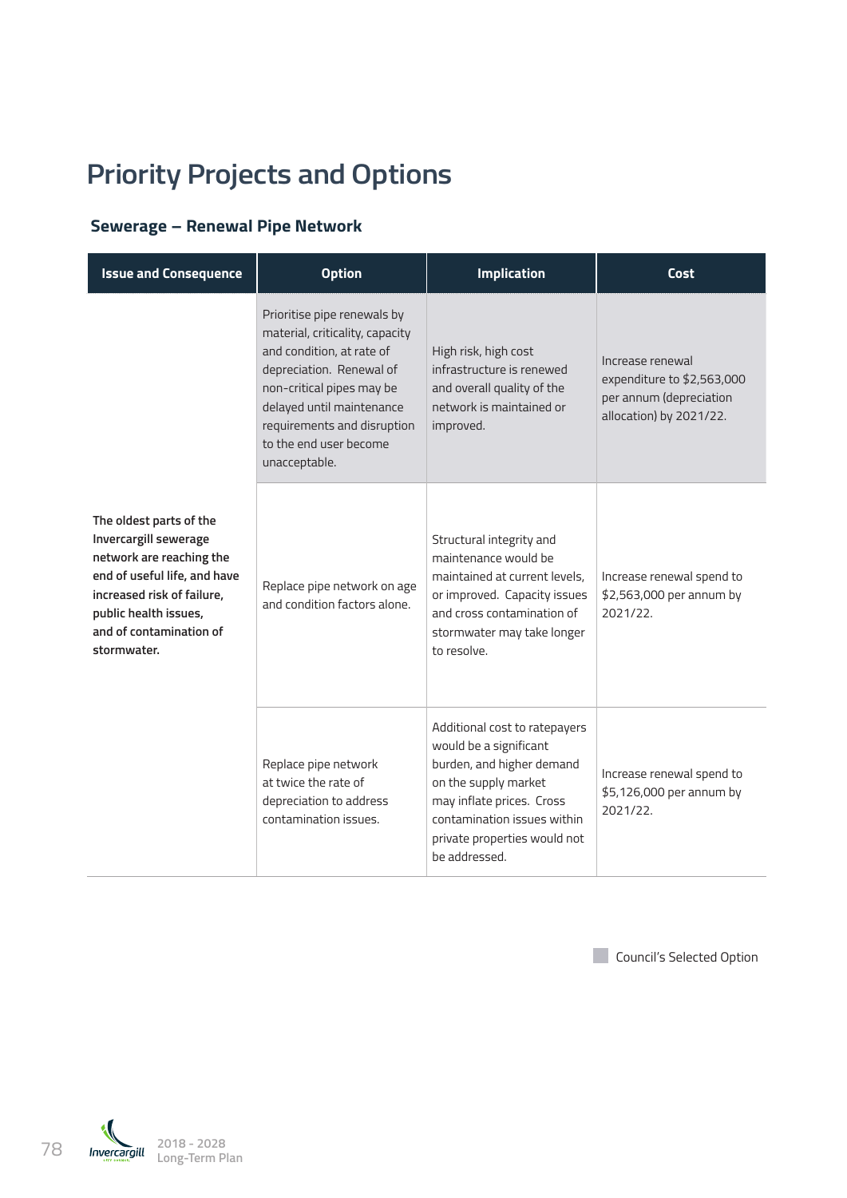# Priority Projects and Options

## Sewerage – Renewal Pipe Network

| Issue and Consequence | Option | Implication | Cost |
|---|---|---|---|
| **The oldest parts of the Invercargill sewerage network are reaching the end of useful life, and have increased risk of failure, public health issues, and of contamination of stormwater.** | Prioritise pipe renewals by material, criticality, capacity and condition, at rate of depreciation. Renewal of non-critical pipes may be delayed until maintenance requirements and disruption to the end user become unacceptable. | High risk, high cost infrastructure is renewed and overall quality of the network is maintained or improved. | Increase renewal expenditure to $2,563,000 per annum (depreciation allocation) by 2021/22. |
| | Replace pipe network on age and condition factors alone. | Structural integrity and maintenance would be maintained at current levels, or improved. Capacity issues and cross contamination of stormwater may take longer to resolve. | Increase renewal spend to $2,563,000 per annum by 2021/22. |
| | Replace pipe network at twice the rate of depreciation to address contamination issues. | Additional cost to ratepayers would be a significant burden, and higher demand on the supply market may inflate prices. Cross contamination issues within private properties would not be addressed. | Increase renewal spend to $5,126,000 per annum by 2021/22. |

Council's Selected Option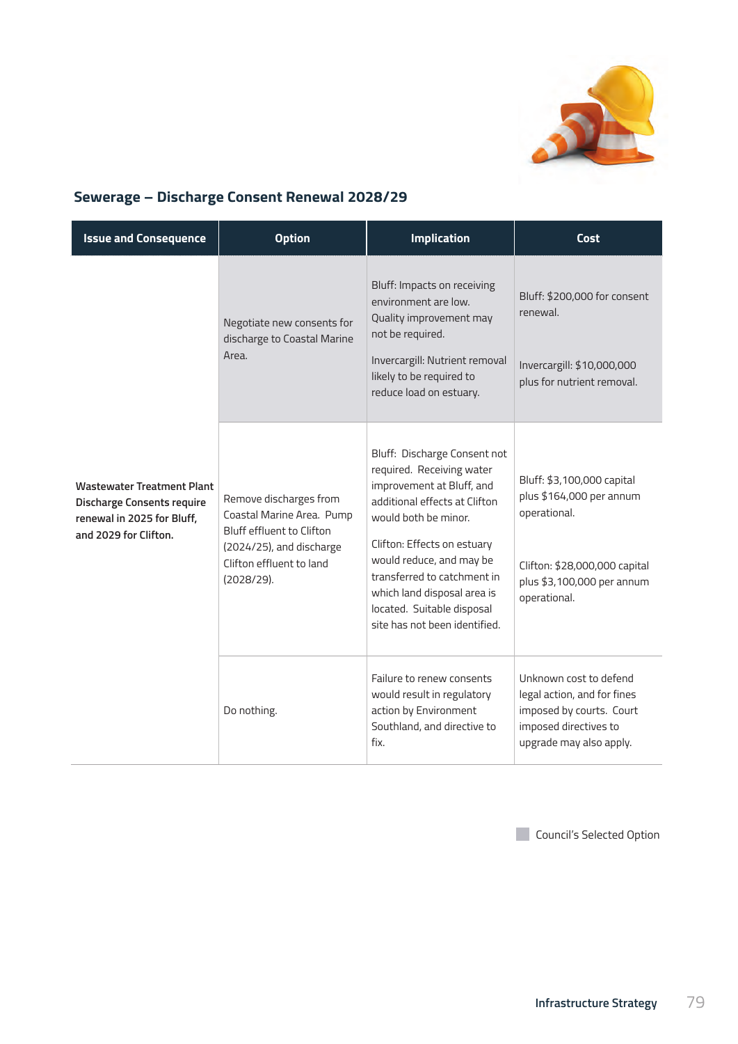## Sewerage – Discharge Consent Renewal 2028/29

| Issue and Consequence | Option | Implication | Cost |
|---|---|---|---|
| **Wastewater Treatment Plant Discharge Consents require renewal in 2025 for Bluff, and 2029 for Clifton.** | Negotiate new consents for discharge to Coastal Marine Area. | Bluff: Impacts on receiving environment are low. Quality improvement may not be required.<br><br>Invercargill: Nutrient removal likely to be required to reduce load on estuary. | Bluff: $200,000 for consent renewal.<br><br>Invercargill: $10,000,000 plus for nutrient removal. |
| | Remove discharges from Coastal Marine Area. Pump Bluff effluent to Clifton (2024/25), and discharge Clifton effluent to land (2028/29). | Bluff: Discharge Consent not required. Receiving water improvement at Bluff, and additional effects at Clifton would both be minor.<br><br>Clifton: Effects on estuary would reduce, and may be transferred to catchment in which land disposal area is located. Suitable disposal site has not been identified. | Bluff: $3,100,000 capital plus $164,000 per annum operational.<br><br>Clifton: $28,000,000 capital plus $3,100,000 per annum operational. |
| | Do nothing. | Failure to renew consents would result in regulatory action by Environment Southland, and directive to fix. | Unknown cost to defend legal action, and for fines imposed by courts. Court imposed directives to upgrade may also apply. |

Council's Selected Option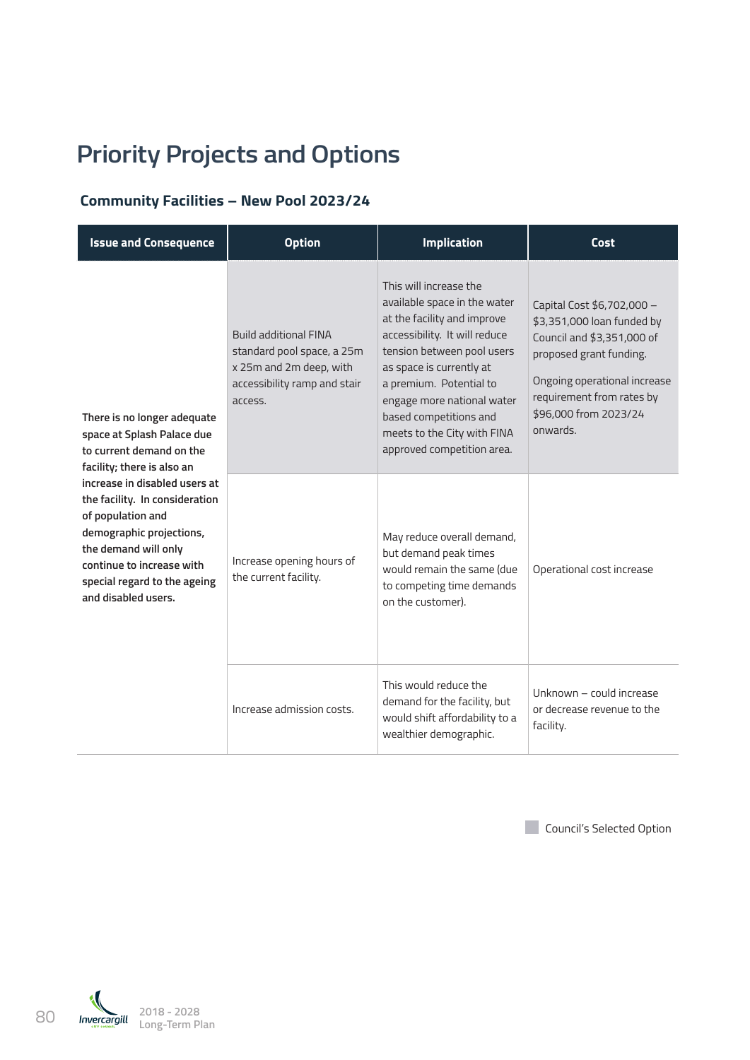# Priority Projects and Options

### Community Facilities – New Pool 2023/24

| Issue and Consequence | Option | Implication | Cost |
|---|---|---|---|
| **There is no longer adequate space at Splash Palace due to current demand on the facility; there is also an increase in disabled users at the facility. In consideration of population and demographic projections, the demand will only continue to increase with special regard to the ageing and disabled users.** | Build additional FINA standard pool space, a 25m x 25m and 2m deep, with accessibility ramp and stair access. | This will increase the available space in the water at the facility and improve accessibility. It will reduce tension between pool users as space is currently at a premium. Potential to engage more national water based competitions and meets to the City with FINA approved competition area. | Capital Cost $6,702,000 – $3,351,000 loan funded by Council and $3,351,000 of proposed grant funding.<br><br>Ongoing operational increase requirement from rates by $96,000 from 2023/24 onwards. |
| | Increase opening hours of the current facility. | May reduce overall demand, but demand peak times would remain the same (due to competing time demands on the customer). | Operational cost increase |
| | Increase admission costs. | This would reduce the demand for the facility, but would shift affordability to a wealthier demographic. | Unknown – could increase or decrease revenue to the facility. |

Council's Selected Option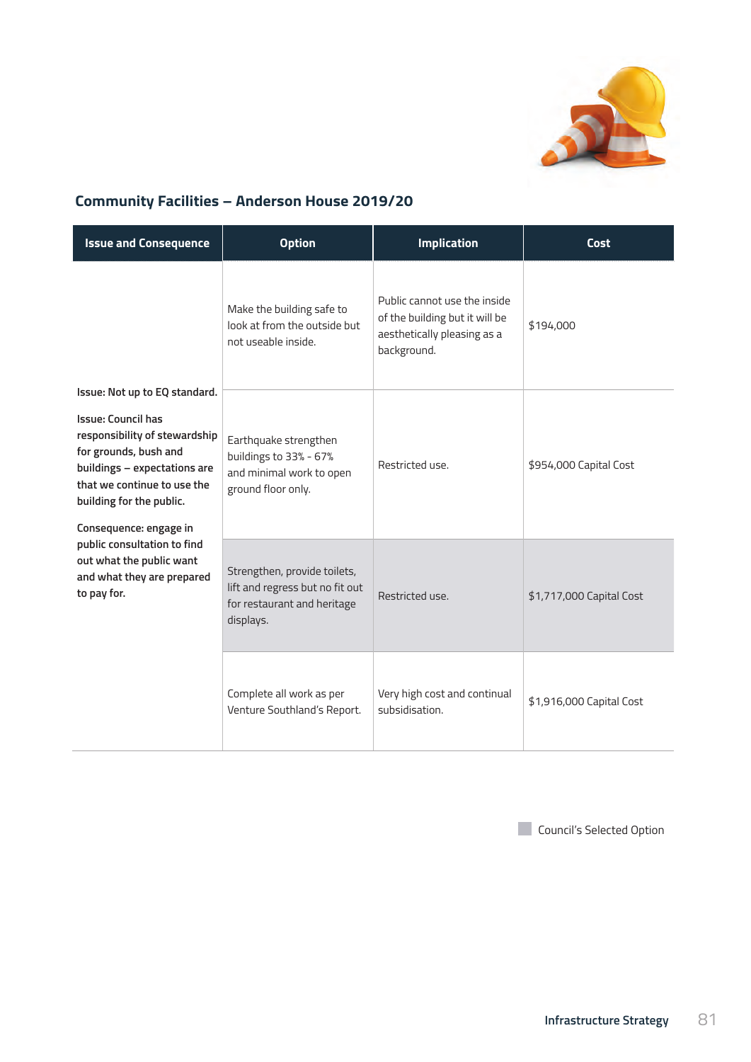## Community Facilities – Anderson House 2019/20

| Issue and Consequence | Option | Implication | Cost |
|---|---|---|---|
| **Issue: Not up to EQ standard.**<br><br>**Issue: Council has responsibility of stewardship for grounds, bush and buildings – expectations are that we continue to use the building for the public.**<br><br>**Consequence: engage in public consultation to find out what the public want and what they are prepared to pay for.** | Make the building safe to look at from the outside but not useable inside. | Public cannot use the inside of the building but it will be aesthetically pleasing as a background. | $194,000 |
| | Earthquake strengthen buildings to 33% - 67% and minimal work to open ground floor only. | Restricted use. | $954,000 Capital Cost |
| | Strengthen, provide toilets, lift and regress but no fit out for restaurant and heritage displays. | Restricted use. | $1,717,000 Capital Cost |
| | Complete all work as per Venture Southland's Report. | Very high cost and continual subsidisation. | $1,916,000 Capital Cost |

Council's Selected Option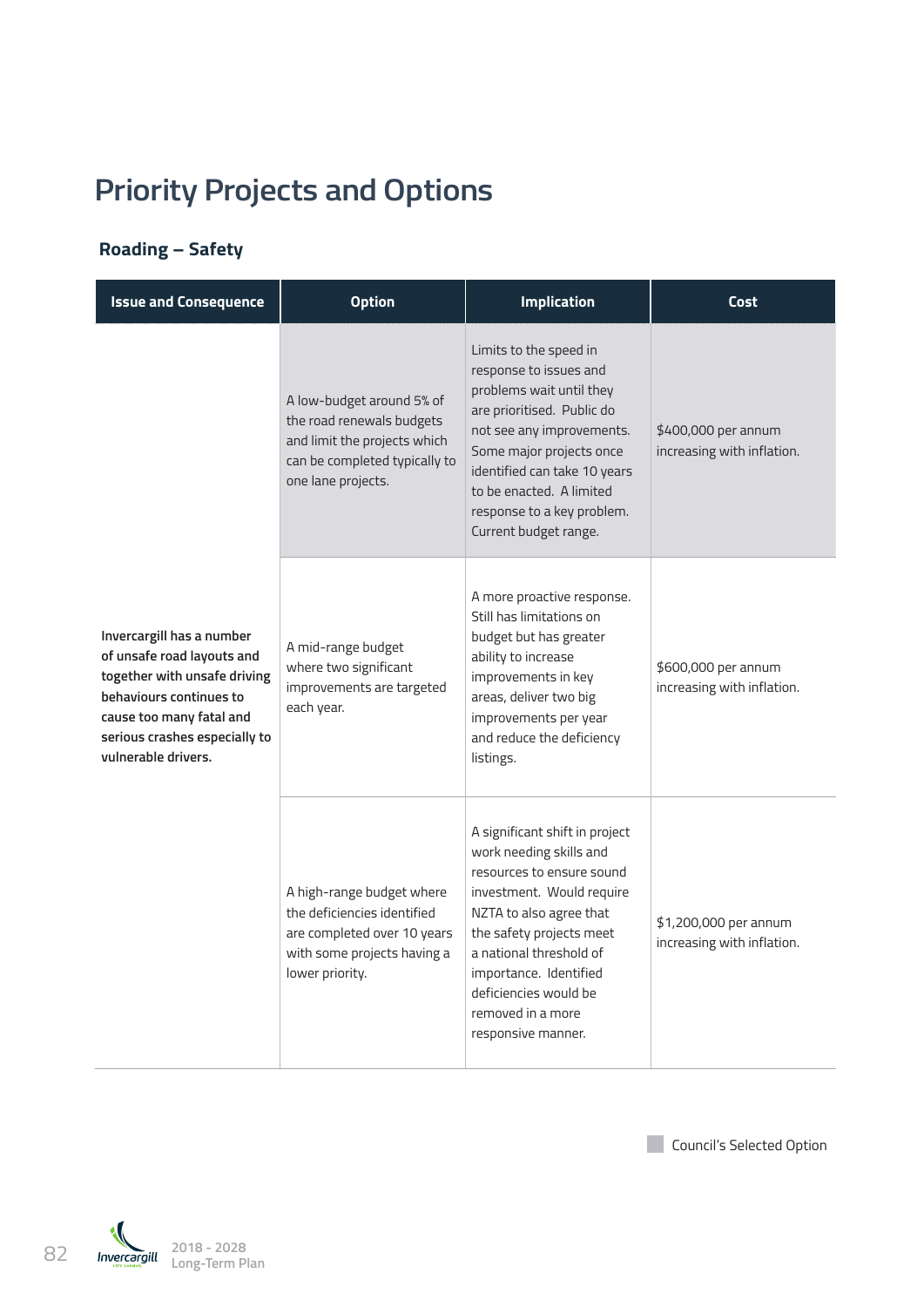# Priority Projects and Options

## Roading – Safety

| Issue and Consequence | Option | Implication | Cost |
|---|---|---|---|
| **Invercargill has a number of unsafe road layouts and together with unsafe driving behaviours continues to cause too many fatal and serious crashes especially to vulnerable drivers.** | A low-budget around 5% of the road renewals budgets and limit the projects which can be completed typically to one lane projects. | Limits to the speed in response to issues and problems wait until they are prioritised. Public do not see any improvements. Some major projects once identified can take 10 years to be enacted. A limited response to a key problem. Current budget range. | $400,000 per annum increasing with inflation. |
| | A mid-range budget where two significant improvements are targeted each year. | A more proactive response. Still has limitations on budget but has greater ability to increase improvements in key areas, deliver two big improvements per year and reduce the deficiency listings. | $600,000 per annum increasing with inflation. |
| | A high-range budget where the deficiencies identified are completed over 10 years with some projects having a lower priority. | A significant shift in project work needing skills and resources to ensure sound investment. Would require NZTA to also agree that the safety projects meet a national threshold of importance. Identified deficiencies would be removed in a more responsive manner. | $1,200,000 per annum increasing with inflation. |

Council's Selected Option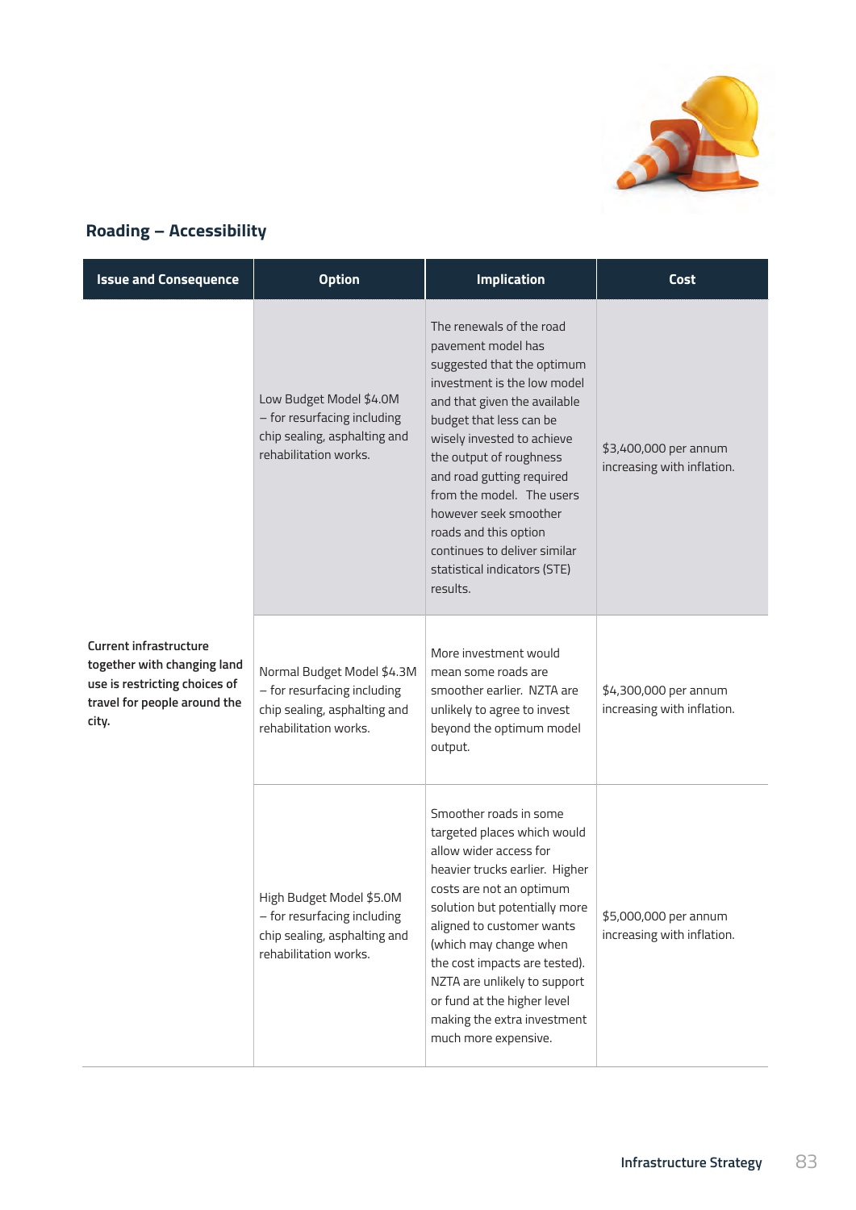## Roading – Accessibility

| Issue and Consequence | Option | Implication | Cost |
|---|---|---|---|
| **Current infrastructure together with changing land use is restricting choices of travel for people around the city.** | Low Budget Model $4.0M – for resurfacing including chip sealing, asphalting and rehabilitation works. | The renewals of the road pavement model has suggested that the optimum investment is the low model and that given the available budget that less can be wisely invested to achieve the output of roughness and road gutting required from the model. The users however seek smoother roads and this option continues to deliver similar statistical indicators (STE) results. | $3,400,000 per annum increasing with inflation. |
| | Normal Budget Model $4.3M – for resurfacing including chip sealing, asphalting and rehabilitation works. | More investment would mean some roads are smoother earlier. NZTA are unlikely to agree to invest beyond the optimum model output. | $4,300,000 per annum increasing with inflation. |
| | High Budget Model $5.0M – for resurfacing including chip sealing, asphalting and rehabilitation works. | Smoother roads in some targeted places which would allow wider access for heavier trucks earlier. Higher costs are not an optimum solution but potentially more aligned to customer wants (which may change when the cost impacts are tested). NZTA are unlikely to support or fund at the higher level making the extra investment much more expensive. | $5,000,000 per annum increasing with inflation. |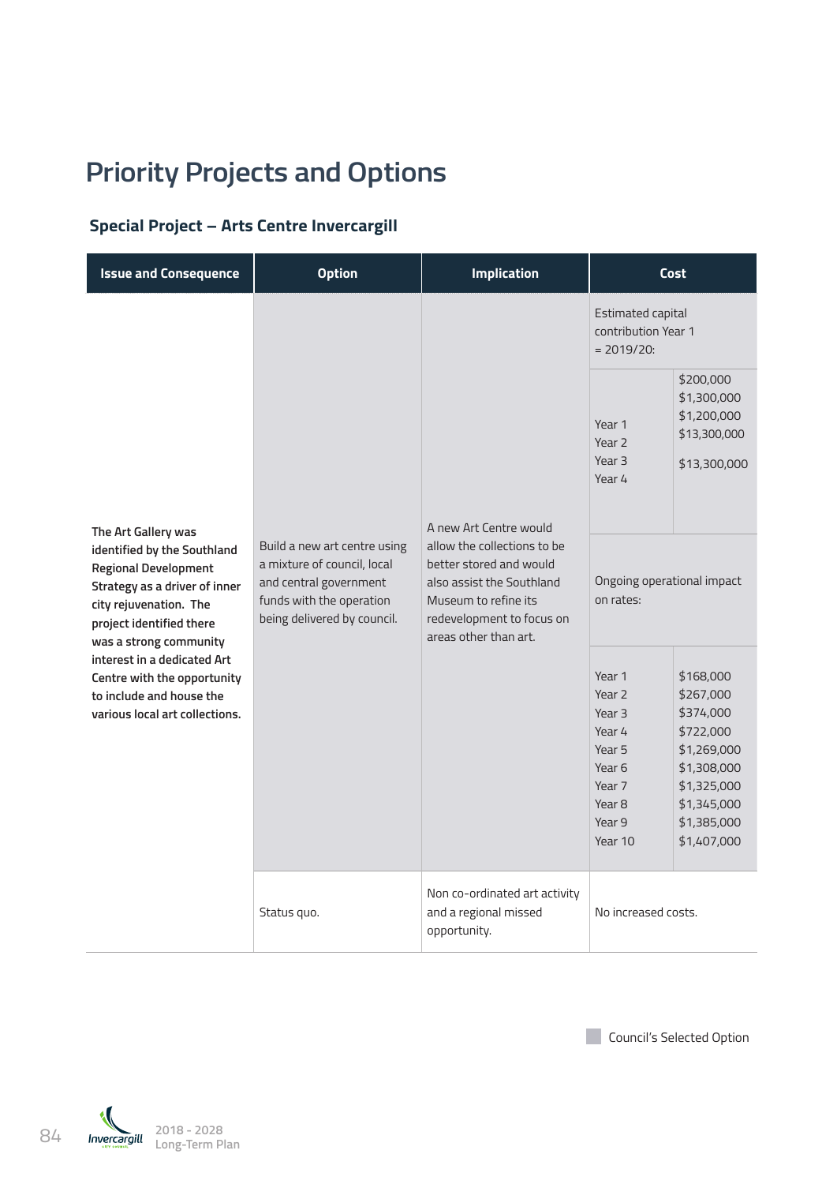# Priority Projects and Options

### Special Project – Arts Centre Invercargill

| Issue and Consequence | Option | Implication | Cost | |
|---|---|---|---|---|
| The Art Gallery was identified by the Southland Regional Development Strategy as a driver of inner city rejuvenation. The project identified there was a strong community interest in a dedicated Art Centre with the opportunity to include and house the various local art collections. | Build a new art centre using a mixture of council, local and central government funds with the operation being delivered by council. | A new Art Centre would allow the collections to be better stored and would also assist the Southland Museum to refine its redevelopment to focus on areas other than art. | Estimated capital contribution Year 1 = 2019/20: | |
| | | | Year 1<br>Year 2<br>Year 3<br>Year 4 | $200,000<br>$1,300,000<br>$1,200,000<br>$13,300,000<br>$13,300,000 |
| | | | Ongoing operational impact on rates: | |
| | | | Year 1<br>Year 2<br>Year 3<br>Year 4<br>Year 5<br>Year 6<br>Year 7<br>Year 8<br>Year 9<br>Year 10 | $168,000<br>$267,000<br>$374,000<br>$722,000<br>$1,269,000<br>$1,308,000<br>$1,325,000<br>$1,345,000<br>$1,385,000<br>$1,407,000 |
| | Status quo. | Non co-ordinated art activity and a regional missed opportunity. | No increased costs. | |

Council's Selected Option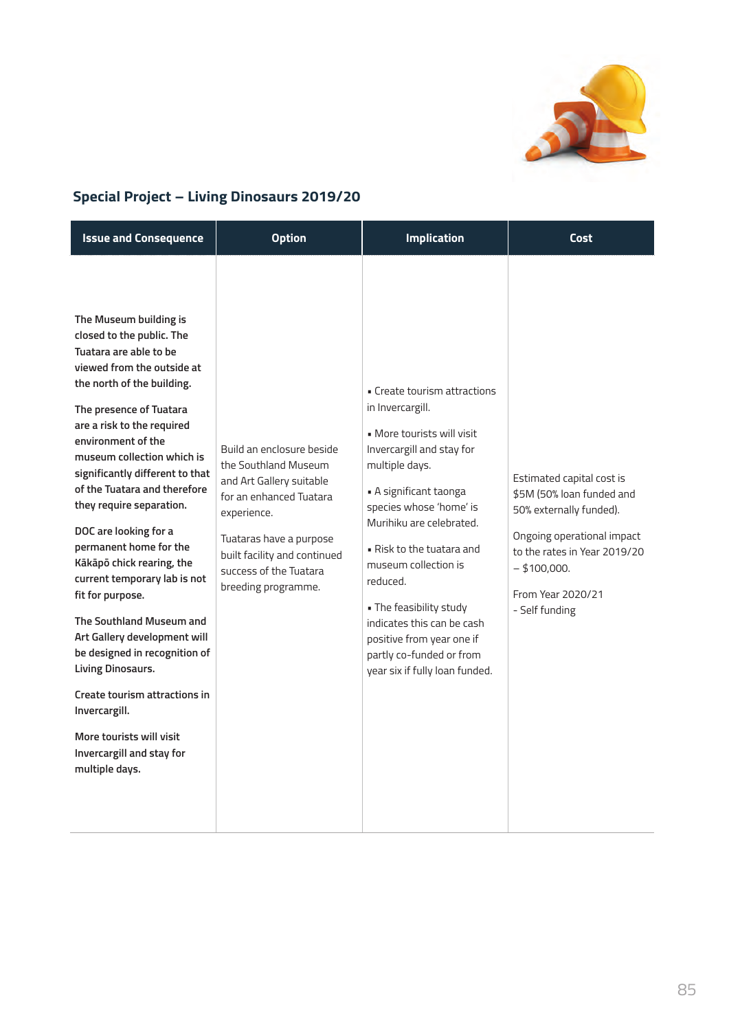## Special Project – Living Dinosaurs 2019/20

| Issue and Consequence | Option | Implication | Cost |
|---|---|---|---|
| **The Museum building is closed to the public. The Tuatara are able to be viewed from the outside at the north of the building.**<br><br>**The presence of Tuatara are a risk to the required environment of the museum collection which is significantly different to that of the Tuatara and therefore they require separation.**<br><br>**DOC are looking for a permanent home for the Kākāpō chick rearing, the current temporary lab is not fit for purpose.**<br><br>**The Southland Museum and Art Gallery development will be designed in recognition of Living Dinosaurs.**<br><br>**Create tourism attractions in Invercargill.**<br><br>**More tourists will visit Invercargill and stay for multiple days.** | Build an enclosure beside the Southland Museum and Art Gallery suitable for an enhanced Tuatara experience.<br><br>Tuataras have a purpose built facility and continued success of the Tuatara breeding programme. | ▪ Create tourism attractions in Invercargill.<br><br>▪ More tourists will visit Invercargill and stay for multiple days.<br><br>▪ A significant taonga species whose 'home' is Murihiku are celebrated.<br><br>▪ Risk to the tuatara and museum collection is reduced.<br><br>▪ The feasibility study indicates this can be cash positive from year one if partly co-funded or from year six if fully loan funded. | Estimated capital cost is $5M (50% loan funded and 50% externally funded).<br><br>Ongoing operational impact to the rates in Year 2019/20 – $100,000.<br><br>From Year 2020/21 - Self funding |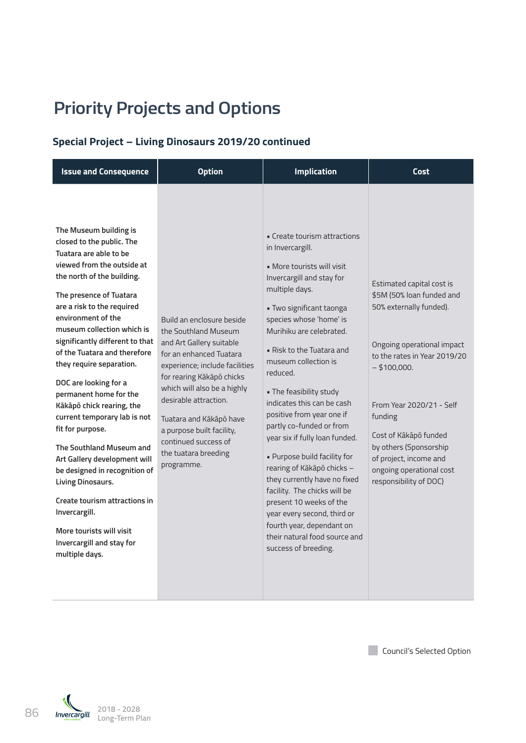# Priority Projects and Options

### Special Project – Living Dinosaurs 2019/20 continued

| Issue and Consequence | Option | Implication | Cost |
|---|---|---|---|
| **The Museum building is closed to the public. The Tuatara are able to be viewed from the outside at the north of the building.**<br><br>**The presence of Tuatara are a risk to the required environment of the museum collection which is significantly different to that of the Tuatara and therefore they require separation.**<br><br>**DOC are looking for a permanent home for the Kākāpō chick rearing, the current temporary lab is not fit for purpose.**<br><br>**The Southland Museum and Art Gallery development will be designed in recognition of Living Dinosaurs.**<br><br>**Create tourism attractions in Invercargill.**<br><br>**More tourists will visit Invercargill and stay for multiple days.** | Build an enclosure beside the Southland Museum and Art Gallery suitable for an enhanced Tuatara experience; include facilities for rearing Kākāpō chicks which will also be a highly desirable attraction.<br><br>Tuatara and Kākāpō have a purpose built facility, continued success of the tuatara breeding programme. | • Create tourism attractions in Invercargill.<br><br>• More tourists will visit Invercargill and stay for multiple days.<br><br>• Two significant taonga species whose 'home' is Murihiku are celebrated.<br><br>• Risk to the Tuatara and museum collection is reduced.<br><br>• The feasibility study indicates this can be cash positive from year one if partly co-funded or from year six if fully loan funded.<br><br>• Purpose build facility for rearing of Kākāpō chicks – they currently have no fixed facility. The chicks will be present 10 weeks of the year every second, third or fourth year, dependant on their natural food source and success of breeding. | Estimated capital cost is $5M (50% loan funded and 50% externally funded).<br><br>Ongoing operational impact to the rates in Year 2019/20 – $100,000.<br><br>From Year 2020/21 - Self funding<br><br>Cost of Kākāpō funded by others (Sponsorship of project, income and ongoing operational cost responsibility of DOC) |

Council's Selected Option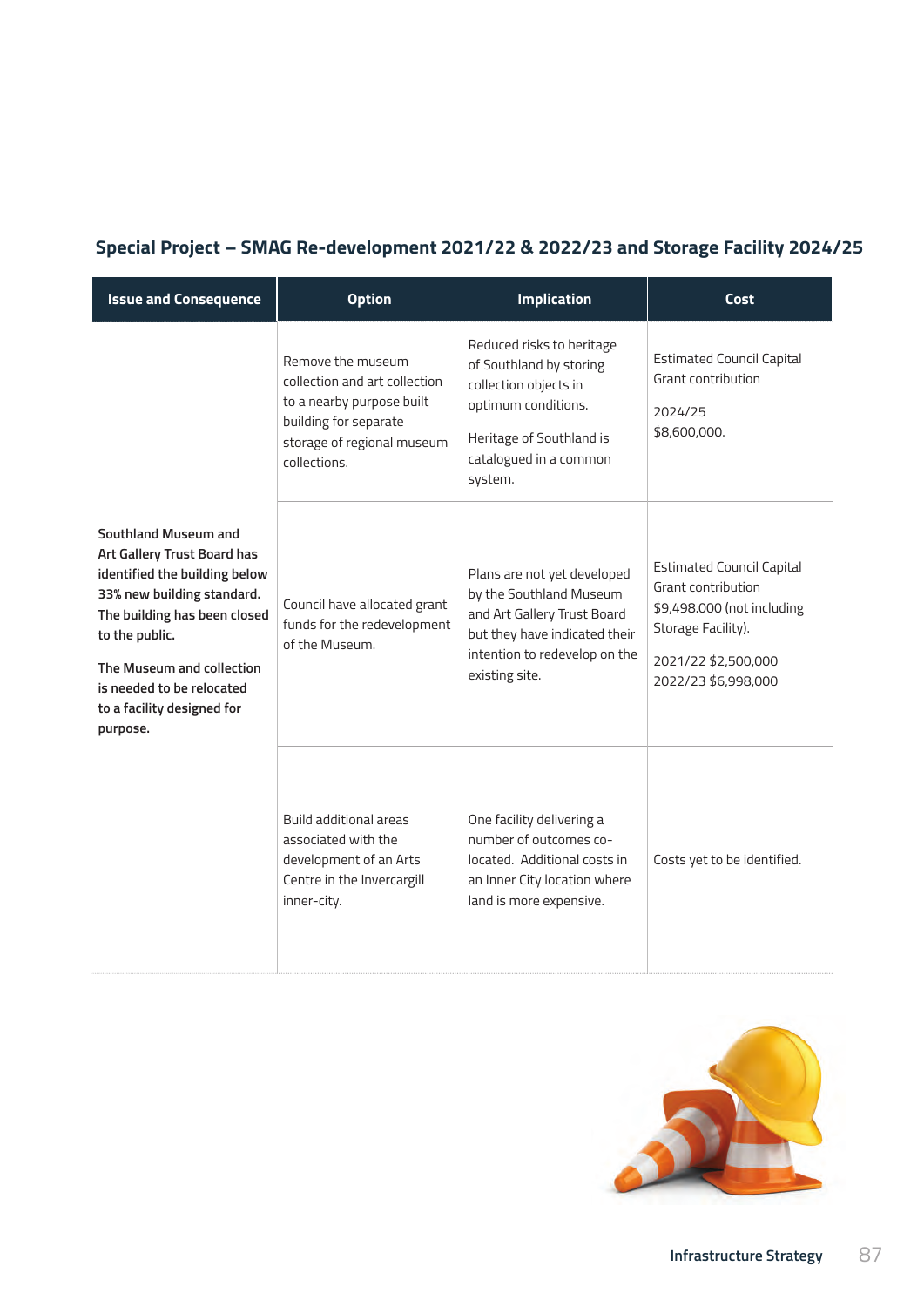### Special Project – SMAG Re-development 2021/22 & 2022/23 and Storage Facility 2024/25

| Issue and Consequence | Option | Implication | Cost |
|---|---|---|---|
| **Southland Museum and Art Gallery Trust Board has identified the building below 33% new building standard. The building has been closed to the public.**<br><br>**The Museum and collection is needed to be relocated to a facility designed for purpose.** | Remove the museum collection and art collection to a nearby purpose built building for separate storage of regional museum collections. | Reduced risks to heritage of Southland by storing collection objects in optimum conditions.<br><br>Heritage of Southland is catalogued in a common system. | Estimated Council Capital Grant contribution<br><br>2024/25<br>$8,600,000. |
| | Council have allocated grant funds for the redevelopment of the Museum. | Plans are not yet developed by the Southland Museum and Art Gallery Trust Board but they have indicated their intention to redevelop on the existing site. | Estimated Council Capital Grant contribution $9,498.000 (not including Storage Facility).<br><br>2021/22 $2,500,000<br>2022/23 $6,998,000 |
| | Build additional areas associated with the development of an Arts Centre in the Invercargill inner-city. | One facility delivering a number of outcomes co-located. Additional costs in an Inner City location where land is more expensive. | Costs yet to be identified. |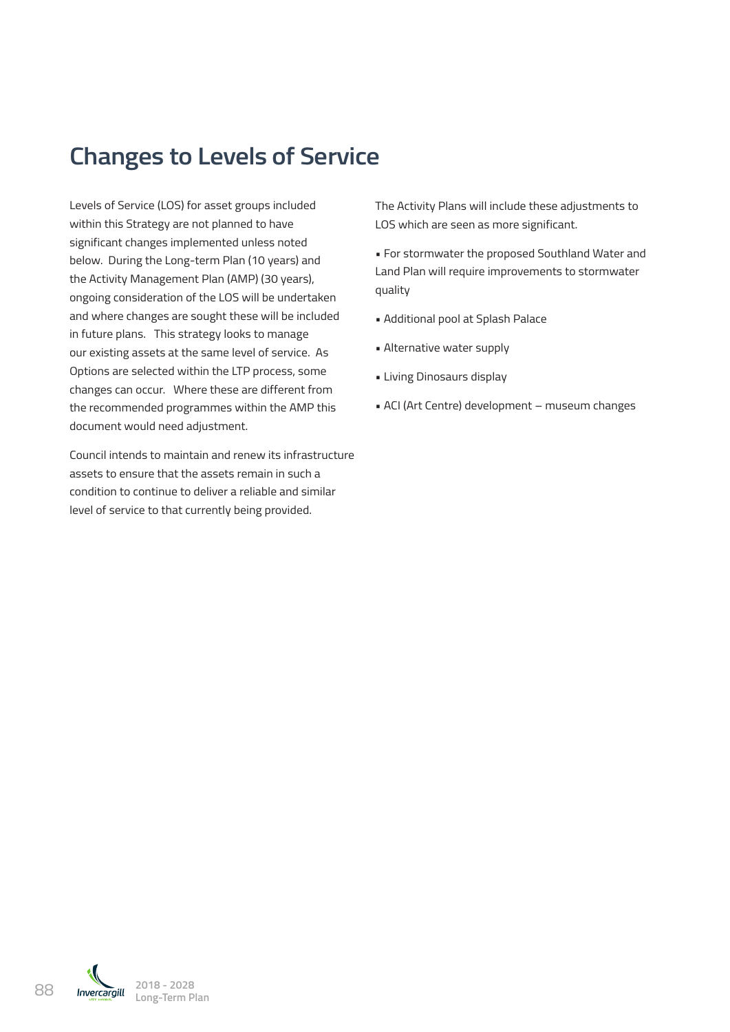# Changes to Levels of Service

Levels of Service (LOS) for asset groups included within this Strategy are not planned to have significant changes implemented unless noted below. During the Long-term Plan (10 years) and the Activity Management Plan (AMP) (30 years), ongoing consideration of the LOS will be undertaken and where changes are sought these will be included in future plans. This strategy looks to manage our existing assets at the same level of service. As Options are selected within the LTP process, some changes can occur. Where these are different from the recommended programmes within the AMP this document would need adjustment.

Council intends to maintain and renew its infrastructure assets to ensure that the assets remain in such a condition to continue to deliver a reliable and similar level of service to that currently being provided.

The Activity Plans will include these adjustments to LOS which are seen as more significant.

- For stormwater the proposed Southland Water and Land Plan will require improvements to stormwater quality
- Additional pool at Splash Palace
- Alternative water supply
- Living Dinosaurs display
- ACI (Art Centre) development – museum changes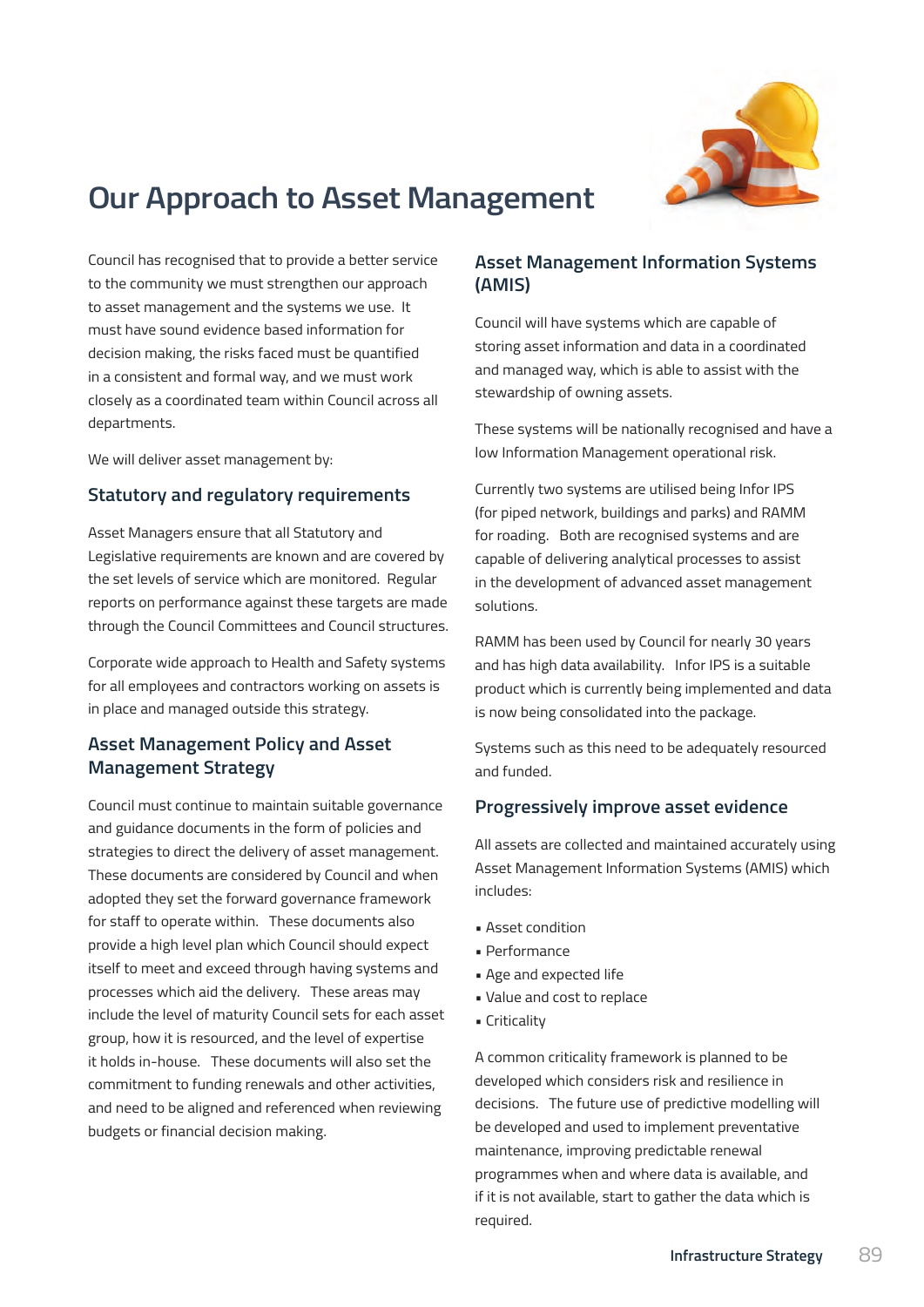# Our Approach to Asset Management

Council has recognised that to provide a better service to the community we must strengthen our approach to asset management and the systems we use. It must have sound evidence based information for decision making, the risks faced must be quantified in a consistent and formal way, and we must work closely as a coordinated team within Council across all departments.

We will deliver asset management by:

## Statutory and regulatory requirements

Asset Managers ensure that all Statutory and Legislative requirements are known and are covered by the set levels of service which are monitored. Regular reports on performance against these targets are made through the Council Committees and Council structures.

Corporate wide approach to Health and Safety systems for all employees and contractors working on assets is in place and managed outside this strategy.

## Asset Management Policy and Asset Management Strategy

Council must continue to maintain suitable governance and guidance documents in the form of policies and strategies to direct the delivery of asset management. These documents are considered by Council and when adopted they set the forward governance framework for staff to operate within. These documents also provide a high level plan which Council should expect itself to meet and exceed through having systems and processes which aid the delivery. These areas may include the level of maturity Council sets for each asset group, how it is resourced, and the level of expertise it holds in-house. These documents will also set the commitment to funding renewals and other activities, and need to be aligned and referenced when reviewing budgets or financial decision making.

## Asset Management Information Systems (AMIS)

Council will have systems which are capable of storing asset information and data in a coordinated and managed way, which is able to assist with the stewardship of owning assets.

These systems will be nationally recognised and have a low Information Management operational risk.

Currently two systems are utilised being Infor IPS (for piped network, buildings and parks) and RAMM for roading. Both are recognised systems and are capable of delivering analytical processes to assist in the development of advanced asset management solutions.

RAMM has been used by Council for nearly 30 years and has high data availability. Infor IPS is a suitable product which is currently being implemented and data is now being consolidated into the package.

Systems such as this need to be adequately resourced and funded.

## Progressively improve asset evidence

All assets are collected and maintained accurately using Asset Management Information Systems (AMIS) which includes:

- Asset condition
- Performance
- Age and expected life
- Value and cost to replace
- Criticality

A common criticality framework is planned to be developed which considers risk and resilience in decisions. The future use of predictive modelling will be developed and used to implement preventative maintenance, improving predictable renewal programmes when and where data is available, and if it is not available, start to gather the data which is required.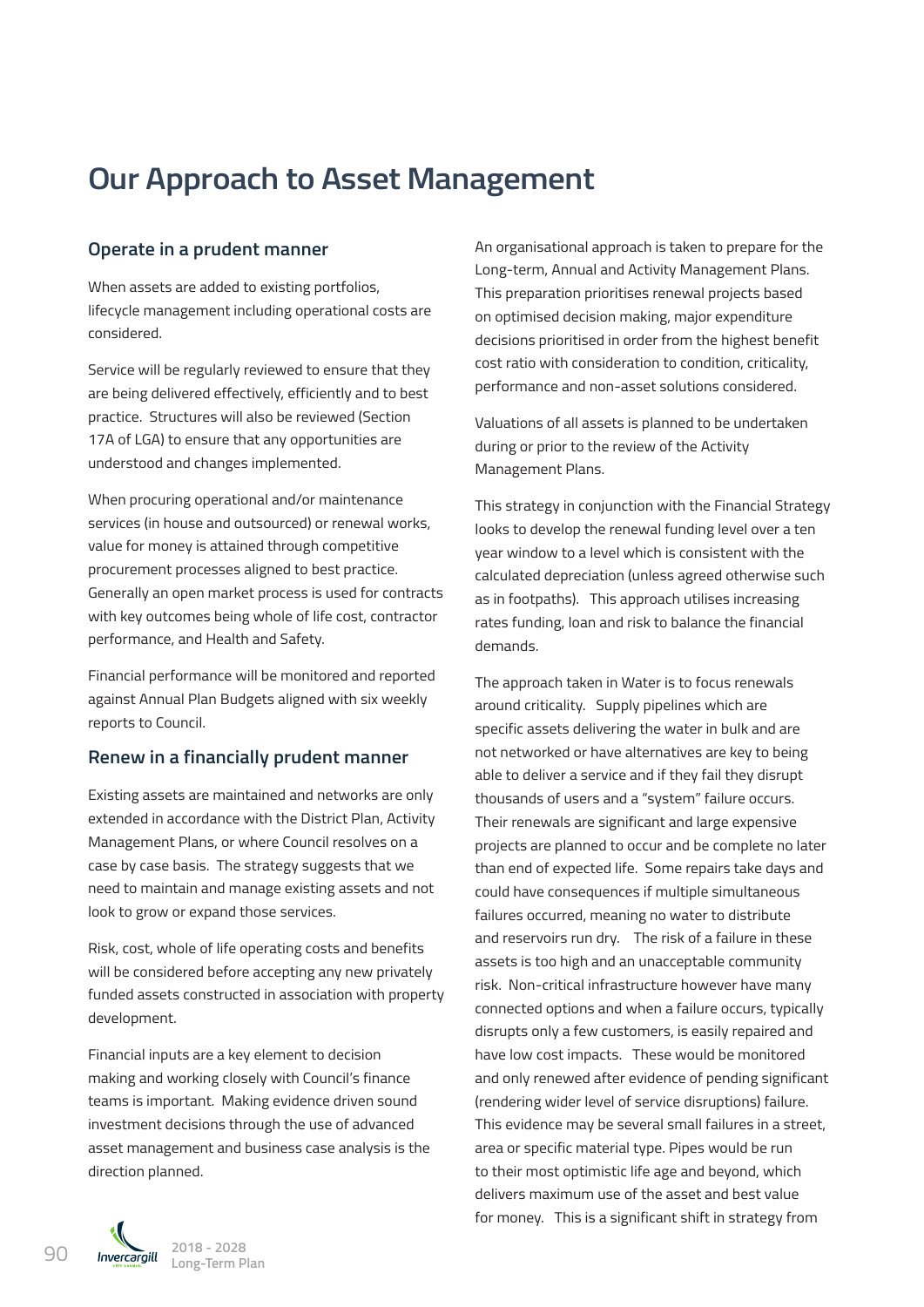# Our Approach to Asset Management

### Operate in a prudent manner

When assets are added to existing portfolios, lifecycle management including operational costs are considered.

Service will be regularly reviewed to ensure that they are being delivered effectively, efficiently and to best practice. Structures will also be reviewed (Section 17A of LGA) to ensure that any opportunities are understood and changes implemented.

When procuring operational and/or maintenance services (in house and outsourced) or renewal works, value for money is attained through competitive procurement processes aligned to best practice. Generally an open market process is used for contracts with key outcomes being whole of life cost, contractor performance, and Health and Safety.

Financial performance will be monitored and reported against Annual Plan Budgets aligned with six weekly reports to Council.

### Renew in a financially prudent manner

Existing assets are maintained and networks are only extended in accordance with the District Plan, Activity Management Plans, or where Council resolves on a case by case basis. The strategy suggests that we need to maintain and manage existing assets and not look to grow or expand those services.

Risk, cost, whole of life operating costs and benefits will be considered before accepting any new privately funded assets constructed in association with property development.

Financial inputs are a key element to decision making and working closely with Council's finance teams is important. Making evidence driven sound investment decisions through the use of advanced asset management and business case analysis is the direction planned.

An organisational approach is taken to prepare for the Long-term, Annual and Activity Management Plans. This preparation prioritises renewal projects based on optimised decision making, major expenditure decisions prioritised in order from the highest benefit cost ratio with consideration to condition, criticality, performance and non-asset solutions considered.

Valuations of all assets is planned to be undertaken during or prior to the review of the Activity Management Plans.

This strategy in conjunction with the Financial Strategy looks to develop the renewal funding level over a ten year window to a level which is consistent with the calculated depreciation (unless agreed otherwise such as in footpaths). This approach utilises increasing rates funding, loan and risk to balance the financial demands.

The approach taken in Water is to focus renewals around criticality. Supply pipelines which are specific assets delivering the water in bulk and are not networked or have alternatives are key to being able to deliver a service and if they fail they disrupt thousands of users and a "system" failure occurs. Their renewals are significant and large expensive projects are planned to occur and be complete no later than end of expected life. Some repairs take days and could have consequences if multiple simultaneous failures occurred, meaning no water to distribute and reservoirs run dry. The risk of a failure in these assets is too high and an unacceptable community risk. Non-critical infrastructure however have many connected options and when a failure occurs, typically disrupts only a few customers, is easily repaired and have low cost impacts. These would be monitored and only renewed after evidence of pending significant (rendering wider level of service disruptions) failure. This evidence may be several small failures in a street, area or specific material type. Pipes would be run to their most optimistic life age and beyond, which delivers maximum use of the asset and best value for money. This is a significant shift in strategy from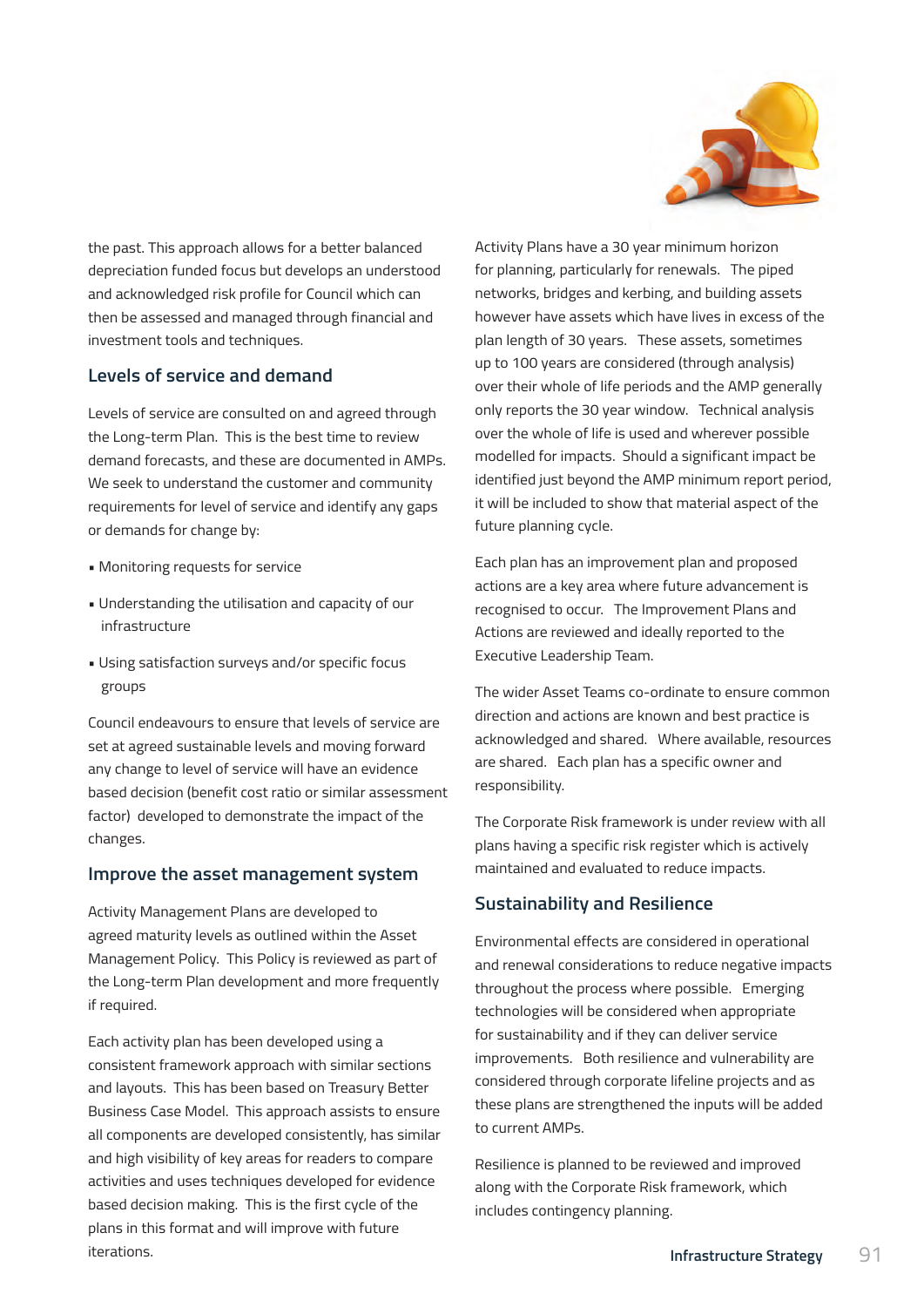the past. This approach allows for a better balanced depreciation funded focus but develops an understood and acknowledged risk profile for Council which can then be assessed and managed through financial and investment tools and techniques.

## Levels of service and demand

Levels of service are consulted on and agreed through the Long-term Plan. This is the best time to review demand forecasts, and these are documented in AMPs. We seek to understand the customer and community requirements for level of service and identify any gaps or demands for change by:

- Monitoring requests for service
- Understanding the utilisation and capacity of our infrastructure
- Using satisfaction surveys and/or specific focus groups

Council endeavours to ensure that levels of service are set at agreed sustainable levels and moving forward any change to level of service will have an evidence based decision (benefit cost ratio or similar assessment factor) developed to demonstrate the impact of the changes.

## Improve the asset management system

Activity Management Plans are developed to agreed maturity levels as outlined within the Asset Management Policy. This Policy is reviewed as part of the Long-term Plan development and more frequently if required.

Each activity plan has been developed using a consistent framework approach with similar sections and layouts. This has been based on Treasury Better Business Case Model. This approach assists to ensure all components are developed consistently, has similar and high visibility of key areas for readers to compare activities and uses techniques developed for evidence based decision making. This is the first cycle of the plans in this format and will improve with future iterations.

Activity Plans have a 30 year minimum horizon for planning, particularly for renewals. The piped networks, bridges and kerbing, and building assets however have assets which have lives in excess of the plan length of 30 years. These assets, sometimes up to 100 years are considered (through analysis) over their whole of life periods and the AMP generally only reports the 30 year window. Technical analysis over the whole of life is used and wherever possible modelled for impacts. Should a significant impact be identified just beyond the AMP minimum report period, it will be included to show that material aspect of the future planning cycle.

Each plan has an improvement plan and proposed actions are a key area where future advancement is recognised to occur. The Improvement Plans and Actions are reviewed and ideally reported to the Executive Leadership Team.

The wider Asset Teams co-ordinate to ensure common direction and actions are known and best practice is acknowledged and shared. Where available, resources are shared. Each plan has a specific owner and responsibility.

The Corporate Risk framework is under review with all plans having a specific risk register which is actively maintained and evaluated to reduce impacts.

## Sustainability and Resilience

Environmental effects are considered in operational and renewal considerations to reduce negative impacts throughout the process where possible. Emerging technologies will be considered when appropriate for sustainability and if they can deliver service improvements. Both resilience and vulnerability are considered through corporate lifeline projects and as these plans are strengthened the inputs will be added to current AMPs.

Resilience is planned to be reviewed and improved along with the Corporate Risk framework, which includes contingency planning.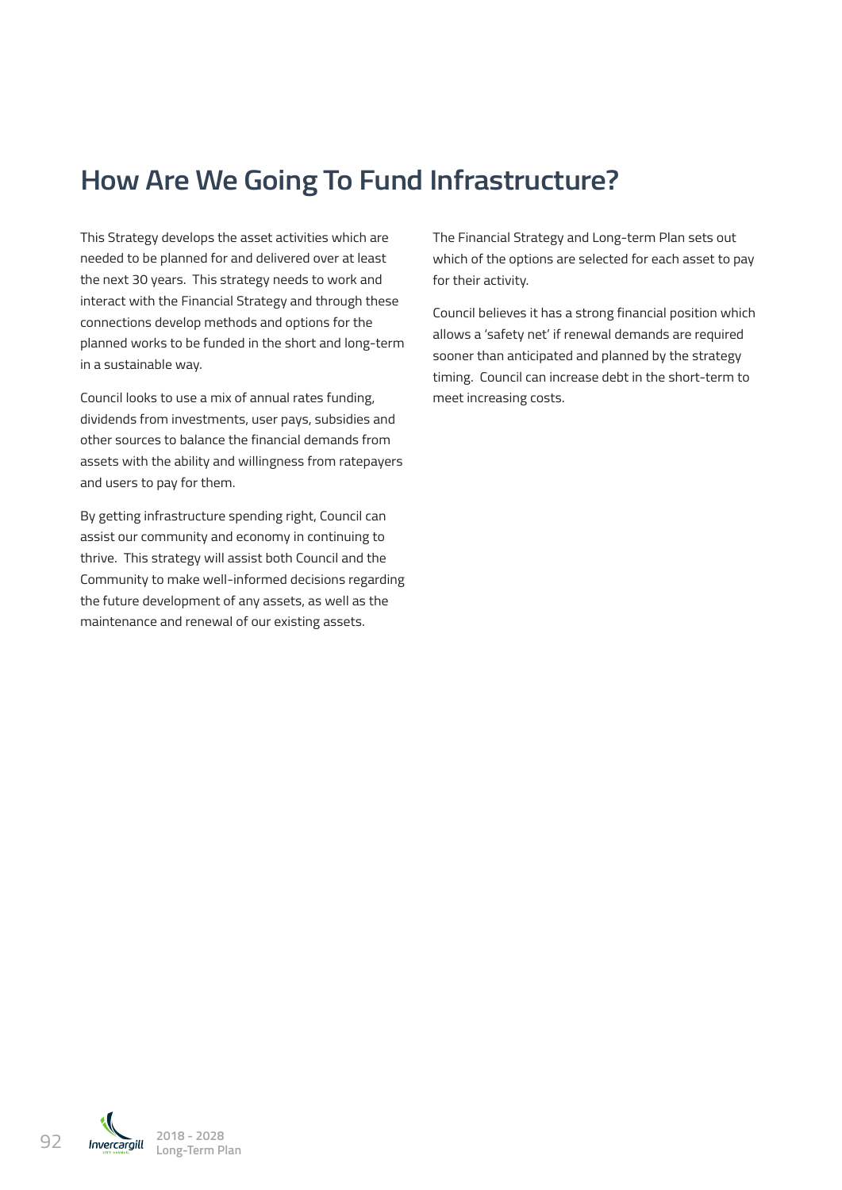# How Are We Going To Fund Infrastructure?

This Strategy develops the asset activities which are needed to be planned for and delivered over at least the next 30 years. This strategy needs to work and interact with the Financial Strategy and through these connections develop methods and options for the planned works to be funded in the short and long-term in a sustainable way.

Council looks to use a mix of annual rates funding, dividends from investments, user pays, subsidies and other sources to balance the financial demands from assets with the ability and willingness from ratepayers and users to pay for them.

By getting infrastructure spending right, Council can assist our community and economy in continuing to thrive. This strategy will assist both Council and the Community to make well-informed decisions regarding the future development of any assets, as well as the maintenance and renewal of our existing assets.

The Financial Strategy and Long-term Plan sets out which of the options are selected for each asset to pay for their activity.

Council believes it has a strong financial position which allows a 'safety net' if renewal demands are required sooner than anticipated and planned by the strategy timing. Council can increase debt in the short-term to meet increasing costs.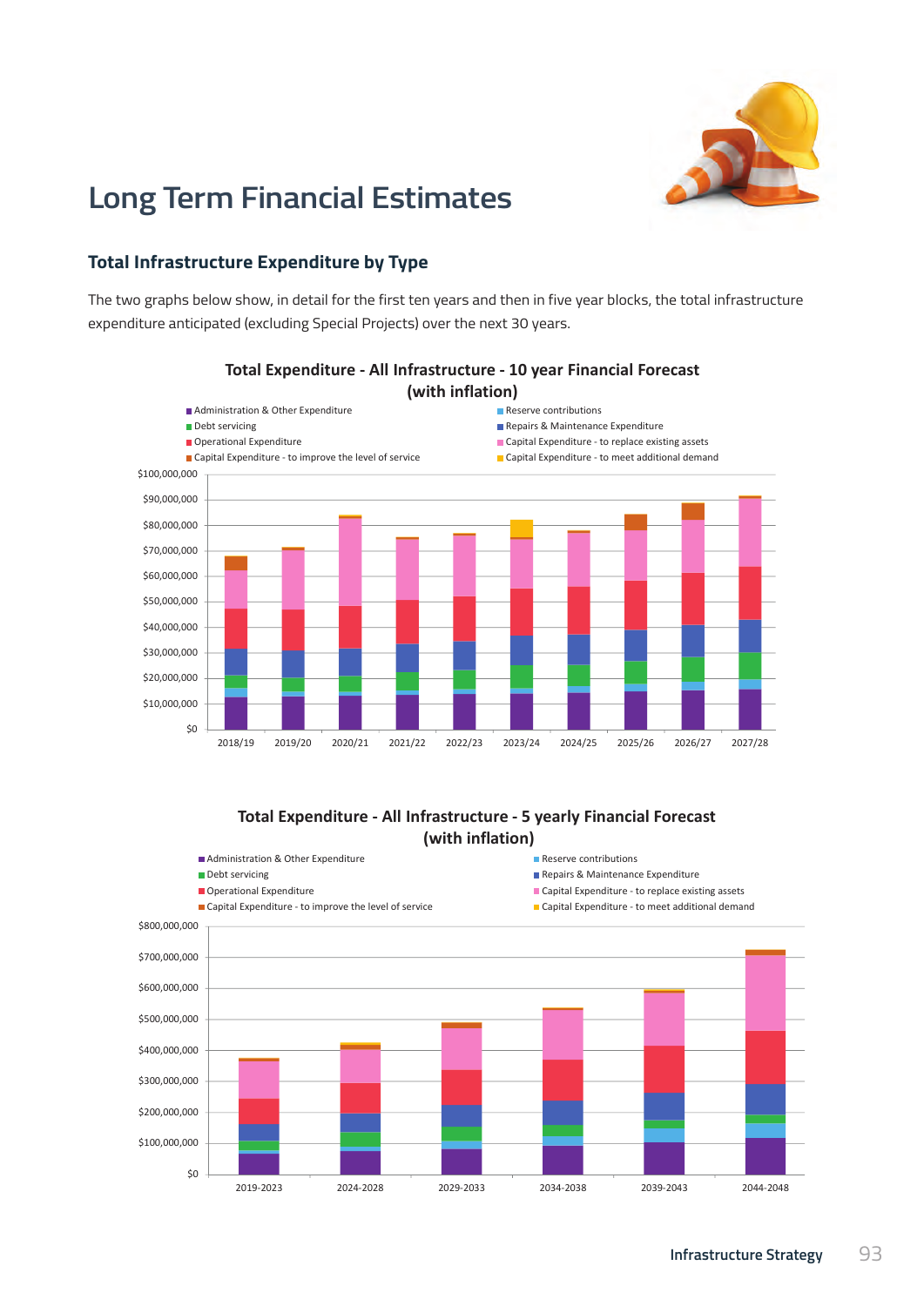# Long Term Financial Estimates

## Total Infrastructure Expenditure by Type

The two graphs below show, in detail for the first ten years and then in five year blocks, the total infrastructure expenditure anticipated (excluding Special Projects) over the next 30 years.

**Total Expenditure - All Infrastructure - 10 year Financial Forecast (with inflation)**

- Administration & Other Expenditure
- Reserve contributions
- Debt servicing
- Repairs & Maintenance Expenditure
- Operational Expenditure
- Capital Expenditure - to replace existing assets
- Capital Expenditure - to improve the level of service
- Capital Expenditure - to meet additional demand

$100,000,000 / $90,000,000 / $80,000,000 / $70,000,000 / $60,000,000 / $50,000,000 / $40,000,000 / $30,000,000 / $20,000,000 / $10,000,000 / $0

2018/19 | 2019/20 | 2020/21 | 2021/22 | 2022/23 | 2023/24 | 2024/25 | 2025/26 | 2026/27 | 2027/28

**Total Expenditure - All Infrastructure - 5 yearly Financial Forecast (with inflation)**

- Administration & Other Expenditure
- Reserve contributions
- Debt servicing
- Repairs & Maintenance Expenditure
- Operational Expenditure
- Capital Expenditure - to replace existing assets
- Capital Expenditure - to improve the level of service
- Capital Expenditure - to meet additional demand

$800,000,000 / $700,000,000 / $600,000,000 / $500,000,000 / $400,000,000 / $300,000,000 / $200,000,000 / $100,000,000 / $0

2019-2023 | 2024-2028 | 2029-2033 | 2034-2038 | 2039-2043 | 2044-2048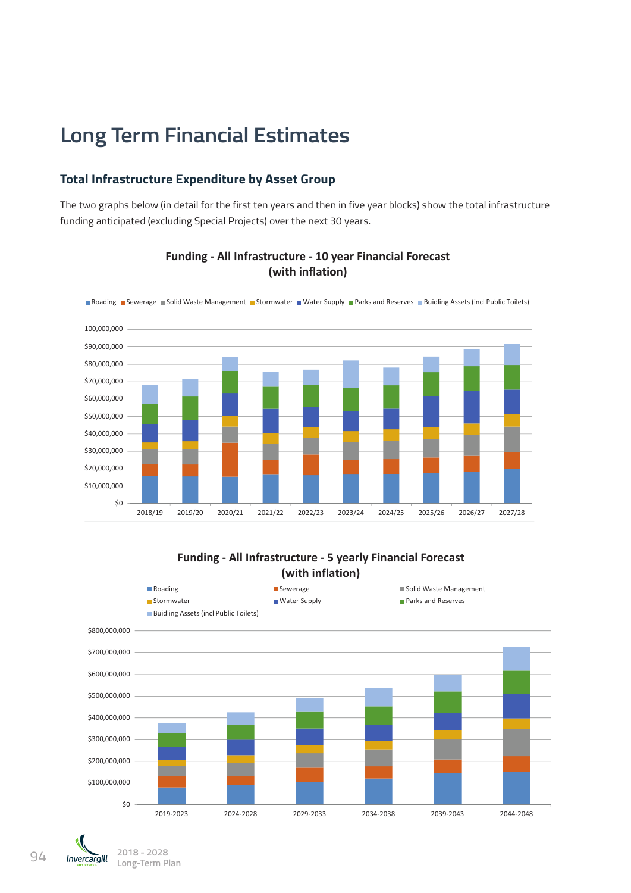# Long Term Financial Estimates

## Total Infrastructure Expenditure by Asset Group

The two graphs below (in detail for the first ten years and then in five year blocks) show the total infrastructure funding anticipated (excluding Special Projects) over the next 30 years.

**Funding - All Infrastructure - 10 year Financial Forecast (with inflation)**

Roading, Sewerage, Solid Waste Management, Stormwater, Water Supply, Parks and Reserves, Buidling Assets (incl Public Toilets)

$0, $10,000,000, $20,000,000, $30,000,000, $40,000,000, $50,000,000, $60,000,000, $70,000,000, $80,000,000, $90,000,000, 100,000,000

2018/19, 2019/20, 2020/21, 2021/22, 2022/23, 2023/24, 2024/25, 2025/26, 2026/27, 2027/28

**Funding - All Infrastructure - 5 yearly Financial Forecast (with inflation)**

Roading, Sewerage, Solid Waste Management, Stormwater, Water Supply, Parks and Reserves, Buidling Assets (incl Public Toilets)

$0, $100,000,000, $200,000,000, $300,000,000, $400,000,000, $500,000,000, $600,000,000, $700,000,000, $800,000,000

2019-2023, 2024-2028, 2029-2033, 2034-2038, 2039-2043, 2044-2048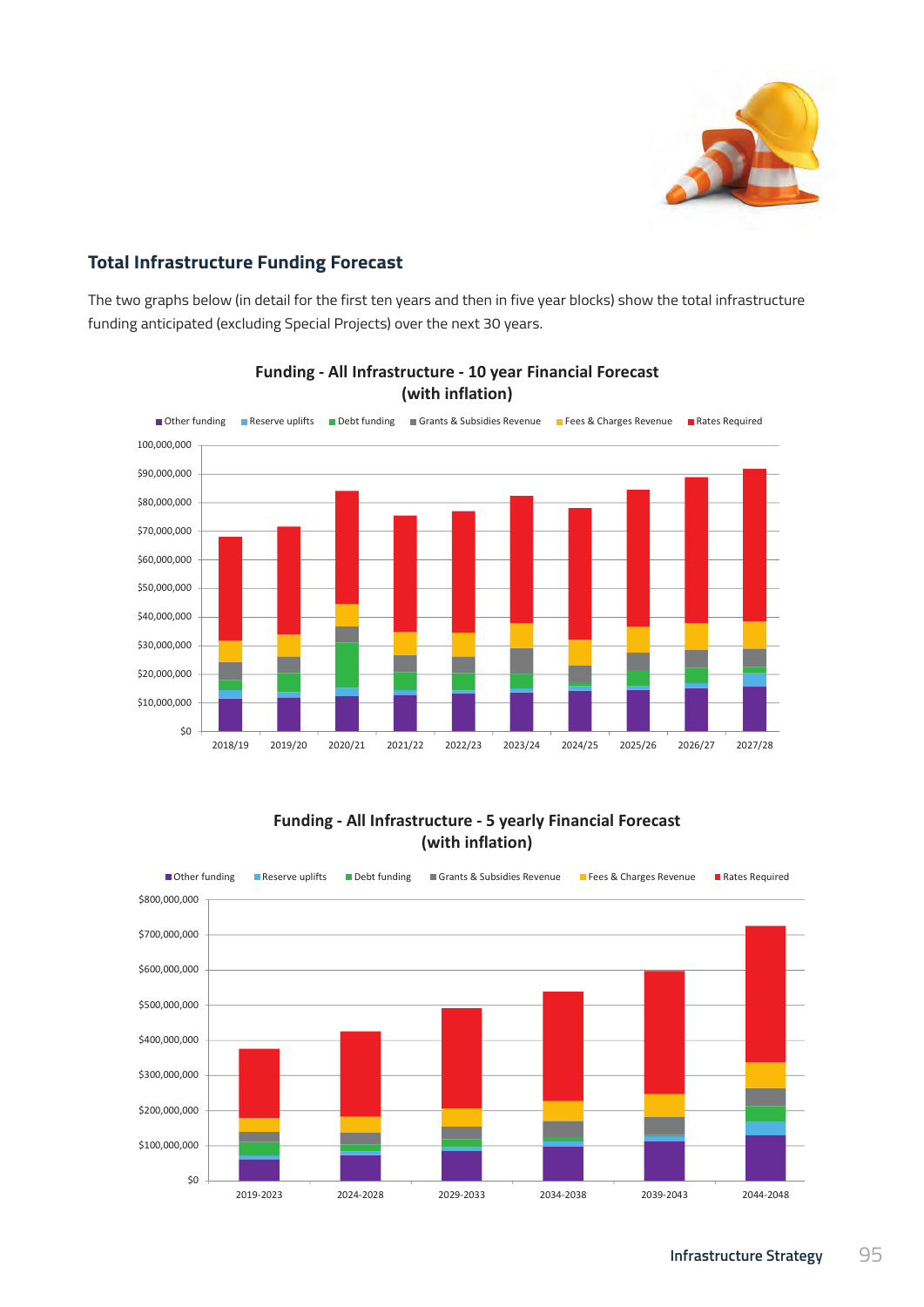## Total Infrastructure Funding Forecast

The two graphs below (in detail for the first ten years and then in five year blocks) show the total infrastructure funding anticipated (excluding Special Projects) over the next 30 years.

**Funding - All Infrastructure - 10 year Financial Forecast (with inflation)**

Other funding | Reserve uplifts | Debt funding | Grants & Subsidies Revenue | Fees & Charges Revenue | Rates Required

$0 – 100,000,000

2018/19, 2019/20, 2020/21, 2021/22, 2022/23, 2023/24, 2024/25, 2025/26, 2026/27, 2027/28

**Funding - All Infrastructure - 5 yearly Financial Forecast (with inflation)**

Other funding | Reserve uplifts | Debt funding | Grants & Subsidies Revenue | Fees & Charges Revenue | Rates Required

$0 – $800,000,000

2019-2023, 2024-2028, 2029-2033, 2034-2038, 2039-2043, 2044-2048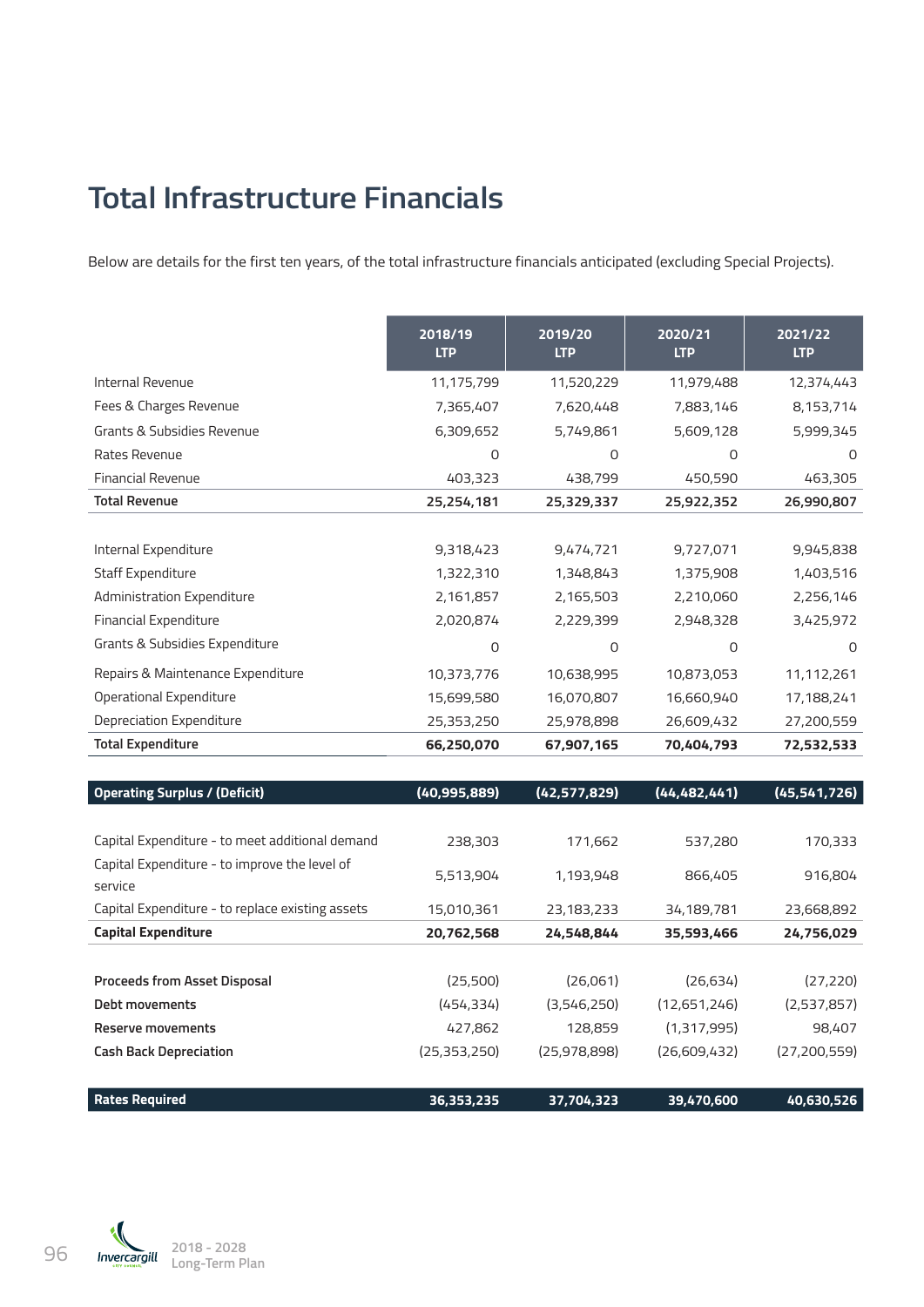# Total Infrastructure Financials

Below are details for the first ten years, of the total infrastructure financials anticipated (excluding Special Projects).

| | 2018/19 LTP | 2019/20 LTP | 2020/21 LTP | 2021/22 LTP |
|---|---|---|---|---|
| Internal Revenue | 11,175,799 | 11,520,229 | 11,979,488 | 12,374,443 |
| Fees & Charges Revenue | 7,365,407 | 7,620,448 | 7,883,146 | 8,153,714 |
| Grants & Subsidies Revenue | 6,309,652 | 5,749,861 | 5,609,128 | 5,999,345 |
| Rates Revenue | 0 | 0 | 0 | 0 |
| Financial Revenue | 403,323 | 438,799 | 450,590 | 463,305 |
| **Total Revenue** | **25,254,181** | **25,329,337** | **25,922,352** | **26,990,807** |
| | | | | |
| Internal Expenditure | 9,318,423 | 9,474,721 | 9,727,071 | 9,945,838 |
| Staff Expenditure | 1,322,310 | 1,348,843 | 1,375,908 | 1,403,516 |
| Administration Expenditure | 2,161,857 | 2,165,503 | 2,210,060 | 2,256,146 |
| Financial Expenditure | 2,020,874 | 2,229,399 | 2,948,328 | 3,425,972 |
| Grants & Subsidies Expenditure | 0 | 0 | 0 | 0 |
| Repairs & Maintenance Expenditure | 10,373,776 | 10,638,995 | 10,873,053 | 11,112,261 |
| Operational Expenditure | 15,699,580 | 16,070,807 | 16,660,940 | 17,188,241 |
| Depreciation Expenditure | 25,353,250 | 25,978,898 | 26,609,432 | 27,200,559 |
| **Total Expenditure** | **66,250,070** | **67,907,165** | **70,404,793** | **72,532,533** |
| | | | | |
| **Operating Surplus / (Deficit)** | **(40,995,889)** | **(42,577,829)** | **(44,482,441)** | **(45,541,726)** |
| | | | | |
| Capital Expenditure - to meet additional demand | 238,303 | 171,662 | 537,280 | 170,333 |
| Capital Expenditure - to improve the level of service | 5,513,904 | 1,193,948 | 866,405 | 916,804 |
| Capital Expenditure - to replace existing assets | 15,010,361 | 23,183,233 | 34,189,781 | 23,668,892 |
| **Capital Expenditure** | **20,762,568** | **24,548,844** | **35,593,466** | **24,756,029** |
| | | | | |
| **Proceeds from Asset Disposal** | (25,500) | (26,061) | (26,634) | (27,220) |
| **Debt movements** | (454,334) | (3,546,250) | (12,651,246) | (2,537,857) |
| **Reserve movements** | 427,862 | 128,859 | (1,317,995) | 98,407 |
| **Cash Back Depreciation** | (25,353,250) | (25,978,898) | (26,609,432) | (27,200,559) |
| | | | | |
| **Rates Required** | **36,353,235** | **37,704,323** | **39,470,600** | **40,630,526** |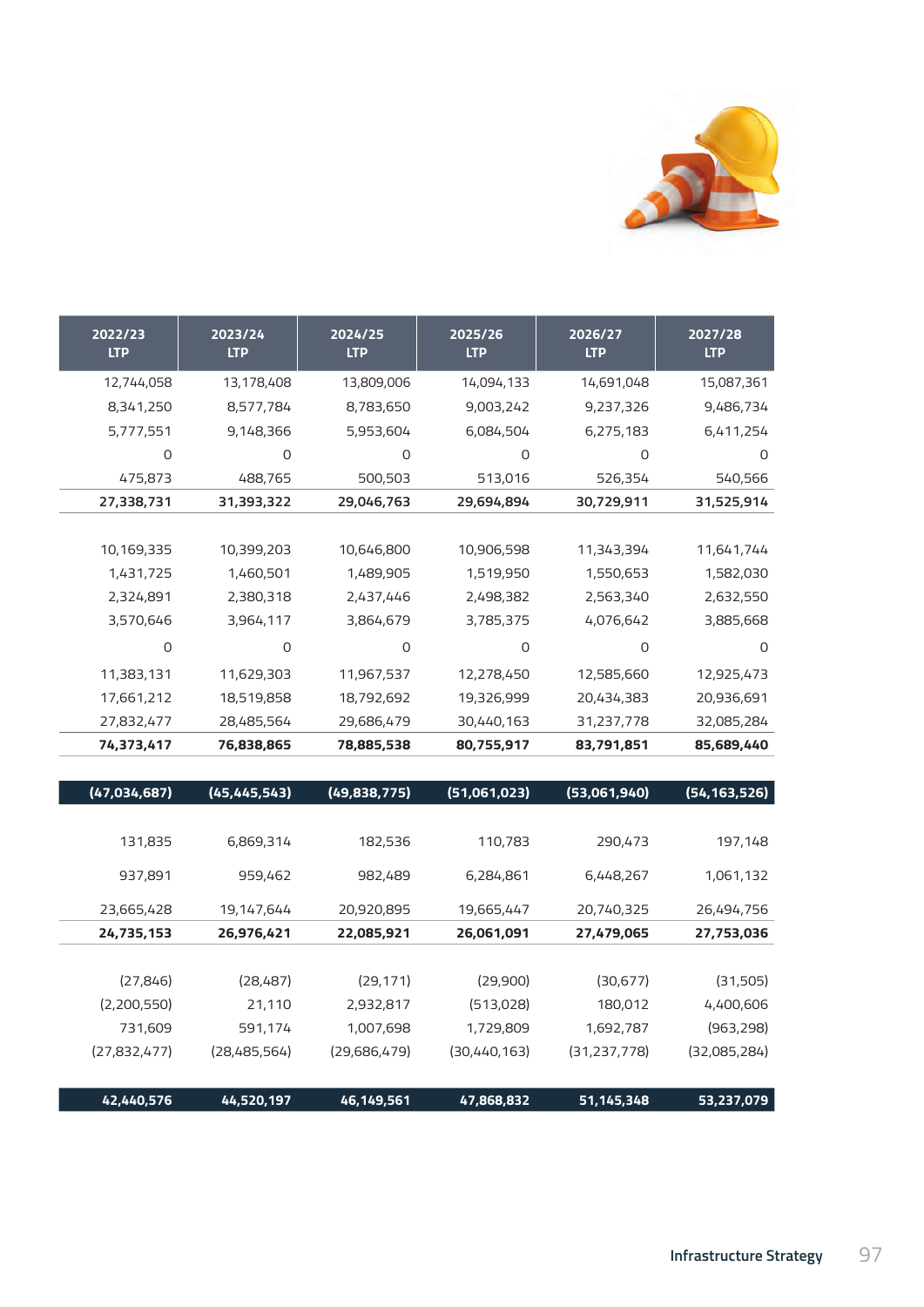| 2022/23 LTP | 2023/24 LTP | 2024/25 LTP | 2025/26 LTP | 2026/27 LTP | 2027/28 LTP |
|---|---|---|---|---|---|
| 12,744,058 | 13,178,408 | 13,809,006 | 14,094,133 | 14,691,048 | 15,087,361 |
| 8,341,250 | 8,577,784 | 8,783,650 | 9,003,242 | 9,237,326 | 9,486,734 |
| 5,777,551 | 9,148,366 | 5,953,604 | 6,084,504 | 6,275,183 | 6,411,254 |
| 0 | 0 | 0 | 0 | 0 | 0 |
| 475,873 | 488,765 | 500,503 | 513,016 | 526,354 | 540,566 |
| **27,338,731** | **31,393,322** | **29,046,763** | **29,694,894** | **30,729,911** | **31,525,914** |
| | | | | | |
| 10,169,335 | 10,399,203 | 10,646,800 | 10,906,598 | 11,343,394 | 11,641,744 |
| 1,431,725 | 1,460,501 | 1,489,905 | 1,519,950 | 1,550,653 | 1,582,030 |
| 2,324,891 | 2,380,318 | 2,437,446 | 2,498,382 | 2,563,340 | 2,632,550 |
| 3,570,646 | 3,964,117 | 3,864,679 | 3,785,375 | 4,076,642 | 3,885,668 |
| 0 | 0 | 0 | 0 | 0 | 0 |
| 11,383,131 | 11,629,303 | 11,967,537 | 12,278,450 | 12,585,660 | 12,925,473 |
| 17,661,212 | 18,519,858 | 18,792,692 | 19,326,999 | 20,434,383 | 20,936,691 |
| 27,832,477 | 28,485,564 | 29,686,479 | 30,440,163 | 31,237,778 | 32,085,284 |
| **74,373,417** | **76,838,865** | **78,885,538** | **80,755,917** | **83,791,851** | **85,689,440** |
| | | | | | |
| **(47,034,687)** | **(45,445,543)** | **(49,838,775)** | **(51,061,023)** | **(53,061,940)** | **(54,163,526)** |
| | | | | | |
| 131,835 | 6,869,314 | 182,536 | 110,783 | 290,473 | 197,148 |
| 937,891 | 959,462 | 982,489 | 6,284,861 | 6,448,267 | 1,061,132 |
| 23,665,428 | 19,147,644 | 20,920,895 | 19,665,447 | 20,740,325 | 26,494,756 |
| **24,735,153** | **26,976,421** | **22,085,921** | **26,061,091** | **27,479,065** | **27,753,036** |
| | | | | | |
| (27,846) | (28,487) | (29,171) | (29,900) | (30,677) | (31,505) |
| (2,200,550) | 21,110 | 2,932,817 | (513,028) | 180,012 | 4,400,606 |
| 731,609 | 591,174 | 1,007,698 | 1,729,809 | 1,692,787 | (963,298) |
| (27,832,477) | (28,485,564) | (29,686,479) | (30,440,163) | (31,237,778) | (32,085,284) |
| | | | | | |
| **42,440,576** | **44,520,197** | **46,149,561** | **47,868,832** | **51,145,348** | **53,237,079** |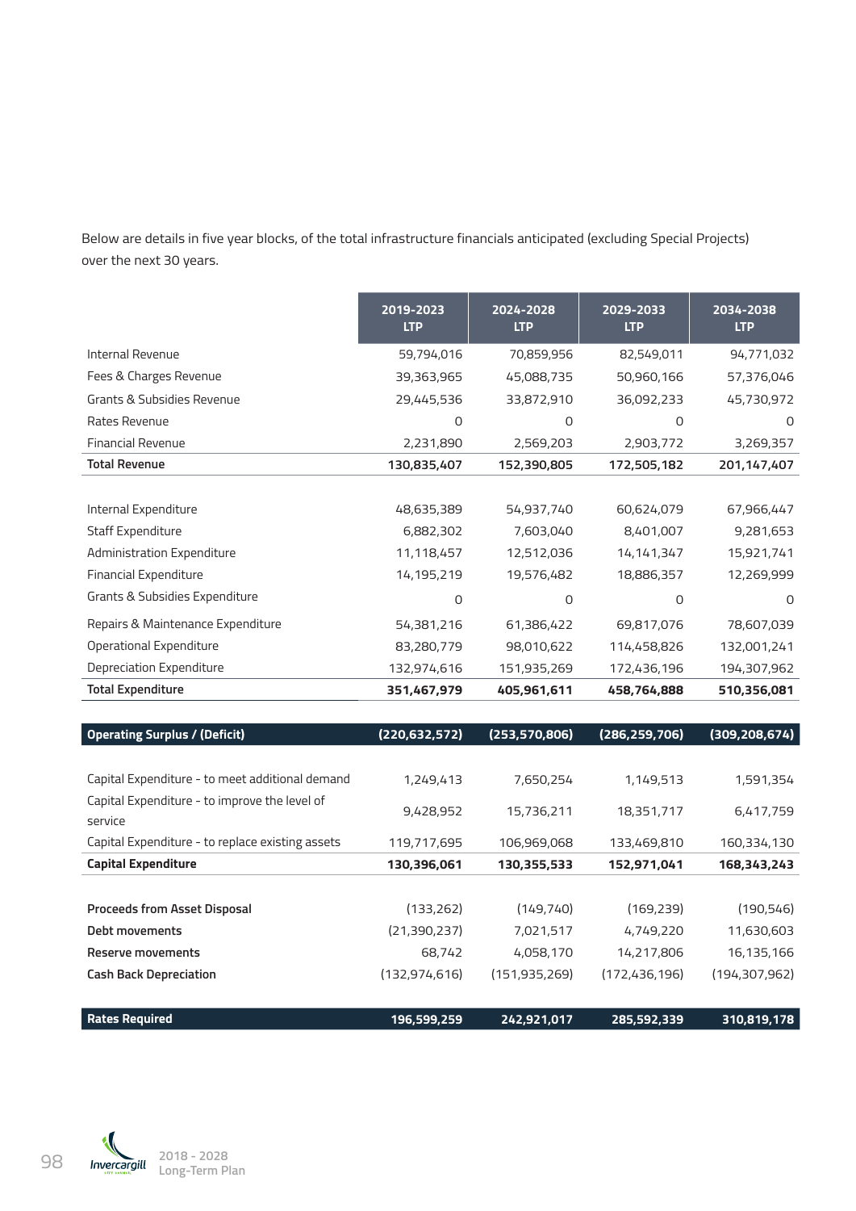Below are details in five year blocks, of the total infrastructure financials anticipated (excluding Special Projects) over the next 30 years.

| | 2019-2023 LTP | 2024-2028 LTP | 2029-2033 LTP | 2034-2038 LTP |
|---|---|---|---|---|
| Internal Revenue | 59,794,016 | 70,859,956 | 82,549,011 | 94,771,032 |
| Fees & Charges Revenue | 39,363,965 | 45,088,735 | 50,960,166 | 57,376,046 |
| Grants & Subsidies Revenue | 29,445,536 | 33,872,910 | 36,092,233 | 45,730,972 |
| Rates Revenue | 0 | 0 | 0 | 0 |
| Financial Revenue | 2,231,890 | 2,569,203 | 2,903,772 | 3,269,357 |
| **Total Revenue** | **130,835,407** | **152,390,805** | **172,505,182** | **201,147,407** |
| | | | | |
| Internal Expenditure | 48,635,389 | 54,937,740 | 60,624,079 | 67,966,447 |
| Staff Expenditure | 6,882,302 | 7,603,040 | 8,401,007 | 9,281,653 |
| Administration Expenditure | 11,118,457 | 12,512,036 | 14,141,347 | 15,921,741 |
| Financial Expenditure | 14,195,219 | 19,576,482 | 18,886,357 | 12,269,999 |
| Grants & Subsidies Expenditure | 0 | 0 | 0 | 0 |
| Repairs & Maintenance Expenditure | 54,381,216 | 61,386,422 | 69,817,076 | 78,607,039 |
| Operational Expenditure | 83,280,779 | 98,010,622 | 114,458,826 | 132,001,241 |
| Depreciation Expenditure | 132,974,616 | 151,935,269 | 172,436,196 | 194,307,962 |
| **Total Expenditure** | **351,467,979** | **405,961,611** | **458,764,888** | **510,356,081** |
| | | | | |
| **Operating Surplus / (Deficit)** | **(220,632,572)** | **(253,570,806)** | **(286,259,706)** | **(309,208,674)** |
| | | | | |
| Capital Expenditure - to meet additional demand | 1,249,413 | 7,650,254 | 1,149,513 | 1,591,354 |
| Capital Expenditure - to improve the level of service | 9,428,952 | 15,736,211 | 18,351,717 | 6,417,759 |
| Capital Expenditure - to replace existing assets | 119,717,695 | 106,969,068 | 133,469,810 | 160,334,130 |
| **Capital Expenditure** | **130,396,061** | **130,355,533** | **152,971,041** | **168,343,243** |
| | | | | |
| **Proceeds from Asset Disposal** | (133,262) | (149,740) | (169,239) | (190,546) |
| **Debt movements** | (21,390,237) | 7,021,517 | 4,749,220 | 11,630,603 |
| **Reserve movements** | 68,742 | 4,058,170 | 14,217,806 | 16,135,166 |
| **Cash Back Depreciation** | (132,974,616) | (151,935,269) | (172,436,196) | (194,307,962) |
| | | | | |
| **Rates Required** | **196,599,259** | **242,921,017** | **285,592,339** | **310,819,178** |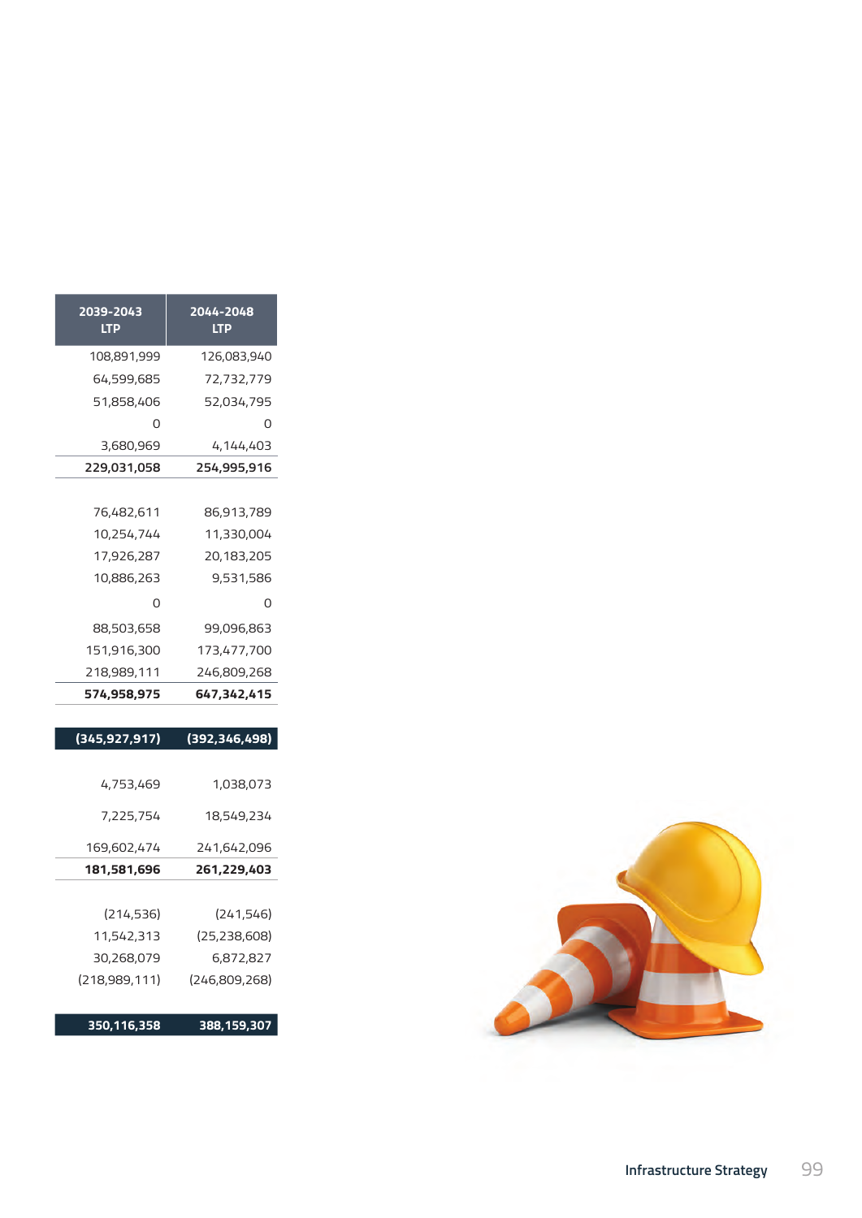| 2039-2043 LTP | 2044-2048 LTP |
|---|---|
| 108,891,999 | 126,083,940 |
| 64,599,685 | 72,732,779 |
| 51,858,406 | 52,034,795 |
| 0 | 0 |
| 3,680,969 | 4,144,403 |
| **229,031,058** | **254,995,916** |
| | |
| 76,482,611 | 86,913,789 |
| 10,254,744 | 11,330,004 |
| 17,926,287 | 20,183,205 |
| 10,886,263 | 9,531,586 |
| 0 | 0 |
| 88,503,658 | 99,096,863 |
| 151,916,300 | 173,477,700 |
| 218,989,111 | 246,809,268 |
| **574,958,975** | **647,342,415** |
| | |
| **(345,927,917)** | **(392,346,498)** |
| | |
| 4,753,469 | 1,038,073 |
| 7,225,754 | 18,549,234 |
| 169,602,474 | 241,642,096 |
| **181,581,696** | **261,229,403** |
| | |
| (214,536) | (241,546) |
| 11,542,313 | (25,238,608) |
| 30,268,079 | 6,872,827 |
| (218,989,111) | (246,809,268) |
| | |
| **350,116,358** | **388,159,307** |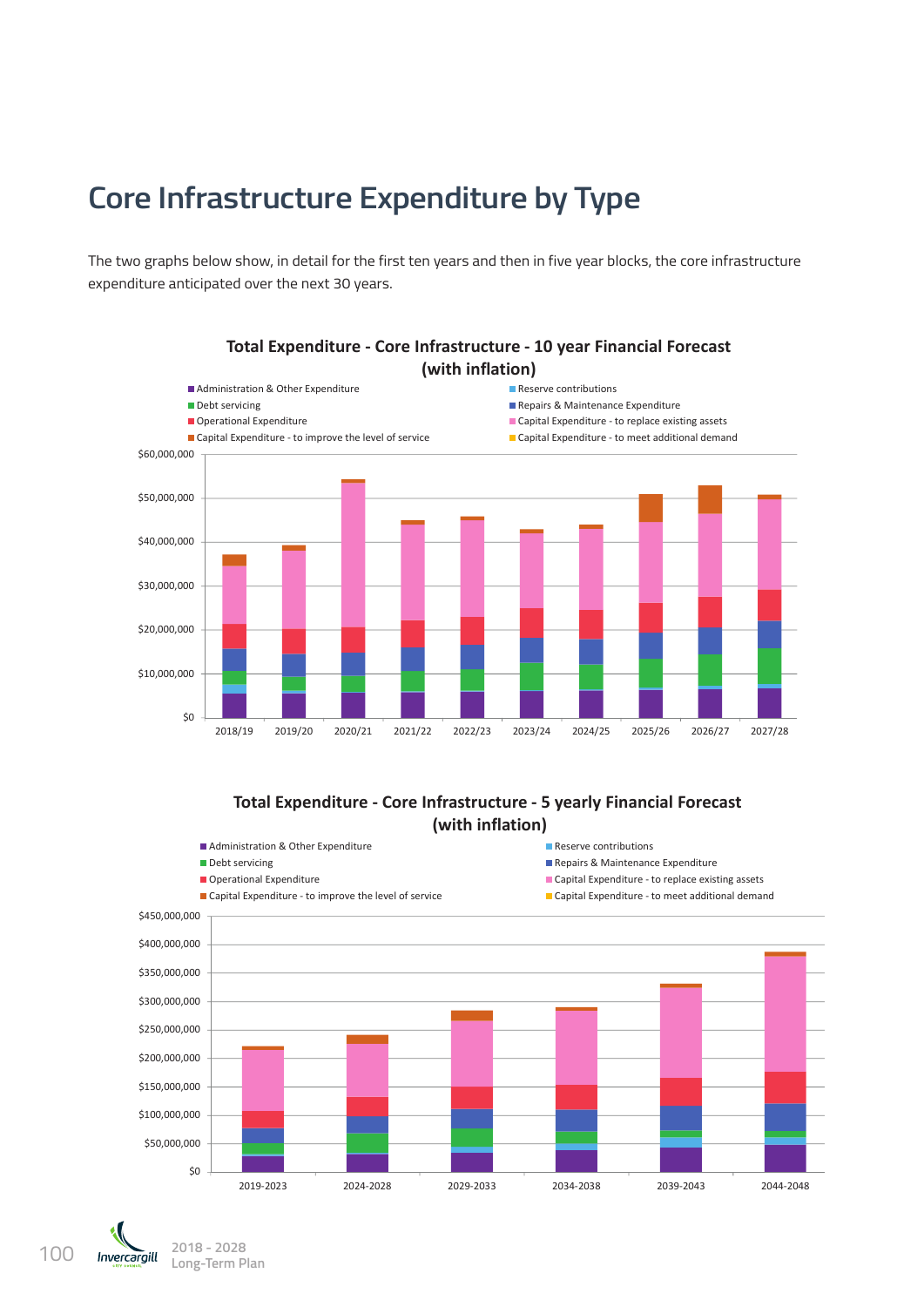# Core Infrastructure Expenditure by Type

The two graphs below show, in detail for the first ten years and then in five year blocks, the core infrastructure expenditure anticipated over the next 30 years.

**Total Expenditure - Core Infrastructure - 10 year Financial Forecast (with inflation)**

- Administration & Other Expenditure
- Reserve contributions
- Debt servicing
- Repairs & Maintenance Expenditure
- Operational Expenditure
- Capital Expenditure - to replace existing assets
- Capital Expenditure - to improve the level of service
- Capital Expenditure - to meet additional demand

$60,000,000 | $50,000,000 | $40,000,000 | $30,000,000 | $20,000,000 | $10,000,000 | $0

2018/19 | 2019/20 | 2020/21 | 2021/22 | 2022/23 | 2023/24 | 2024/25 | 2025/26 | 2026/27 | 2027/28

**Total Expenditure - Core Infrastructure - 5 yearly Financial Forecast (with inflation)**

- Administration & Other Expenditure
- Reserve contributions
- Debt servicing
- Repairs & Maintenance Expenditure
- Operational Expenditure
- Capital Expenditure - to replace existing assets
- Capital Expenditure - to improve the level of service
- Capital Expenditure - to meet additional demand

$450,000,000 | $400,000,000 | $350,000,000 | $300,000,000 | $250,000,000 | $200,000,000 | $150,000,000 | $100,000,000 | $50,000,000 | $0

2019-2023 | 2024-2028 | 2029-2033 | 2034-2038 | 2039-2043 | 2044-2048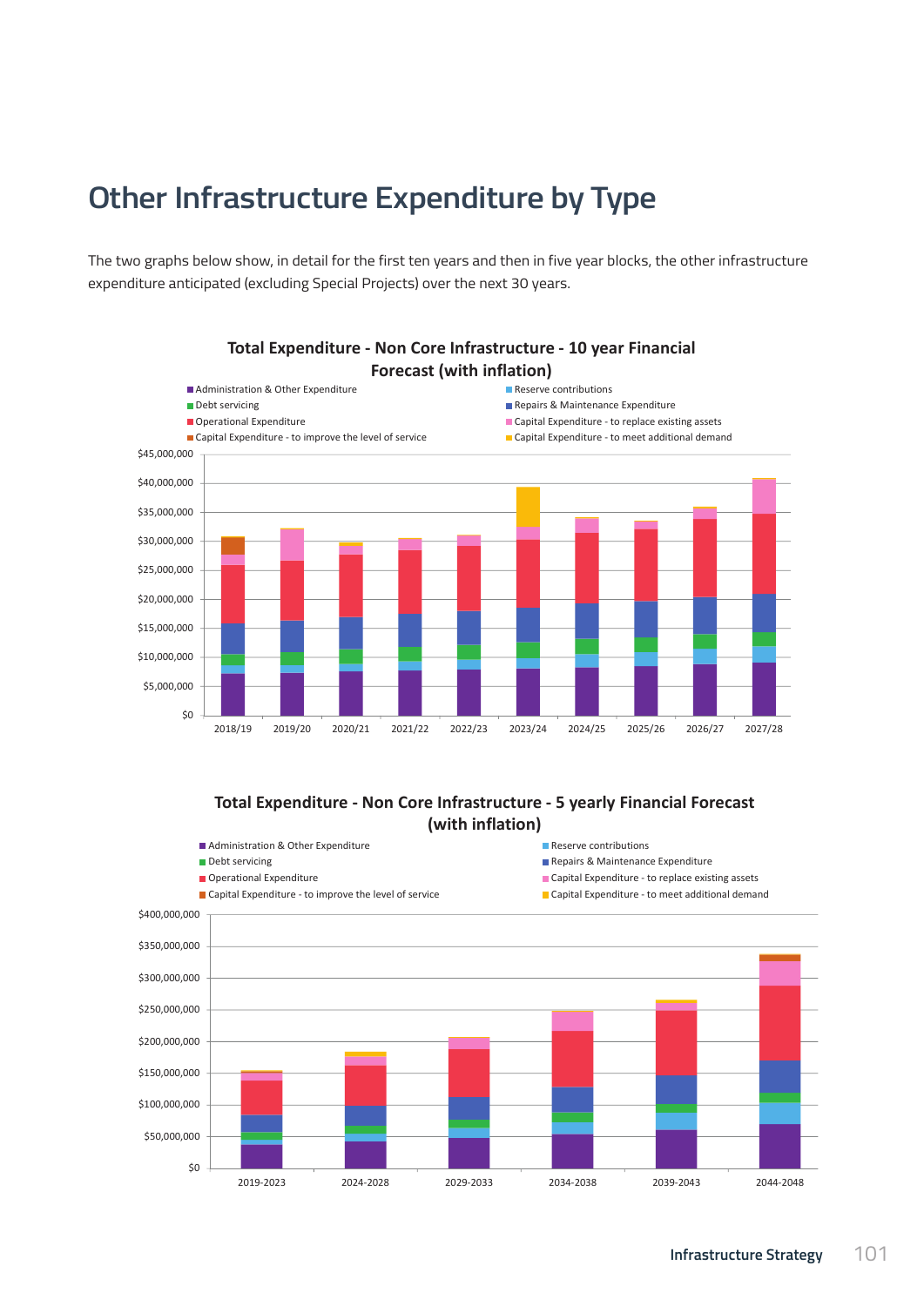# Other Infrastructure Expenditure by Type

The two graphs below show, in detail for the first ten years and then in five year blocks, the other infrastructure expenditure anticipated (excluding Special Projects) over the next 30 years.

**Total Expenditure - Non Core Infrastructure - 10 year Financial Forecast (with inflation)**

- Administration & Other Expenditure
- Reserve contributions
- Debt servicing
- Repairs & Maintenance Expenditure
- Operational Expenditure
- Capital Expenditure - to replace existing assets
- Capital Expenditure - to improve the level of service
- Capital Expenditure - to meet additional demand

$45,000,000
$40,000,000
$35,000,000
$30,000,000
$25,000,000
$20,000,000
$15,000,000
$10,000,000
$5,000,000
$0

2018/19 2019/20 2020/21 2021/22 2022/23 2023/24 2024/25 2025/26 2026/27 2027/28

**Total Expenditure - Non Core Infrastructure - 5 yearly Financial Forecast (with inflation)**

- Administration & Other Expenditure
- Reserve contributions
- Debt servicing
- Repairs & Maintenance Expenditure
- Operational Expenditure
- Capital Expenditure - to replace existing assets
- Capital Expenditure - to improve the level of service
- Capital Expenditure - to meet additional demand

$400,000,000
$350,000,000
$300,000,000
$250,000,000
$200,000,000
$150,000,000
$100,000,000
$50,000,000
$0

2019-2023 2024-2028 2029-2033 2034-2038 2039-2043 2044-2048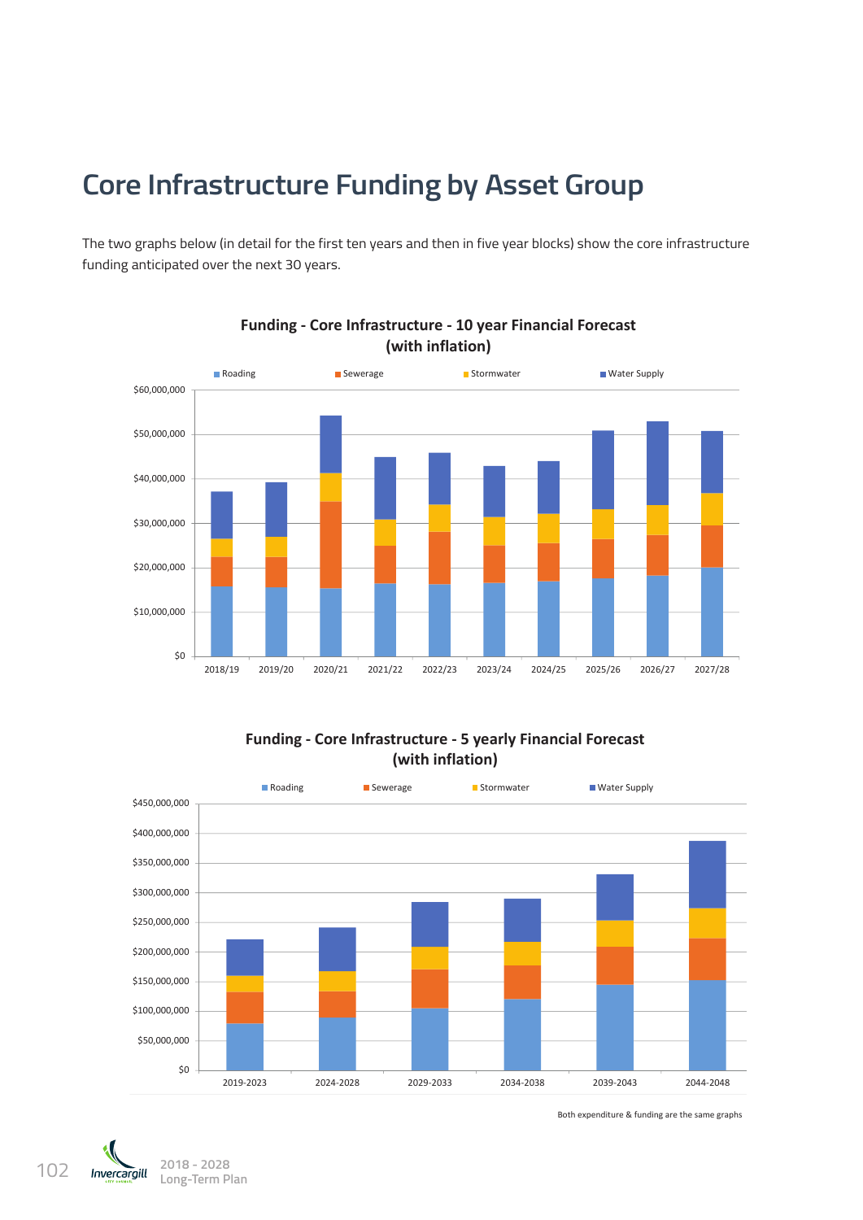# Core Infrastructure Funding by Asset Group

The two graphs below (in detail for the first ten years and then in five year blocks) show the core infrastructure funding anticipated over the next 30 years.

**Funding - Core Infrastructure - 10 year Financial Forecast (with inflation)**

Roading | Sewerage | Stormwater | Water Supply

$60,000,000
$50,000,000
$40,000,000
$30,000,000
$20,000,000
$10,000,000
$0

2018/19 2019/20 2020/21 2021/22 2022/23 2023/24 2024/25 2025/26 2026/27 2027/28

**Funding - Core Infrastructure - 5 yearly Financial Forecast (with inflation)**

Roading | Sewerage | Stormwater | Water Supply

$450,000,000
$400,000,000
$350,000,000
$300,000,000
$250,000,000
$200,000,000
$150,000,000
$100,000,000
$50,000,000
$0

2019-2023 2024-2028 2029-2033 2034-2038 2039-2043 2044-2048

Both expenditure & funding are the same graphs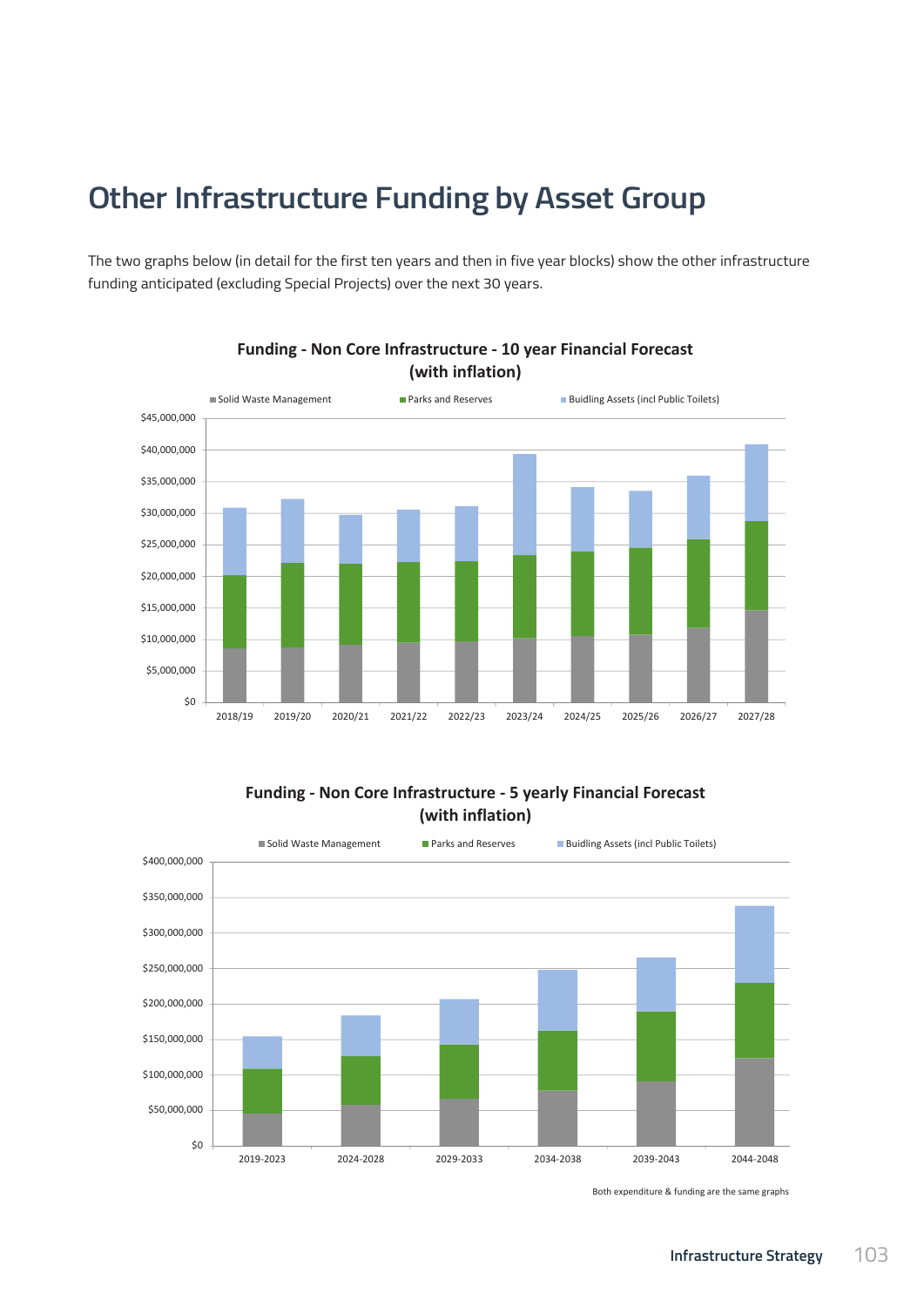# Other Infrastructure Funding by Asset Group

The two graphs below (in detail for the first ten years and then in five year blocks) show the other infrastructure funding anticipated (excluding Special Projects) over the next 30 years.

**Funding - Non Core Infrastructure - 10 year Financial Forecast (with inflation)**

Solid Waste Management | Parks and Reserves | Buidling Assets (incl Public Toilets)

$45,000,000 | $40,000,000 | $35,000,000 | $30,000,000 | $25,000,000 | $20,000,000 | $15,000,000 | $10,000,000 | $5,000,000 | $0

2018/19 | 2019/20 | 2020/21 | 2021/22 | 2022/23 | 2023/24 | 2024/25 | 2025/26 | 2026/27 | 2027/28

**Funding - Non Core Infrastructure - 5 yearly Financial Forecast (with inflation)**

Solid Waste Management | Parks and Reserves | Buidling Assets (incl Public Toilets)

$400,000,000 | $350,000,000 | $300,000,000 | $250,000,000 | $200,000,000 | $150,000,000 | $100,000,000 | $50,000,000 | $0

2019-2023 | 2024-2028 | 2029-2033 | 2034-2038 | 2039-2043 | 2044-2048

Both expenditure & funding are the same graphs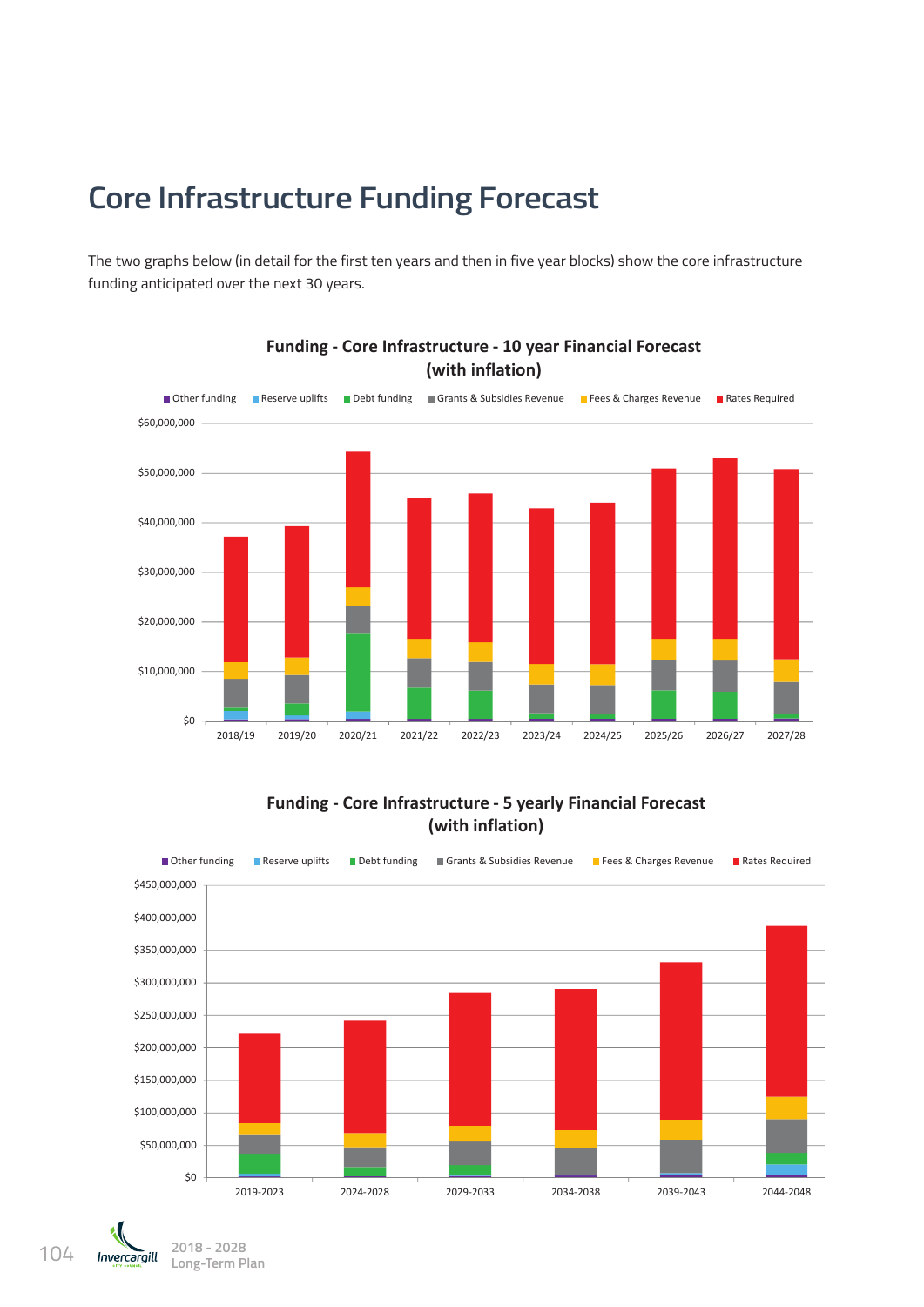# Core Infrastructure Funding Forecast

The two graphs below (in detail for the first ten years and then in five year blocks) show the core infrastructure funding anticipated over the next 30 years.

**Funding - Core Infrastructure - 10 year Financial Forecast (with inflation)**

Other funding · Reserve uplifts · Debt funding · Grants & Subsidies Revenue · Fees & Charges Revenue · Rates Required

$60,000,000
$50,000,000
$40,000,000
$30,000,000
$20,000,000
$10,000,000
$0

2018/19 · 2019/20 · 2020/21 · 2021/22 · 2022/23 · 2023/24 · 2024/25 · 2025/26 · 2026/27 · 2027/28

**Funding - Core Infrastructure - 5 yearly Financial Forecast (with inflation)**

Other funding · Reserve uplifts · Debt funding · Grants & Subsidies Revenue · Fees & Charges Revenue · Rates Required

$450,000,000
$400,000,000
$350,000,000
$300,000,000
$250,000,000
$200,000,000
$150,000,000
$100,000,000
$50,000,000
$0

2019-2023 · 2024-2028 · 2029-2033 · 2034-2038 · 2039-2043 · 2044-2048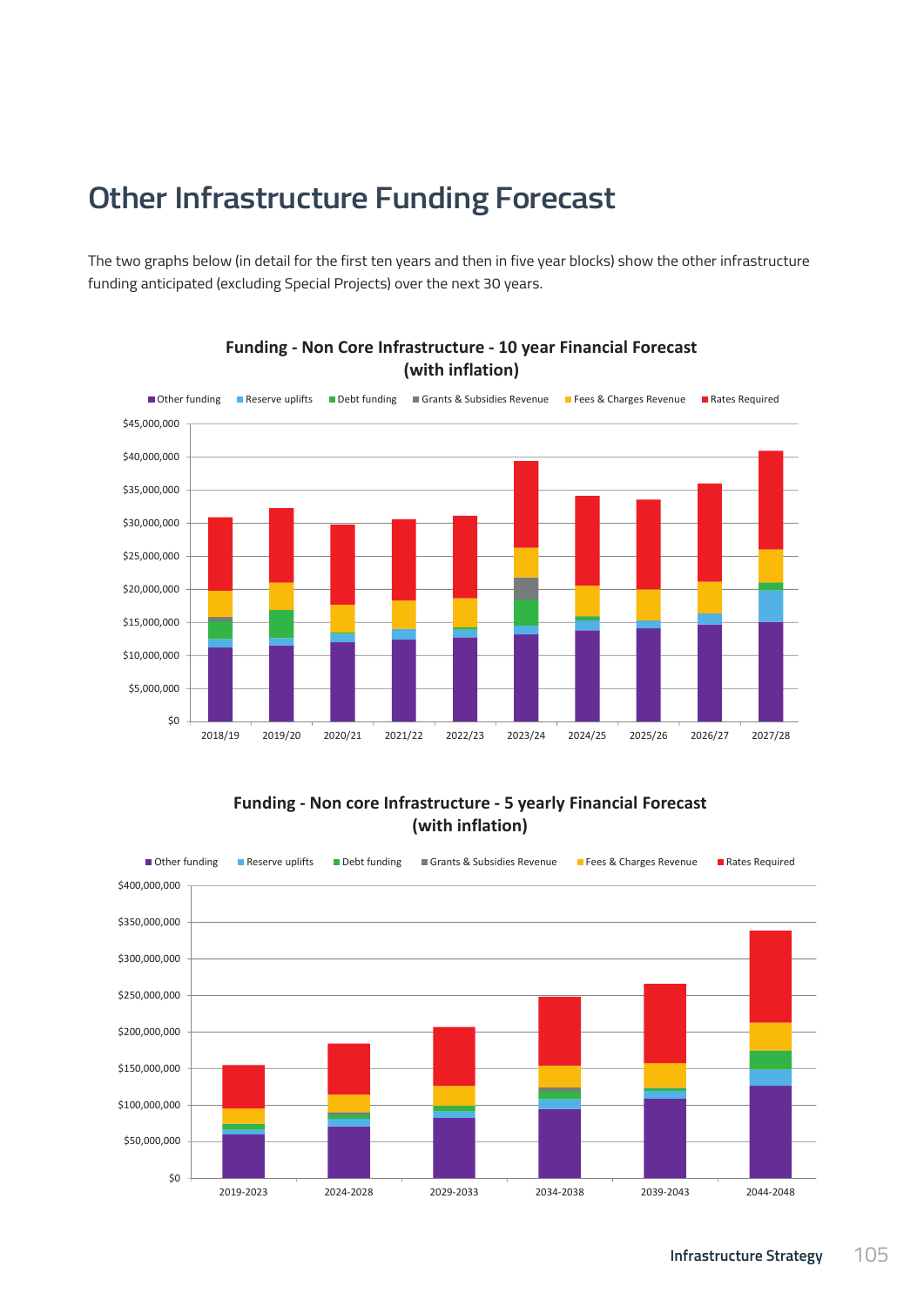# Other Infrastructure Funding Forecast

The two graphs below (in detail for the first ten years and then in five year blocks) show the other infrastructure funding anticipated (excluding Special Projects) over the next 30 years.

**Funding - Non Core Infrastructure - 10 year Financial Forecast (with inflation)**

Other funding | Reserve uplifts | Debt funding | Grants & Subsidies Revenue | Fees & Charges Revenue | Rates Required

$45,000,000 | $40,000,000 | $35,000,000 | $30,000,000 | $25,000,000 | $20,000,000 | $15,000,000 | $10,000,000 | $5,000,000 | $0

2018/19 | 2019/20 | 2020/21 | 2021/22 | 2022/23 | 2023/24 | 2024/25 | 2025/26 | 2026/27 | 2027/28

**Funding - Non core Infrastructure - 5 yearly Financial Forecast (with inflation)**

Other funding | Reserve uplifts | Debt funding | Grants & Subsidies Revenue | Fees & Charges Revenue | Rates Required

$400,000,000 | $350,000,000 | $300,000,000 | $250,000,000 | $200,000,000 | $150,000,000 | $100,000,000 | $50,000,000 | $0

2019-2023 | 2024-2028 | 2029-2033 | 2034-2038 | 2039-2043 | 2044-2048